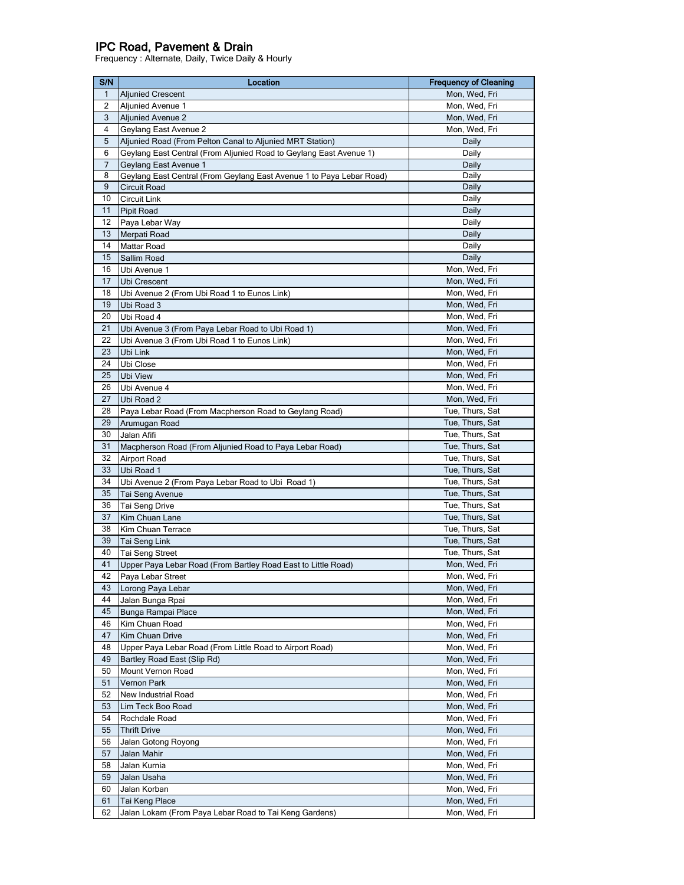# IPC Road, Pavement & Drain

Frequency : Alternate, Daily, Twice Daily & Hourly

| S/N | Location | Frequency of Cleaning |
|---|---|---|
| 1 | Aljunied Crescent | Mon, Wed, Fri |
| 2 | Aljunied Avenue 1 | Mon, Wed, Fri |
| 3 | Aljunied Avenue 2 | Mon, Wed, Fri |
| 4 | Geylang East Avenue 2 | Mon, Wed, Fri |
| 5 | Aljunied Road (From Pelton Canal to Aljunied MRT Station) | Daily |
| 6 | Geylang East Central (From Aljunied Road to Geylang East Avenue 1) | Daily |
| 7 | Geylang East Avenue 1 | Daily |
| 8 | Geylang East Central (From Geylang East Avenue 1 to Paya Lebar Road) | Daily |
| 9 | Circuit Road | Daily |
| 10 | Circuit Link | Daily |
| 11 | Pipit Road | Daily |
| 12 | Paya Lebar Way | Daily |
| 13 | Merpati Road | Daily |
| 14 | Mattar Road | Daily |
| 15 | Sallim Road | Daily |
| 16 | Ubi Avenue 1 | Mon, Wed, Fri |
| 17 | Ubi Crescent | Mon, Wed, Fri |
| 18 | Ubi Avenue 2 (From Ubi Road 1 to Eunos Link) | Mon, Wed, Fri |
| 19 | Ubi Road 3 | Mon, Wed, Fri |
| 20 | Ubi Road 4 | Mon, Wed, Fri |
| 21 | Ubi Avenue 3 (From Paya Lebar Road to Ubi Road 1) | Mon, Wed, Fri |
| 22 | Ubi Avenue 3 (From Ubi Road 1 to Eunos Link) | Mon, Wed, Fri |
| 23 | Ubi Link | Mon, Wed, Fri |
| 24 | Ubi Close | Mon, Wed, Fri |
| 25 | Ubi View | Mon, Wed, Fri |
| 26 | Ubi Avenue 4 | Mon, Wed, Fri |
| 27 | Ubi Road 2 | Mon, Wed, Fri |
| 28 | Paya Lebar Road (From Macpherson Road to Geylang Road) | Tue, Thurs, Sat |
| 29 | Arumugan Road | Tue, Thurs, Sat |
| 30 | Jalan Afifi | Tue, Thurs, Sat |
| 31 | Macpherson Road (From Aljunied Road to Paya Lebar Road) | Tue, Thurs, Sat |
| 32 | Airport Road | Tue, Thurs, Sat |
| 33 | Ubi Road 1 | Tue, Thurs, Sat |
| 34 | Ubi Avenue 2 (From Paya Lebar Road to Ubi Road 1) | Tue, Thurs, Sat |
| 35 | Tai Seng Avenue | Tue, Thurs, Sat |
| 36 | Tai Seng Drive | Tue, Thurs, Sat |
| 37 | Kim Chuan Lane | Tue, Thurs, Sat |
| 38 | Kim Chuan Terrace | Tue, Thurs, Sat |
| 39 | Tai Seng Link | Tue, Thurs, Sat |
| 40 | Tai Seng Street | Tue, Thurs, Sat |
| 41 | Upper Paya Lebar Road (From Bartley Road East to Little Road) | Mon, Wed, Fri |
| 42 | Paya Lebar Street | Mon, Wed, Fri |
| 43 | Lorong Paya Lebar | Mon, Wed, Fri |
| 44 | Jalan Bunga Rpai | Mon, Wed, Fri |
| 45 | Bunga Rampai Place | Mon, Wed, Fri |
| 46 | Kim Chuan Road | Mon, Wed, Fri |
| 47 | Kim Chuan Drive | Mon, Wed, Fri |
| 48 | Upper Paya Lebar Road (From Little Road to Airport Road) | Mon, Wed, Fri |
| 49 | Bartley Road East (Slip Rd) | Mon, Wed, Fri |
| 50 | Mount Vernon Road | Mon, Wed, Fri |
| 51 | Vernon Park | Mon, Wed, Fri |
| 52 | New Industrial Road | Mon, Wed, Fri |
| 53 | Lim Teck Boo Road | Mon, Wed, Fri |
| 54 | Rochdale Road | Mon, Wed, Fri |
| 55 | Thrift Drive | Mon, Wed, Fri |
| 56 | Jalan Gotong Royong | Mon, Wed, Fri |
| 57 | Jalan Mahir | Mon, Wed, Fri |
| 58 | Jalan Kurnia | Mon, Wed, Fri |
| 59 | Jalan Usaha | Mon, Wed, Fri |
| 60 | Jalan Korban | Mon, Wed, Fri |
| 61 | Tai Keng Place | Mon, Wed, Fri |
| 62 | Jalan Lokam (From Paya Lebar Road to Tai Keng Gardens) | Mon, Wed, Fri |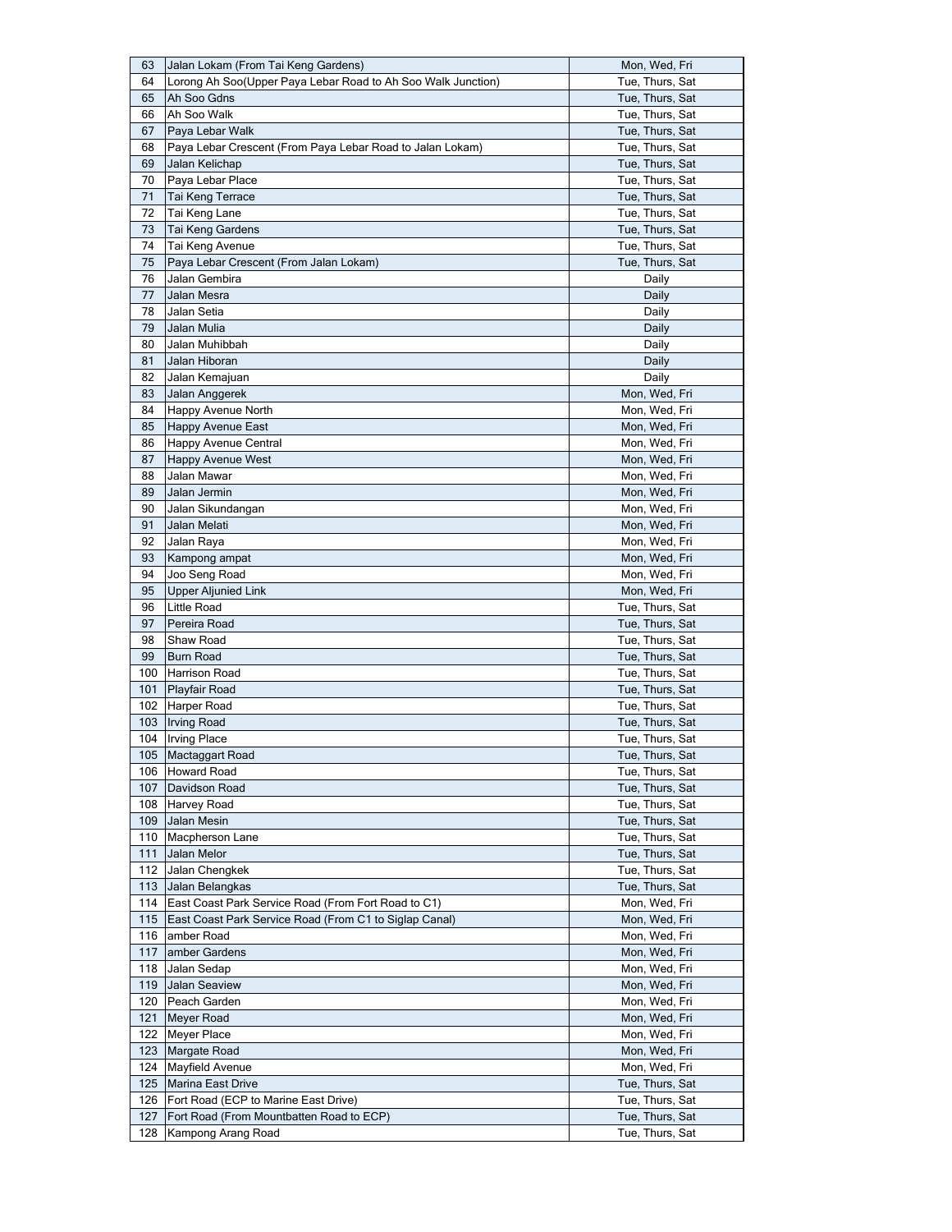| 63 | Jalan Lokam (From Tai Keng Gardens) | Mon, Wed, Fri |
|---|---|---|
| 64 | Lorong Ah Soo(Upper Paya Lebar Road to Ah Soo Walk Junction) | Tue, Thurs, Sat |
| 65 | Ah Soo Gdns | Tue, Thurs, Sat |
| 66 | Ah Soo Walk | Tue, Thurs, Sat |
| 67 | Paya Lebar Walk | Tue, Thurs, Sat |
| 68 | Paya Lebar Crescent (From Paya Lebar Road to Jalan Lokam) | Tue, Thurs, Sat |
| 69 | Jalan Kelichap | Tue, Thurs, Sat |
| 70 | Paya Lebar Place | Tue, Thurs, Sat |
| 71 | Tai Keng Terrace | Tue, Thurs, Sat |
| 72 | Tai Keng Lane | Tue, Thurs, Sat |
| 73 | Tai Keng Gardens | Tue, Thurs, Sat |
| 74 | Tai Keng Avenue | Tue, Thurs, Sat |
| 75 | Paya Lebar Crescent (From Jalan Lokam) | Tue, Thurs, Sat |
| 76 | Jalan Gembira | Daily |
| 77 | Jalan Mesra | Daily |
| 78 | Jalan Setia | Daily |
| 79 | Jalan Mulia | Daily |
| 80 | Jalan Muhibbah | Daily |
| 81 | Jalan Hiboran | Daily |
| 82 | Jalan Kemajuan | Daily |
| 83 | Jalan Anggerek | Mon, Wed, Fri |
| 84 | Happy Avenue North | Mon, Wed, Fri |
| 85 | Happy Avenue East | Mon, Wed, Fri |
| 86 | Happy Avenue Central | Mon, Wed, Fri |
| 87 | Happy Avenue West | Mon, Wed, Fri |
| 88 | Jalan Mawar | Mon, Wed, Fri |
| 89 | Jalan Jermin | Mon, Wed, Fri |
| 90 | Jalan Sikundangan | Mon, Wed, Fri |
| 91 | Jalan Melati | Mon, Wed, Fri |
| 92 | Jalan Raya | Mon, Wed, Fri |
| 93 | Kampong ampat | Mon, Wed, Fri |
| 94 | Joo Seng Road | Mon, Wed, Fri |
| 95 | Upper Aljunied Link | Mon, Wed, Fri |
| 96 | Little Road | Tue, Thurs, Sat |
| 97 | Pereira Road | Tue, Thurs, Sat |
| 98 | Shaw Road | Tue, Thurs, Sat |
| 99 | Burn Road | Tue, Thurs, Sat |
| 100 | Harrison Road | Tue, Thurs, Sat |
| 101 | Playfair Road | Tue, Thurs, Sat |
| 102 | Harper Road | Tue, Thurs, Sat |
| 103 | Irving Road | Tue, Thurs, Sat |
| 104 | Irving Place | Tue, Thurs, Sat |
| 105 | Mactaggart Road | Tue, Thurs, Sat |
| 106 | Howard Road | Tue, Thurs, Sat |
| 107 | Davidson Road | Tue, Thurs, Sat |
| 108 | Harvey Road | Tue, Thurs, Sat |
| 109 | Jalan Mesin | Tue, Thurs, Sat |
| 110 | Macpherson Lane | Tue, Thurs, Sat |
| 111 | Jalan Melor | Tue, Thurs, Sat |
| 112 | Jalan Chengkek | Tue, Thurs, Sat |
| 113 | Jalan Belangkas | Tue, Thurs, Sat |
| 114 | East Coast Park Service Road (From Fort Road to C1) | Mon, Wed, Fri |
| 115 | East Coast Park Service Road (From C1 to Siglap Canal) | Mon, Wed, Fri |
| 116 | amber Road | Mon, Wed, Fri |
| 117 | amber Gardens | Mon, Wed, Fri |
| 118 | Jalan Sedap | Mon, Wed, Fri |
| 119 | Jalan Seaview | Mon, Wed, Fri |
| 120 | Peach Garden | Mon, Wed, Fri |
| 121 | Meyer Road | Mon, Wed, Fri |
| 122 | Meyer Place | Mon, Wed, Fri |
| 123 | Margate Road | Mon, Wed, Fri |
| 124 | Mayfield Avenue | Mon, Wed, Fri |
| 125 | Marina East Drive | Tue, Thurs, Sat |
| 126 | Fort Road (ECP to Marine East Drive) | Tue, Thurs, Sat |
| 127 | Fort Road (From Mountbatten Road to ECP) | Tue, Thurs, Sat |
| 128 | Kampong Arang Road | Tue, Thurs, Sat |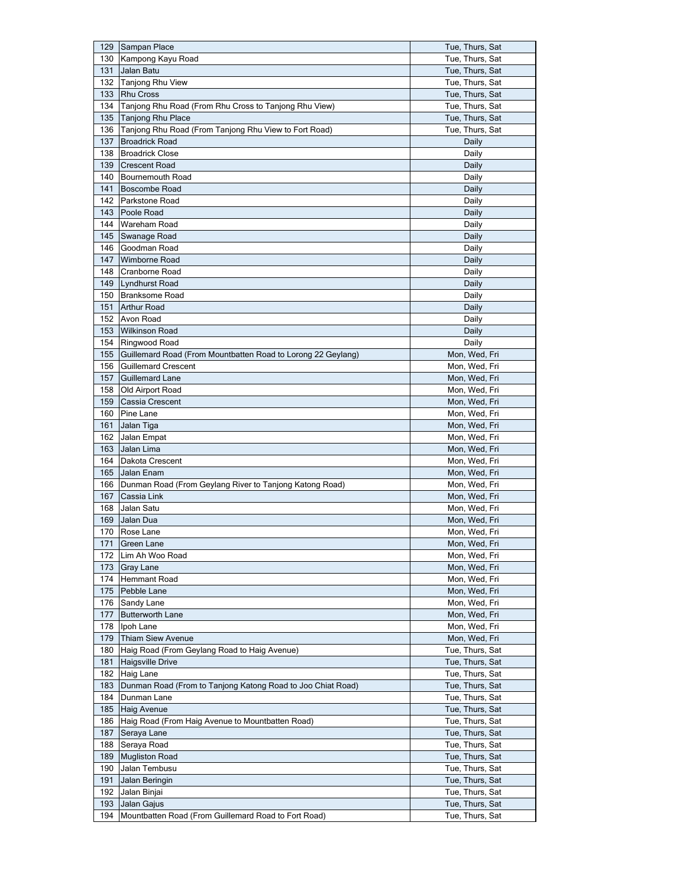| | | |
|---|---|---|
| 129 | Sampan Place | Tue, Thurs, Sat |
| 130 | Kampong Kayu Road | Tue, Thurs, Sat |
| 131 | Jalan Batu | Tue, Thurs, Sat |
| 132 | Tanjong Rhu View | Tue, Thurs, Sat |
| 133 | Rhu Cross | Tue, Thurs, Sat |
| 134 | Tanjong Rhu Road (From Rhu Cross to Tanjong Rhu View) | Tue, Thurs, Sat |
| 135 | Tanjong Rhu Place | Tue, Thurs, Sat |
| 136 | Tanjong Rhu Road (From Tanjong Rhu View to Fort Road) | Tue, Thurs, Sat |
| 137 | Broadrick Road | Daily |
| 138 | Broadrick Close | Daily |
| 139 | Crescent Road | Daily |
| 140 | Bournemouth Road | Daily |
| 141 | Boscombe Road | Daily |
| 142 | Parkstone Road | Daily |
| 143 | Poole Road | Daily |
| 144 | Wareham Road | Daily |
| 145 | Swanage Road | Daily |
| 146 | Goodman Road | Daily |
| 147 | Wimborne Road | Daily |
| 148 | Cranborne Road | Daily |
| 149 | Lyndhurst Road | Daily |
| 150 | Branksome Road | Daily |
| 151 | Arthur Road | Daily |
| 152 | Avon Road | Daily |
| 153 | Wilkinson Road | Daily |
| 154 | Ringwood Road | Daily |
| 155 | Guillemard Road (From Mountbatten Road to Lorong 22 Geylang) | Mon, Wed, Fri |
| 156 | Guillemard Crescent | Mon, Wed, Fri |
| 157 | Guillemard Lane | Mon, Wed, Fri |
| 158 | Old Airport Road | Mon, Wed, Fri |
| 159 | Cassia Crescent | Mon, Wed, Fri |
| 160 | Pine Lane | Mon, Wed, Fri |
| 161 | Jalan Tiga | Mon, Wed, Fri |
| 162 | Jalan Empat | Mon, Wed, Fri |
| 163 | Jalan Lima | Mon, Wed, Fri |
| 164 | Dakota Crescent | Mon, Wed, Fri |
| 165 | Jalan Enam | Mon, Wed, Fri |
| 166 | Dunman Road (From Geylang River to Tanjong Katong Road) | Mon, Wed, Fri |
| 167 | Cassia Link | Mon, Wed, Fri |
| 168 | Jalan Satu | Mon, Wed, Fri |
| 169 | Jalan Dua | Mon, Wed, Fri |
| 170 | Rose Lane | Mon, Wed, Fri |
| 171 | Green Lane | Mon, Wed, Fri |
| 172 | Lim Ah Woo Road | Mon, Wed, Fri |
| 173 | Gray Lane | Mon, Wed, Fri |
| 174 | Hemmant Road | Mon, Wed, Fri |
| 175 | Pebble Lane | Mon, Wed, Fri |
| 176 | Sandy Lane | Mon, Wed, Fri |
| 177 | Butterworth Lane | Mon, Wed, Fri |
| 178 | Ipoh Lane | Mon, Wed, Fri |
| 179 | Thiam Siew Avenue | Mon, Wed, Fri |
| 180 | Haig Road (From Geylang Road to Haig Avenue) | Tue, Thurs, Sat |
| 181 | Haigsville Drive | Tue, Thurs, Sat |
| 182 | Haig Lane | Tue, Thurs, Sat |
| 183 | Dunman Road (From to Tanjong Katong Road to Joo Chiat Road) | Tue, Thurs, Sat |
| 184 | Dunman Lane | Tue, Thurs, Sat |
| 185 | Haig Avenue | Tue, Thurs, Sat |
| 186 | Haig Road (From Haig Avenue to Mountbatten Road) | Tue, Thurs, Sat |
| 187 | Seraya Lane | Tue, Thurs, Sat |
| 188 | Seraya Road | Tue, Thurs, Sat |
| 189 | Mugliston Road | Tue, Thurs, Sat |
| 190 | Jalan Tembusu | Tue, Thurs, Sat |
| 191 | Jalan Beringin | Tue, Thurs, Sat |
| 192 | Jalan Binjai | Tue, Thurs, Sat |
| 193 | Jalan Gajus | Tue, Thurs, Sat |
| 194 | Mountbatten Road (From Guillemard Road to Fort Road) | Tue, Thurs, Sat |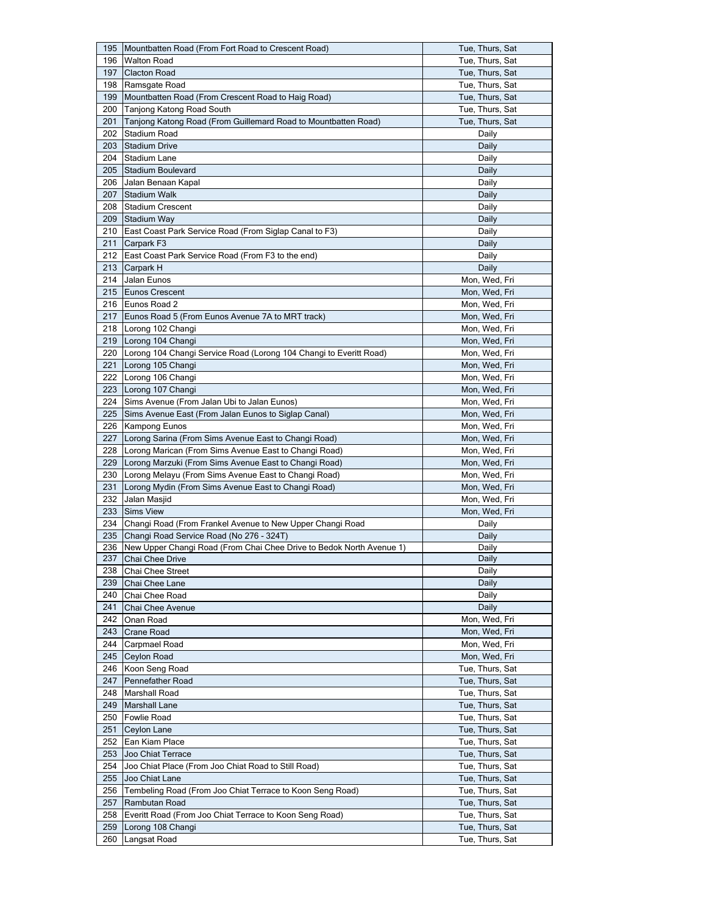| | | |
|---|---|---|
| 195 | Mountbatten Road (From Fort Road to Crescent Road) | Tue, Thurs, Sat |
| 196 | Walton Road | Tue, Thurs, Sat |
| 197 | Clacton Road | Tue, Thurs, Sat |
| 198 | Ramsgate Road | Tue, Thurs, Sat |
| 199 | Mountbatten Road (From Crescent Road to Haig Road) | Tue, Thurs, Sat |
| 200 | Tanjong Katong Road South | Tue, Thurs, Sat |
| 201 | Tanjong Katong Road (From Guillemard Road to Mountbatten Road) | Tue, Thurs, Sat |
| 202 | Stadium Road | Daily |
| 203 | Stadium Drive | Daily |
| 204 | Stadium Lane | Daily |
| 205 | Stadium Boulevard | Daily |
| 206 | Jalan Benaan Kapal | Daily |
| 207 | Stadium Walk | Daily |
| 208 | Stadium Crescent | Daily |
| 209 | Stadium Way | Daily |
| 210 | East Coast Park Service Road (From Siglap Canal to F3) | Daily |
| 211 | Carpark F3 | Daily |
| 212 | East Coast Park Service Road (From F3 to the end) | Daily |
| 213 | Carpark H | Daily |
| 214 | Jalan Eunos | Mon, Wed, Fri |
| 215 | Eunos Crescent | Mon, Wed, Fri |
| 216 | Eunos Road 2 | Mon, Wed, Fri |
| 217 | Eunos Road 5 (From Eunos Avenue 7A to MRT track) | Mon, Wed, Fri |
| 218 | Lorong 102 Changi | Mon, Wed, Fri |
| 219 | Lorong 104 Changi | Mon, Wed, Fri |
| 220 | Lorong 104 Changi Service Road (Lorong 104 Changi to Everitt Road) | Mon, Wed, Fri |
| 221 | Lorong 105 Changi | Mon, Wed, Fri |
| 222 | Lorong 106 Changi | Mon, Wed, Fri |
| 223 | Lorong 107 Changi | Mon, Wed, Fri |
| 224 | Sims Avenue (From Jalan Ubi to Jalan Eunos) | Mon, Wed, Fri |
| 225 | Sims Avenue East (From Jalan Eunos to Siglap Canal) | Mon, Wed, Fri |
| 226 | Kampong Eunos | Mon, Wed, Fri |
| 227 | Lorong Sarina (From Sims Avenue East to Changi Road) | Mon, Wed, Fri |
| 228 | Lorong Marican (From Sims Avenue East to Changi Road) | Mon, Wed, Fri |
| 229 | Lorong Marzuki (From Sims Avenue East to Changi Road) | Mon, Wed, Fri |
| 230 | Lorong Melayu (From Sims Avenue East to Changi Road) | Mon, Wed, Fri |
| 231 | Lorong Mydin (From Sims Avenue East to Changi Road) | Mon, Wed, Fri |
| 232 | Jalan Masjid | Mon, Wed, Fri |
| 233 | Sims View | Mon, Wed, Fri |
| 234 | Changi Road (From Frankel Avenue to New Upper Changi Road | Daily |
| 235 | Changi Road Service Road (No 276 - 324T) | Daily |
| 236 | New Upper Changi Road (From Chai Chee Drive to Bedok North Avenue 1) | Daily |
| 237 | Chai Chee Drive | Daily |
| 238 | Chai Chee Street | Daily |
| 239 | Chai Chee Lane | Daily |
| 240 | Chai Chee Road | Daily |
| 241 | Chai Chee Avenue | Daily |
| 242 | Onan Road | Mon, Wed, Fri |
| 243 | Crane Road | Mon, Wed, Fri |
| 244 | Carpmael Road | Mon, Wed, Fri |
| 245 | Ceylon Road | Mon, Wed, Fri |
| 246 | Koon Seng Road | Tue, Thurs, Sat |
| 247 | Pennefather Road | Tue, Thurs, Sat |
| 248 | Marshall Road | Tue, Thurs, Sat |
| 249 | Marshall Lane | Tue, Thurs, Sat |
| 250 | Fowlie Road | Tue, Thurs, Sat |
| 251 | Ceylon Lane | Tue, Thurs, Sat |
| 252 | Ean Kiam Place | Tue, Thurs, Sat |
| 253 | Joo Chiat Terrace | Tue, Thurs, Sat |
| 254 | Joo Chiat Place (From Joo Chiat Road to Still Road) | Tue, Thurs, Sat |
| 255 | Joo Chiat Lane | Tue, Thurs, Sat |
| 256 | Tembeling Road (From Joo Chiat Terrace to Koon Seng Road) | Tue, Thurs, Sat |
| 257 | Rambutan Road | Tue, Thurs, Sat |
| 258 | Everitt Road (From Joo Chiat Terrace to Koon Seng Road) | Tue, Thurs, Sat |
| 259 | Lorong 108 Changi | Tue, Thurs, Sat |
| 260 | Langsat Road | Tue, Thurs, Sat |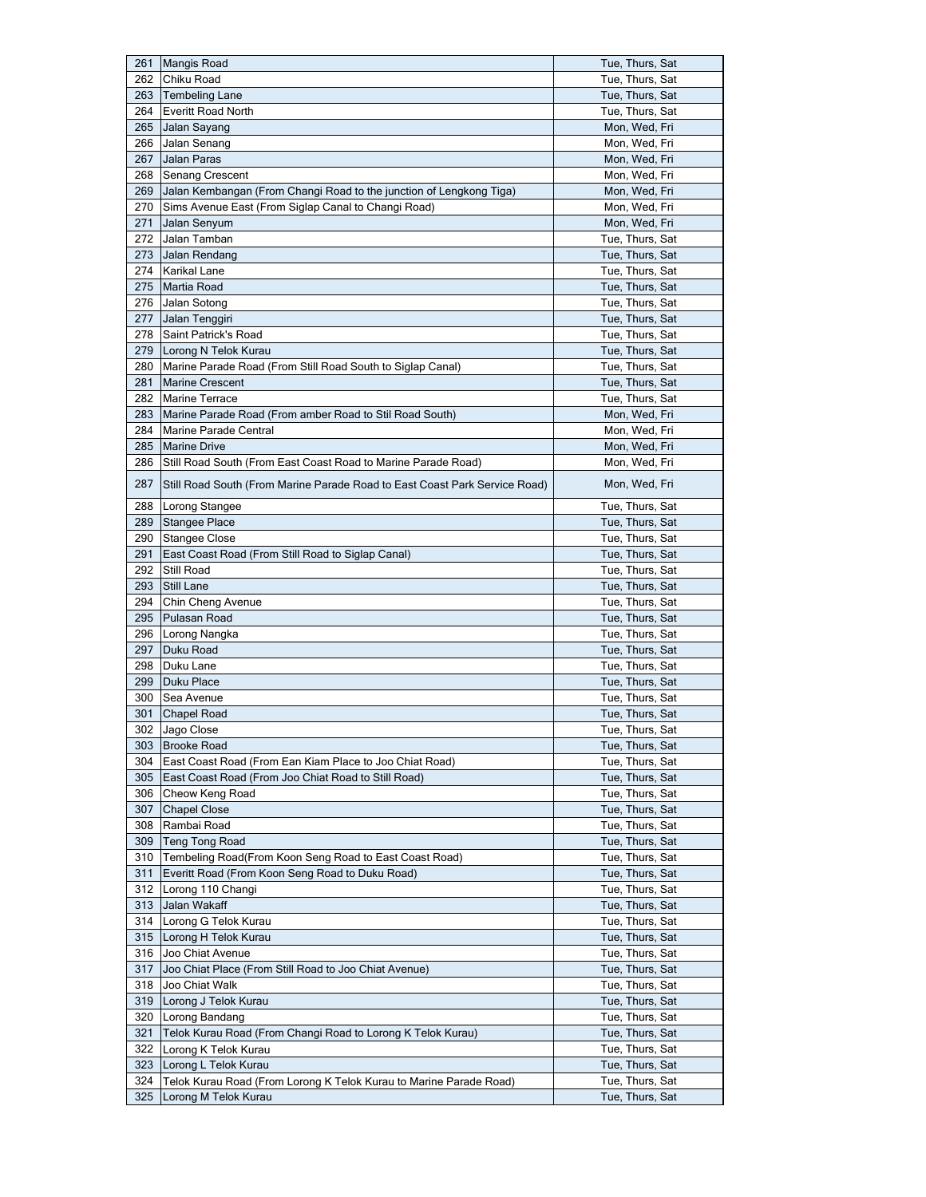| 261 | Mangis Road | Tue, Thurs, Sat |
|---|---|---|
| 262 | Chiku Road | Tue, Thurs, Sat |
| 263 | Tembeling Lane | Tue, Thurs, Sat |
| 264 | Everitt Road North | Tue, Thurs, Sat |
| 265 | Jalan Sayang | Mon, Wed, Fri |
| 266 | Jalan Senang | Mon, Wed, Fri |
| 267 | Jalan Paras | Mon, Wed, Fri |
| 268 | Senang Crescent | Mon, Wed, Fri |
| 269 | Jalan Kembangan (From Changi Road to the junction of Lengkong Tiga) | Mon, Wed, Fri |
| 270 | Sims Avenue East (From Siglap Canal to Changi Road) | Mon, Wed, Fri |
| 271 | Jalan Senyum | Mon, Wed, Fri |
| 272 | Jalan Tamban | Tue, Thurs, Sat |
| 273 | Jalan Rendang | Tue, Thurs, Sat |
| 274 | Karikal Lane | Tue, Thurs, Sat |
| 275 | Martia Road | Tue, Thurs, Sat |
| 276 | Jalan Sotong | Tue, Thurs, Sat |
| 277 | Jalan Tenggiri | Tue, Thurs, Sat |
| 278 | Saint Patrick's Road | Tue, Thurs, Sat |
| 279 | Lorong N Telok Kurau | Tue, Thurs, Sat |
| 280 | Marine Parade Road (From Still Road South to Siglap Canal) | Tue, Thurs, Sat |
| 281 | Marine Crescent | Tue, Thurs, Sat |
| 282 | Marine Terrace | Tue, Thurs, Sat |
| 283 | Marine Parade Road (From amber Road to Stil Road South) | Mon, Wed, Fri |
| 284 | Marine Parade Central | Mon, Wed, Fri |
| 285 | Marine Drive | Mon, Wed, Fri |
| 286 | Still Road South (From East Coast Road to Marine Parade Road) | Mon, Wed, Fri |
| 287 | Still Road South (From Marine Parade Road to East Coast Park Service Road) | Mon, Wed, Fri |
| 288 | Lorong Stangee | Tue, Thurs, Sat |
| 289 | Stangee Place | Tue, Thurs, Sat |
| 290 | Stangee Close | Tue, Thurs, Sat |
| 291 | East Coast Road (From Still Road to Siglap Canal) | Tue, Thurs, Sat |
| 292 | Still Road | Tue, Thurs, Sat |
| 293 | Still Lane | Tue, Thurs, Sat |
| 294 | Chin Cheng Avenue | Tue, Thurs, Sat |
| 295 | Pulasan Road | Tue, Thurs, Sat |
| 296 | Lorong Nangka | Tue, Thurs, Sat |
| 297 | Duku Road | Tue, Thurs, Sat |
| 298 | Duku Lane | Tue, Thurs, Sat |
| 299 | Duku Place | Tue, Thurs, Sat |
| 300 | Sea Avenue | Tue, Thurs, Sat |
| 301 | Chapel Road | Tue, Thurs, Sat |
| 302 | Jago Close | Tue, Thurs, Sat |
| 303 | Brooke Road | Tue, Thurs, Sat |
| 304 | East Coast Road (From Ean Kiam Place to Joo Chiat Road) | Tue, Thurs, Sat |
| 305 | East Coast Road (From Joo Chiat Road to Still Road) | Tue, Thurs, Sat |
| 306 | Cheow Keng Road | Tue, Thurs, Sat |
| 307 | Chapel Close | Tue, Thurs, Sat |
| 308 | Rambai Road | Tue, Thurs, Sat |
| 309 | Teng Tong Road | Tue, Thurs, Sat |
| 310 | Tembeling Road(From Koon Seng Road to East Coast Road) | Tue, Thurs, Sat |
| 311 | Everitt Road (From Koon Seng Road to Duku Road) | Tue, Thurs, Sat |
| 312 | Lorong 110 Changi | Tue, Thurs, Sat |
| 313 | Jalan Wakaff | Tue, Thurs, Sat |
| 314 | Lorong G Telok Kurau | Tue, Thurs, Sat |
| 315 | Lorong H Telok Kurau | Tue, Thurs, Sat |
| 316 | Joo Chiat Avenue | Tue, Thurs, Sat |
| 317 | Joo Chiat Place (From Still Road to Joo Chiat Avenue) | Tue, Thurs, Sat |
| 318 | Joo Chiat Walk | Tue, Thurs, Sat |
| 319 | Lorong J Telok Kurau | Tue, Thurs, Sat |
| 320 | Lorong Bandang | Tue, Thurs, Sat |
| 321 | Telok Kurau Road (From Changi Road to Lorong K Telok Kurau) | Tue, Thurs, Sat |
| 322 | Lorong K Telok Kurau | Tue, Thurs, Sat |
| 323 | Lorong L Telok Kurau | Tue, Thurs, Sat |
| 324 | Telok Kurau Road (From Lorong K Telok Kurau to Marine Parade Road) | Tue, Thurs, Sat |
| 325 | Lorong M Telok Kurau | Tue, Thurs, Sat |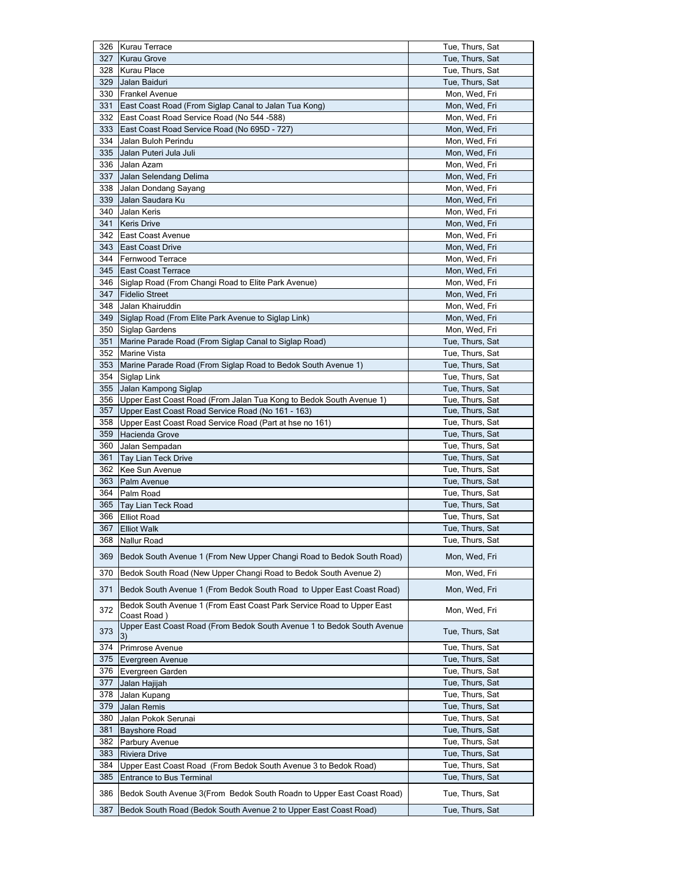| | | |
|---|---|---|
| 326 | Kurau Terrace | Tue, Thurs, Sat |
| 327 | Kurau Grove | Tue, Thurs, Sat |
| 328 | Kurau Place | Tue, Thurs, Sat |
| 329 | Jalan Baiduri | Tue, Thurs, Sat |
| 330 | Frankel Avenue | Mon, Wed, Fri |
| 331 | East Coast Road (From Siglap Canal to Jalan Tua Kong) | Mon, Wed, Fri |
| 332 | East Coast Road Service Road (No 544 -588) | Mon, Wed, Fri |
| 333 | East Coast Road Service Road (No 695D - 727) | Mon, Wed, Fri |
| 334 | Jalan Buloh Perindu | Mon, Wed, Fri |
| 335 | Jalan Puteri Jula Juli | Mon, Wed, Fri |
| 336 | Jalan Azam | Mon, Wed, Fri |
| 337 | Jalan Selendang Delima | Mon, Wed, Fri |
| 338 | Jalan Dondang Sayang | Mon, Wed, Fri |
| 339 | Jalan Saudara Ku | Mon, Wed, Fri |
| 340 | Jalan Keris | Mon, Wed, Fri |
| 341 | Keris Drive | Mon, Wed, Fri |
| 342 | East Coast Avenue | Mon, Wed, Fri |
| 343 | East Coast Drive | Mon, Wed, Fri |
| 344 | Fernwood Terrace | Mon, Wed, Fri |
| 345 | East Coast Terrace | Mon, Wed, Fri |
| 346 | Siglap Road (From Changi Road to Elite Park Avenue) | Mon, Wed, Fri |
| 347 | Fidelio Street | Mon, Wed, Fri |
| 348 | Jalan Khairuddin | Mon, Wed, Fri |
| 349 | Siglap Road (From Elite Park Avenue to Siglap Link) | Mon, Wed, Fri |
| 350 | Siglap Gardens | Mon, Wed, Fri |
| 351 | Marine Parade Road (From Siglap Canal to Siglap Road) | Tue, Thurs, Sat |
| 352 | Marine Vista | Tue, Thurs, Sat |
| 353 | Marine Parade Road (From Siglap Road to Bedok South Avenue 1) | Tue, Thurs, Sat |
| 354 | Siglap Link | Tue, Thurs, Sat |
| 355 | Jalan Kampong Siglap | Tue, Thurs, Sat |
| 356 | Upper East Coast Road (From Jalan Tua Kong to Bedok South Avenue 1) | Tue, Thurs, Sat |
| 357 | Upper East Coast Road Service Road (No 161 - 163) | Tue, Thurs, Sat |
| 358 | Upper East Coast Road Service Road (Part at hse no 161) | Tue, Thurs, Sat |
| 359 | Hacienda Grove | Tue, Thurs, Sat |
| 360 | Jalan Sempadan | Tue, Thurs, Sat |
| 361 | Tay Lian Teck Drive | Tue, Thurs, Sat |
| 362 | Kee Sun Avenue | Tue, Thurs, Sat |
| 363 | Palm Avenue | Tue, Thurs, Sat |
| 364 | Palm Road | Tue, Thurs, Sat |
| 365 | Tay Lian Teck Road | Tue, Thurs, Sat |
| 366 | Elliot Road | Tue, Thurs, Sat |
| 367 | Elliot Walk | Tue, Thurs, Sat |
| 368 | Nallur Road | Tue, Thurs, Sat |
| 369 | Bedok South Avenue 1 (From New Upper Changi Road to Bedok South Road) | Mon, Wed, Fri |
| 370 | Bedok South Road (New Upper Changi Road to Bedok South Avenue 2) | Mon, Wed, Fri |
| 371 | Bedok South Avenue 1 (From Bedok South Road to Upper East Coast Road) | Mon, Wed, Fri |
| 372 | Bedok South Avenue 1 (From East Coast Park Service Road to Upper East Coast Road ) | Mon, Wed, Fri |
| 373 | Upper East Coast Road (From Bedok South Avenue 1 to Bedok South Avenue 3) | Tue, Thurs, Sat |
| 374 | Primrose Avenue | Tue, Thurs, Sat |
| 375 | Evergreen Avenue | Tue, Thurs, Sat |
| 376 | Evergreen Garden | Tue, Thurs, Sat |
| 377 | Jalan Hajijah | Tue, Thurs, Sat |
| 378 | Jalan Kupang | Tue, Thurs, Sat |
| 379 | Jalan Remis | Tue, Thurs, Sat |
| 380 | Jalan Pokok Serunai | Tue, Thurs, Sat |
| 381 | Bayshore Road | Tue, Thurs, Sat |
| 382 | Parbury Avenue | Tue, Thurs, Sat |
| 383 | Riviera Drive | Tue, Thurs, Sat |
| 384 | Upper East Coast Road (From Bedok South Avenue 3 to Bedok Road) | Tue, Thurs, Sat |
| 385 | Entrance to Bus Terminal | Tue, Thurs, Sat |
| 386 | Bedok South Avenue 3(From Bedok South Roadn to Upper East Coast Road) | Tue, Thurs, Sat |
| 387 | Bedok South Road (Bedok South Avenue 2 to Upper East Coast Road) | Tue, Thurs, Sat |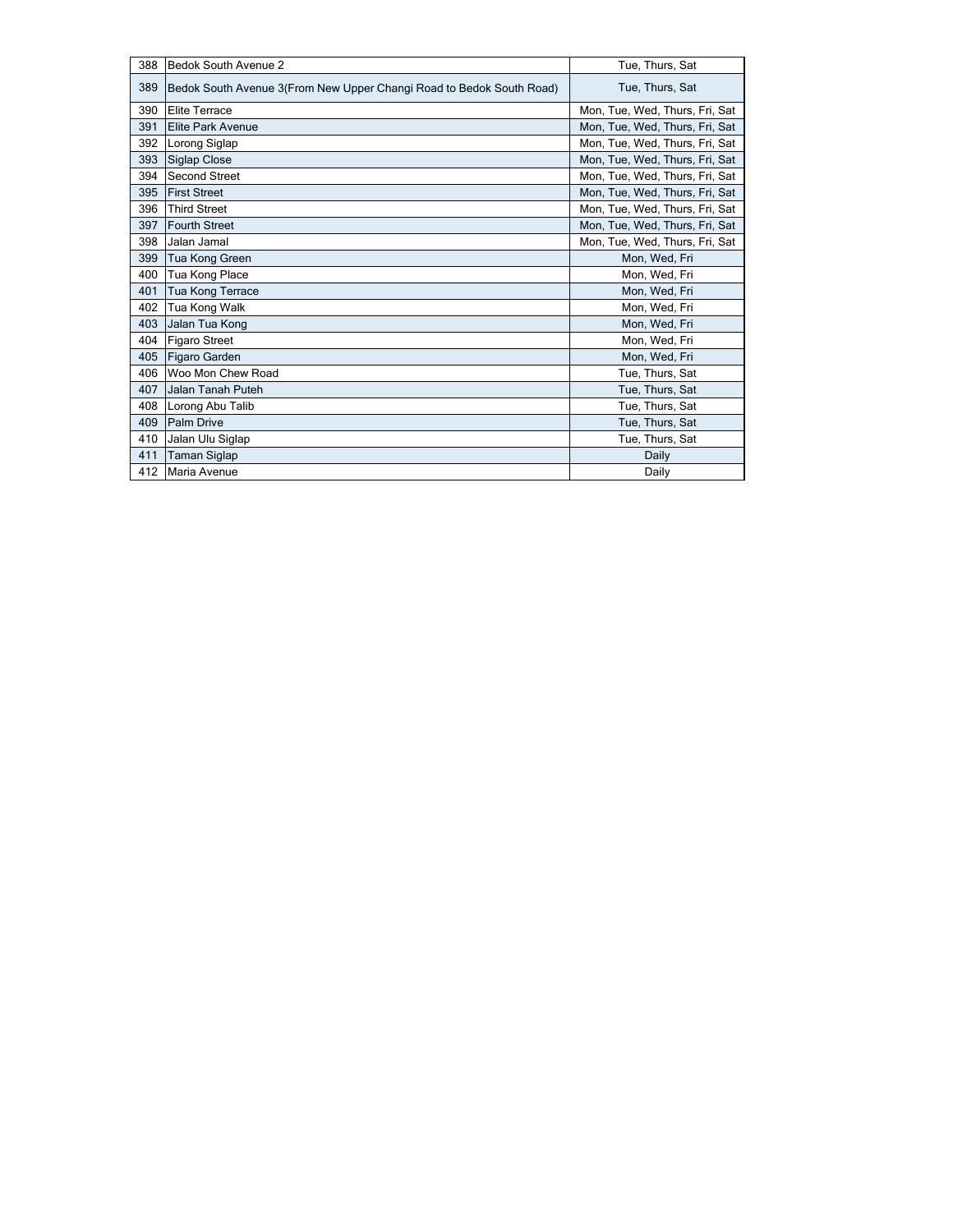| 388 | Bedok South Avenue 2 | Tue, Thurs, Sat |
|---|---|---|
| 389 | Bedok South Avenue 3(From New Upper Changi Road to Bedok South Road) | Tue, Thurs, Sat |
| 390 | Elite Terrace | Mon, Tue, Wed, Thurs, Fri, Sat |
| 391 | Elite Park Avenue | Mon, Tue, Wed, Thurs, Fri, Sat |
| 392 | Lorong Siglap | Mon, Tue, Wed, Thurs, Fri, Sat |
| 393 | Siglap Close | Mon, Tue, Wed, Thurs, Fri, Sat |
| 394 | Second Street | Mon, Tue, Wed, Thurs, Fri, Sat |
| 395 | First Street | Mon, Tue, Wed, Thurs, Fri, Sat |
| 396 | Third Street | Mon, Tue, Wed, Thurs, Fri, Sat |
| 397 | Fourth Street | Mon, Tue, Wed, Thurs, Fri, Sat |
| 398 | Jalan Jamal | Mon, Tue, Wed, Thurs, Fri, Sat |
| 399 | Tua Kong Green | Mon, Wed, Fri |
| 400 | Tua Kong Place | Mon, Wed, Fri |
| 401 | Tua Kong Terrace | Mon, Wed, Fri |
| 402 | Tua Kong Walk | Mon, Wed, Fri |
| 403 | Jalan Tua Kong | Mon, Wed, Fri |
| 404 | Figaro Street | Mon, Wed, Fri |
| 405 | Figaro Garden | Mon, Wed, Fri |
| 406 | Woo Mon Chew Road | Tue, Thurs, Sat |
| 407 | Jalan Tanah Puteh | Tue, Thurs, Sat |
| 408 | Lorong Abu Talib | Tue, Thurs, Sat |
| 409 | Palm Drive | Tue, Thurs, Sat |
| 410 | Jalan Ulu Siglap | Tue, Thurs, Sat |
| 411 | Taman Siglap | Daily |
| 412 | Maria Avenue | Daily |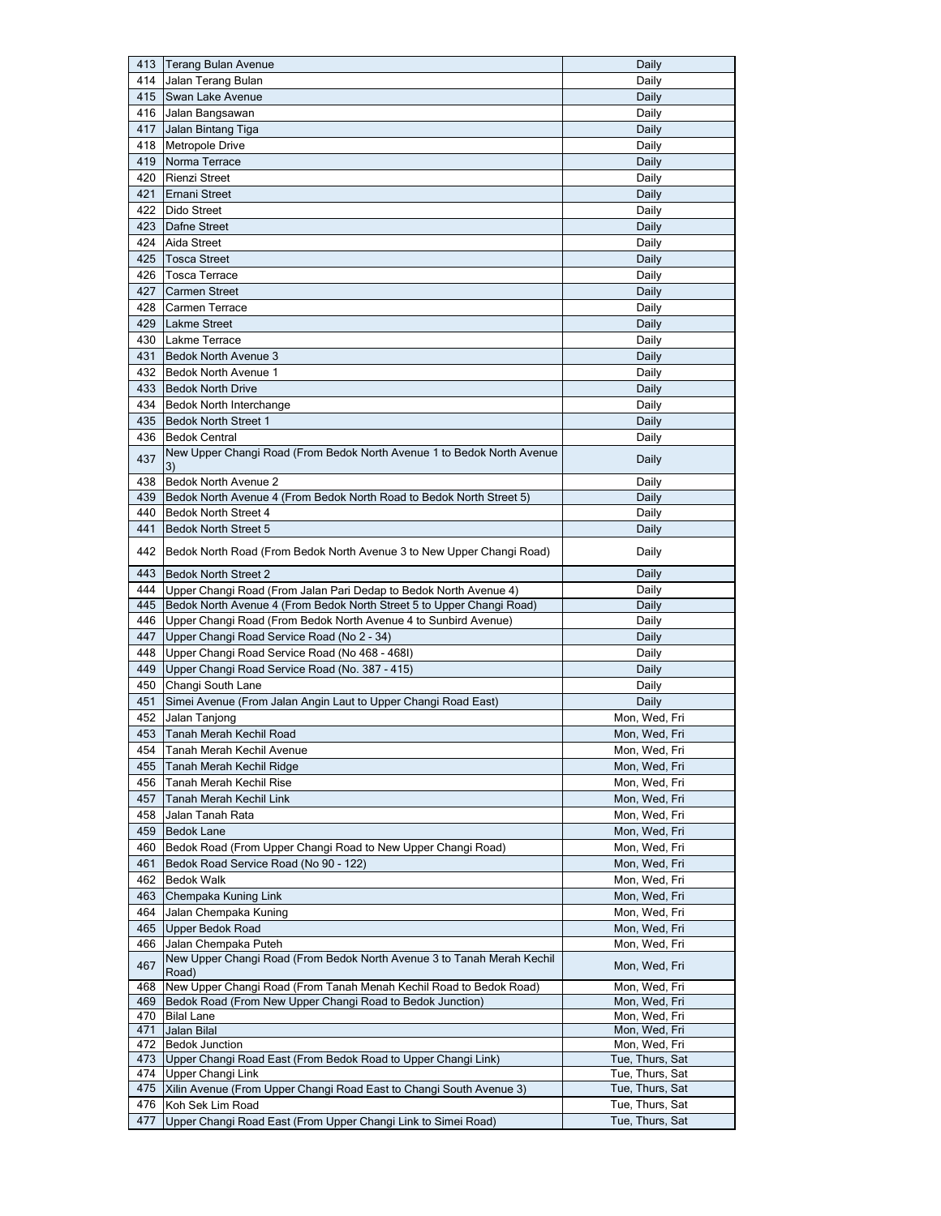| 413 | Terang Bulan Avenue | Daily |
|---|---|---|
| 414 | Jalan Terang Bulan | Daily |
| 415 | Swan Lake Avenue | Daily |
| 416 | Jalan Bangsawan | Daily |
| 417 | Jalan Bintang Tiga | Daily |
| 418 | Metropole Drive | Daily |
| 419 | Norma Terrace | Daily |
| 420 | Rienzi Street | Daily |
| 421 | Ernani Street | Daily |
| 422 | Dido Street | Daily |
| 423 | Dafne Street | Daily |
| 424 | Aida Street | Daily |
| 425 | Tosca Street | Daily |
| 426 | Tosca Terrace | Daily |
| 427 | Carmen Street | Daily |
| 428 | Carmen Terrace | Daily |
| 429 | Lakme Street | Daily |
| 430 | Lakme Terrace | Daily |
| 431 | Bedok North Avenue 3 | Daily |
| 432 | Bedok North Avenue 1 | Daily |
| 433 | Bedok North Drive | Daily |
| 434 | Bedok North Interchange | Daily |
| 435 | Bedok North Street 1 | Daily |
| 436 | Bedok Central | Daily |
| 437 | New Upper Changi Road (From Bedok North Avenue 1 to Bedok North Avenue 3) | Daily |
| 438 | Bedok North Avenue 2 | Daily |
| 439 | Bedok North Avenue 4 (From Bedok North Road to Bedok North Street 5) | Daily |
| 440 | Bedok North Street 4 | Daily |
| 441 | Bedok North Street 5 | Daily |
| 442 | Bedok North Road (From Bedok North Avenue 3 to New Upper Changi Road) | Daily |
| 443 | Bedok North Street 2 | Daily |
| 444 | Upper Changi Road (From Jalan Pari Dedap to Bedok North Avenue 4) | Daily |
| 445 | Bedok North Avenue 4 (From Bedok North Street 5 to Upper Changi Road) | Daily |
| 446 | Upper Changi Road (From Bedok North Avenue 4 to Sunbird Avenue) | Daily |
| 447 | Upper Changi Road Service Road (No 2 - 34) | Daily |
| 448 | Upper Changi Road Service Road (No 468 - 468I) | Daily |
| 449 | Upper Changi Road Service Road (No. 387 - 415) | Daily |
| 450 | Changi South Lane | Daily |
| 451 | Simei Avenue (From Jalan Angin Laut to Upper Changi Road East) | Daily |
| 452 | Jalan Tanjong | Mon, Wed, Fri |
| 453 | Tanah Merah Kechil Road | Mon, Wed, Fri |
| 454 | Tanah Merah Kechil Avenue | Mon, Wed, Fri |
| 455 | Tanah Merah Kechil Ridge | Mon, Wed, Fri |
| 456 | Tanah Merah Kechil Rise | Mon, Wed, Fri |
| 457 | Tanah Merah Kechil Link | Mon, Wed, Fri |
| 458 | Jalan Tanah Rata | Mon, Wed, Fri |
| 459 | Bedok Lane | Mon, Wed, Fri |
| 460 | Bedok Road (From Upper Changi Road to New Upper Changi Road) | Mon, Wed, Fri |
| 461 | Bedok Road Service Road (No 90 - 122) | Mon, Wed, Fri |
| 462 | Bedok Walk | Mon, Wed, Fri |
| 463 | Chempaka Kuning Link | Mon, Wed, Fri |
| 464 | Jalan Chempaka Kuning | Mon, Wed, Fri |
| 465 | Upper Bedok Road | Mon, Wed, Fri |
| 466 | Jalan Chempaka Puteh | Mon, Wed, Fri |
| 467 | New Upper Changi Road (From Bedok North Avenue 3 to Tanah Merah Kechil Road) | Mon, Wed, Fri |
| 468 | New Upper Changi Road (From Tanah Menah Kechil Road to Bedok Road) | Mon, Wed, Fri |
| 469 | Bedok Road (From New Upper Changi Road to Bedok Junction) | Mon, Wed, Fri |
| 470 | Bilal Lane | Mon, Wed, Fri |
| 471 | Jalan Bilal | Mon, Wed, Fri |
| 472 | Bedok Junction | Mon, Wed, Fri |
| 473 | Upper Changi Road East (From Bedok Road to Upper Changi Link) | Tue, Thurs, Sat |
| 474 | Upper Changi Link | Tue, Thurs, Sat |
| 475 | Xilin Avenue (From Upper Changi Road East to Changi South Avenue 3) | Tue, Thurs, Sat |
| 476 | Koh Sek Lim Road | Tue, Thurs, Sat |
| 477 | Upper Changi Road East (From Upper Changi Link to Simei Road) | Tue, Thurs, Sat |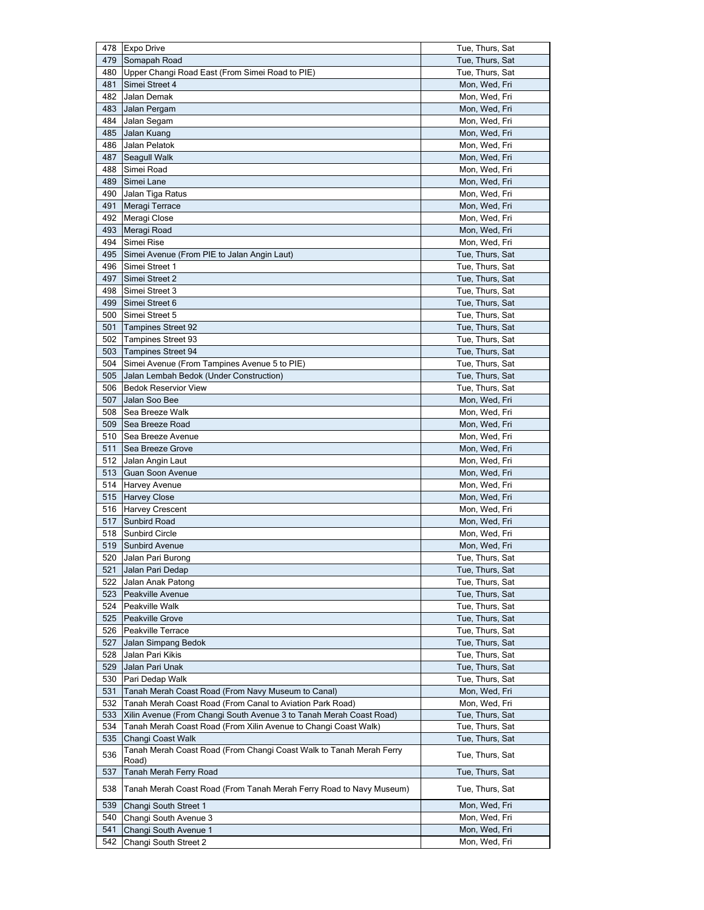| | | |
|---|---|---|
| 478 | Expo Drive | Tue, Thurs, Sat |
| 479 | Somapah Road | Tue, Thurs, Sat |
| 480 | Upper Changi Road East (From Simei Road to PIE) | Tue, Thurs, Sat |
| 481 | Simei Street 4 | Mon, Wed, Fri |
| 482 | Jalan Demak | Mon, Wed, Fri |
| 483 | Jalan Pergam | Mon, Wed, Fri |
| 484 | Jalan Segam | Mon, Wed, Fri |
| 485 | Jalan Kuang | Mon, Wed, Fri |
| 486 | Jalan Pelatok | Mon, Wed, Fri |
| 487 | Seagull Walk | Mon, Wed, Fri |
| 488 | Simei Road | Mon, Wed, Fri |
| 489 | Simei Lane | Mon, Wed, Fri |
| 490 | Jalan Tiga Ratus | Mon, Wed, Fri |
| 491 | Meragi Terrace | Mon, Wed, Fri |
| 492 | Meragi Close | Mon, Wed, Fri |
| 493 | Meragi Road | Mon, Wed, Fri |
| 494 | Simei Rise | Mon, Wed, Fri |
| 495 | Simei Avenue (From PIE to Jalan Angin Laut) | Tue, Thurs, Sat |
| 496 | Simei Street 1 | Tue, Thurs, Sat |
| 497 | Simei Street 2 | Tue, Thurs, Sat |
| 498 | Simei Street 3 | Tue, Thurs, Sat |
| 499 | Simei Street 6 | Tue, Thurs, Sat |
| 500 | Simei Street 5 | Tue, Thurs, Sat |
| 501 | Tampines Street 92 | Tue, Thurs, Sat |
| 502 | Tampines Street 93 | Tue, Thurs, Sat |
| 503 | Tampines Street 94 | Tue, Thurs, Sat |
| 504 | Simei Avenue (From Tampines Avenue 5 to PIE) | Tue, Thurs, Sat |
| 505 | Jalan Lembah Bedok (Under Construction) | Tue, Thurs, Sat |
| 506 | Bedok Reservior View | Tue, Thurs, Sat |
| 507 | Jalan Soo Bee | Mon, Wed, Fri |
| 508 | Sea Breeze Walk | Mon, Wed, Fri |
| 509 | Sea Breeze Road | Mon, Wed, Fri |
| 510 | Sea Breeze Avenue | Mon, Wed, Fri |
| 511 | Sea Breeze Grove | Mon, Wed, Fri |
| 512 | Jalan Angin Laut | Mon, Wed, Fri |
| 513 | Guan Soon Avenue | Mon, Wed, Fri |
| 514 | Harvey Avenue | Mon, Wed, Fri |
| 515 | Harvey Close | Mon, Wed, Fri |
| 516 | Harvey Crescent | Mon, Wed, Fri |
| 517 | Sunbird Road | Mon, Wed, Fri |
| 518 | Sunbird Circle | Mon, Wed, Fri |
| 519 | Sunbird Avenue | Mon, Wed, Fri |
| 520 | Jalan Pari Burong | Tue, Thurs, Sat |
| 521 | Jalan Pari Dedap | Tue, Thurs, Sat |
| 522 | Jalan Anak Patong | Tue, Thurs, Sat |
| 523 | Peakville Avenue | Tue, Thurs, Sat |
| 524 | Peakville Walk | Tue, Thurs, Sat |
| 525 | Peakville Grove | Tue, Thurs, Sat |
| 526 | Peakville Terrace | Tue, Thurs, Sat |
| 527 | Jalan Simpang Bedok | Tue, Thurs, Sat |
| 528 | Jalan Pari Kikis | Tue, Thurs, Sat |
| 529 | Jalan Pari Unak | Tue, Thurs, Sat |
| 530 | Pari Dedap Walk | Tue, Thurs, Sat |
| 531 | Tanah Merah Coast Road (From Navy Museum to Canal) | Mon, Wed, Fri |
| 532 | Tanah Merah Coast Road (From Canal to Aviation Park Road) | Mon, Wed, Fri |
| 533 | Xilin Avenue (From Changi South Avenue 3 to Tanah Merah Coast Road) | Tue, Thurs, Sat |
| 534 | Tanah Merah Coast Road (From Xilin Avenue to Changi Coast Walk) | Tue, Thurs, Sat |
| 535 | Changi Coast Walk | Tue, Thurs, Sat |
| 536 | Tanah Merah Coast Road (From Changi Coast Walk to Tanah Merah Ferry Road) | Tue, Thurs, Sat |
| 537 | Tanah Merah Ferry Road | Tue, Thurs, Sat |
| 538 | Tanah Merah Coast Road (From Tanah Merah Ferry Road to Navy Museum) | Tue, Thurs, Sat |
| 539 | Changi South Street 1 | Mon, Wed, Fri |
| 540 | Changi South Avenue 3 | Mon, Wed, Fri |
| 541 | Changi South Avenue 1 | Mon, Wed, Fri |
| 542 | Changi South Street 2 | Mon, Wed, Fri |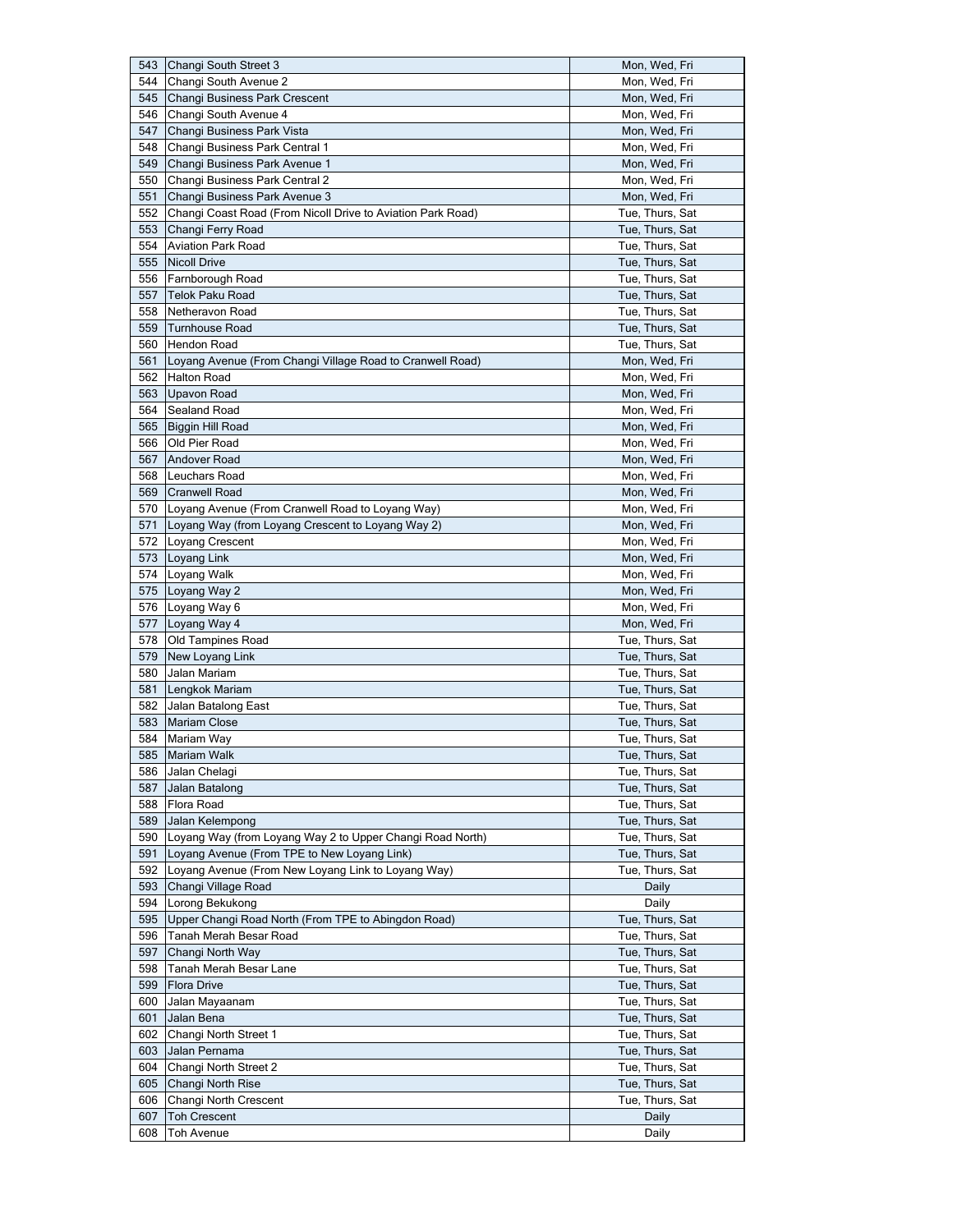| 543 | Changi South Street 3 | Mon, Wed, Fri |
|---|---|---|
| 544 | Changi South Avenue 2 | Mon, Wed, Fri |
| 545 | Changi Business Park Crescent | Mon, Wed, Fri |
| 546 | Changi South Avenue 4 | Mon, Wed, Fri |
| 547 | Changi Business Park Vista | Mon, Wed, Fri |
| 548 | Changi Business Park Central 1 | Mon, Wed, Fri |
| 549 | Changi Business Park Avenue 1 | Mon, Wed, Fri |
| 550 | Changi Business Park Central 2 | Mon, Wed, Fri |
| 551 | Changi Business Park Avenue 3 | Mon, Wed, Fri |
| 552 | Changi Coast Road (From Nicoll Drive to Aviation Park Road) | Tue, Thurs, Sat |
| 553 | Changi Ferry Road | Tue, Thurs, Sat |
| 554 | Aviation Park Road | Tue, Thurs, Sat |
| 555 | Nicoll Drive | Tue, Thurs, Sat |
| 556 | Farnborough Road | Tue, Thurs, Sat |
| 557 | Telok Paku Road | Tue, Thurs, Sat |
| 558 | Netheravon Road | Tue, Thurs, Sat |
| 559 | Turnhouse Road | Tue, Thurs, Sat |
| 560 | Hendon Road | Tue, Thurs, Sat |
| 561 | Loyang Avenue (From Changi Village Road to Cranwell Road) | Mon, Wed, Fri |
| 562 | Halton Road | Mon, Wed, Fri |
| 563 | Upavon Road | Mon, Wed, Fri |
| 564 | Sealand Road | Mon, Wed, Fri |
| 565 | Biggin Hill Road | Mon, Wed, Fri |
| 566 | Old Pier Road | Mon, Wed, Fri |
| 567 | Andover Road | Mon, Wed, Fri |
| 568 | Leuchars Road | Mon, Wed, Fri |
| 569 | Cranwell Road | Mon, Wed, Fri |
| 570 | Loyang Avenue (From Cranwell Road to Loyang Way) | Mon, Wed, Fri |
| 571 | Loyang Way (from Loyang Crescent to Loyang Way 2) | Mon, Wed, Fri |
| 572 | Loyang Crescent | Mon, Wed, Fri |
| 573 | Loyang Link | Mon, Wed, Fri |
| 574 | Loyang Walk | Mon, Wed, Fri |
| 575 | Loyang Way 2 | Mon, Wed, Fri |
| 576 | Loyang Way 6 | Mon, Wed, Fri |
| 577 | Loyang Way 4 | Mon, Wed, Fri |
| 578 | Old Tampines Road | Tue, Thurs, Sat |
| 579 | New Loyang Link | Tue, Thurs, Sat |
| 580 | Jalan Mariam | Tue, Thurs, Sat |
| 581 | Lengkok Mariam | Tue, Thurs, Sat |
| 582 | Jalan Batalong East | Tue, Thurs, Sat |
| 583 | Mariam Close | Tue, Thurs, Sat |
| 584 | Mariam Way | Tue, Thurs, Sat |
| 585 | Mariam Walk | Tue, Thurs, Sat |
| 586 | Jalan Chelagi | Tue, Thurs, Sat |
| 587 | Jalan Batalong | Tue, Thurs, Sat |
| 588 | Flora Road | Tue, Thurs, Sat |
| 589 | Jalan Kelempong | Tue, Thurs, Sat |
| 590 | Loyang Way (from Loyang Way 2 to Upper Changi Road North) | Tue, Thurs, Sat |
| 591 | Loyang Avenue (From TPE to New Loyang Link) | Tue, Thurs, Sat |
| 592 | Loyang Avenue (From New Loyang Link to Loyang Way) | Tue, Thurs, Sat |
| 593 | Changi Village Road | Daily |
| 594 | Lorong Bekukong | Daily |
| 595 | Upper Changi Road North (From TPE to Abingdon Road) | Tue, Thurs, Sat |
| 596 | Tanah Merah Besar Road | Tue, Thurs, Sat |
| 597 | Changi North Way | Tue, Thurs, Sat |
| 598 | Tanah Merah Besar Lane | Tue, Thurs, Sat |
| 599 | Flora Drive | Tue, Thurs, Sat |
| 600 | Jalan Mayaanam | Tue, Thurs, Sat |
| 601 | Jalan Bena | Tue, Thurs, Sat |
| 602 | Changi North Street 1 | Tue, Thurs, Sat |
| 603 | Jalan Pernama | Tue, Thurs, Sat |
| 604 | Changi North Street 2 | Tue, Thurs, Sat |
| 605 | Changi North Rise | Tue, Thurs, Sat |
| 606 | Changi North Crescent | Tue, Thurs, Sat |
| 607 | Toh Crescent | Daily |
| 608 | Toh Avenue | Daily |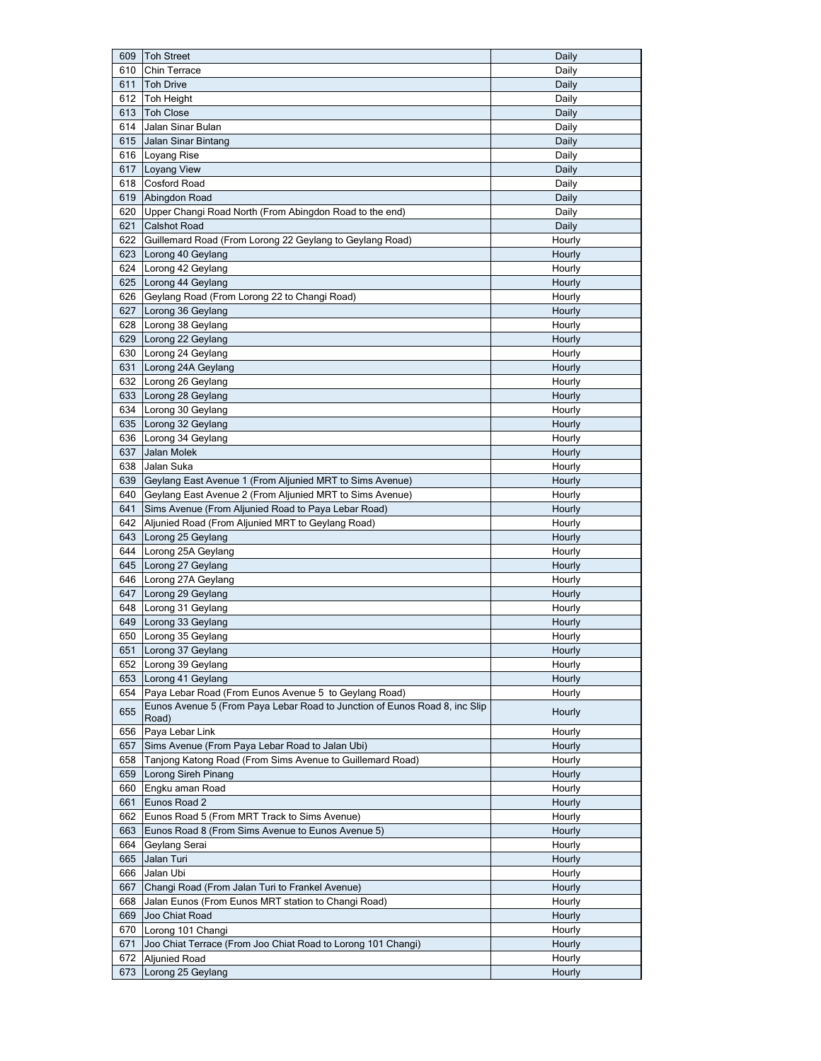| | | |
|---|---|---|
| 609 | Toh Street | Daily |
| 610 | Chin Terrace | Daily |
| 611 | Toh Drive | Daily |
| 612 | Toh Height | Daily |
| 613 | Toh Close | Daily |
| 614 | Jalan Sinar Bulan | Daily |
| 615 | Jalan Sinar Bintang | Daily |
| 616 | Loyang Rise | Daily |
| 617 | Loyang View | Daily |
| 618 | Cosford Road | Daily |
| 619 | Abingdon Road | Daily |
| 620 | Upper Changi Road North (From Abingdon Road to the end) | Daily |
| 621 | Calshot Road | Daily |
| 622 | Guillemard Road (From Lorong 22 Geylang to Geylang Road) | Hourly |
| 623 | Lorong 40 Geylang | Hourly |
| 624 | Lorong 42 Geylang | Hourly |
| 625 | Lorong 44 Geylang | Hourly |
| 626 | Geylang Road (From Lorong 22 to Changi Road) | Hourly |
| 627 | Lorong 36 Geylang | Hourly |
| 628 | Lorong 38 Geylang | Hourly |
| 629 | Lorong 22 Geylang | Hourly |
| 630 | Lorong 24 Geylang | Hourly |
| 631 | Lorong 24A Geylang | Hourly |
| 632 | Lorong 26 Geylang | Hourly |
| 633 | Lorong 28 Geylang | Hourly |
| 634 | Lorong 30 Geylang | Hourly |
| 635 | Lorong 32 Geylang | Hourly |
| 636 | Lorong 34 Geylang | Hourly |
| 637 | Jalan Molek | Hourly |
| 638 | Jalan Suka | Hourly |
| 639 | Geylang East Avenue 1 (From Aljunied MRT to Sims Avenue) | Hourly |
| 640 | Geylang East Avenue 2 (From Aljunied MRT to Sims Avenue) | Hourly |
| 641 | Sims Avenue (From Aljunied Road to Paya Lebar Road) | Hourly |
| 642 | Aljunied Road (From Aljunied MRT to Geylang Road) | Hourly |
| 643 | Lorong 25 Geylang | Hourly |
| 644 | Lorong 25A Geylang | Hourly |
| 645 | Lorong 27 Geylang | Hourly |
| 646 | Lorong 27A Geylang | Hourly |
| 647 | Lorong 29 Geylang | Hourly |
| 648 | Lorong 31 Geylang | Hourly |
| 649 | Lorong 33 Geylang | Hourly |
| 650 | Lorong 35 Geylang | Hourly |
| 651 | Lorong 37 Geylang | Hourly |
| 652 | Lorong 39 Geylang | Hourly |
| 653 | Lorong 41 Geylang | Hourly |
| 654 | Paya Lebar Road (From Eunos Avenue 5 to Geylang Road) | Hourly |
| 655 | Eunos Avenue 5 (From Paya Lebar Road to Junction of Eunos Road 8, inc Slip Road) | Hourly |
| 656 | Paya Lebar Link | Hourly |
| 657 | Sims Avenue (From Paya Lebar Road to Jalan Ubi) | Hourly |
| 658 | Tanjong Katong Road (From Sims Avenue to Guillemard Road) | Hourly |
| 659 | Lorong Sireh Pinang | Hourly |
| 660 | Engku aman Road | Hourly |
| 661 | Eunos Road 2 | Hourly |
| 662 | Eunos Road 5 (From MRT Track to Sims Avenue) | Hourly |
| 663 | Eunos Road 8 (From Sims Avenue to Eunos Avenue 5) | Hourly |
| 664 | Geylang Serai | Hourly |
| 665 | Jalan Turi | Hourly |
| 666 | Jalan Ubi | Hourly |
| 667 | Changi Road (From Jalan Turi to Frankel Avenue) | Hourly |
| 668 | Jalan Eunos (From Eunos MRT station to Changi Road) | Hourly |
| 669 | Joo Chiat Road | Hourly |
| 670 | Lorong 101 Changi | Hourly |
| 671 | Joo Chiat Terrace (From Joo Chiat Road to Lorong 101 Changi) | Hourly |
| 672 | Aljunied Road | Hourly |
| 673 | Lorong 25 Geylang | Hourly |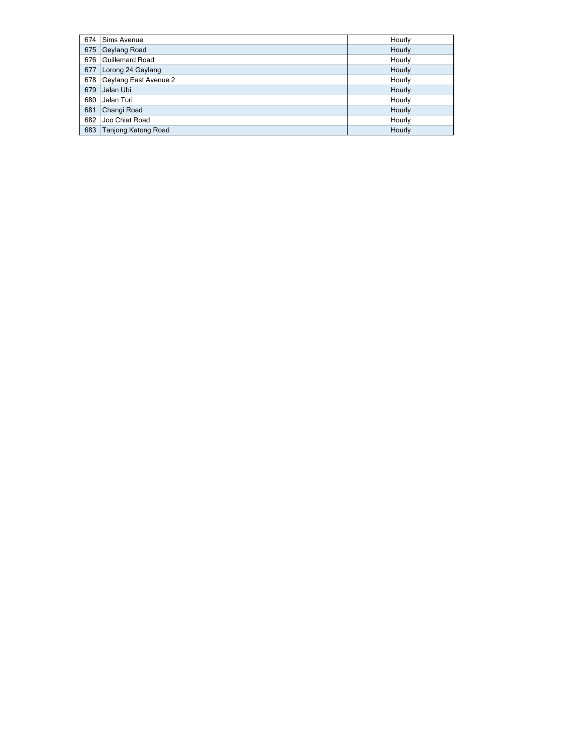| | | |
|---|---|---|
| 674 | Sims Avenue | Hourly |
| 675 | Geylang Road | Hourly |
| 676 | Guillemard Road | Hourly |
| 677 | Lorong 24 Geylang | Hourly |
| 678 | Geylang East Avenue 2 | Hourly |
| 679 | Jalan Ubi | Hourly |
| 680 | Jalan Turi | Hourly |
| 681 | Changi Road | Hourly |
| 682 | Joo Chiat Road | Hourly |
| 683 | Tanjong Katong Road | Hourly |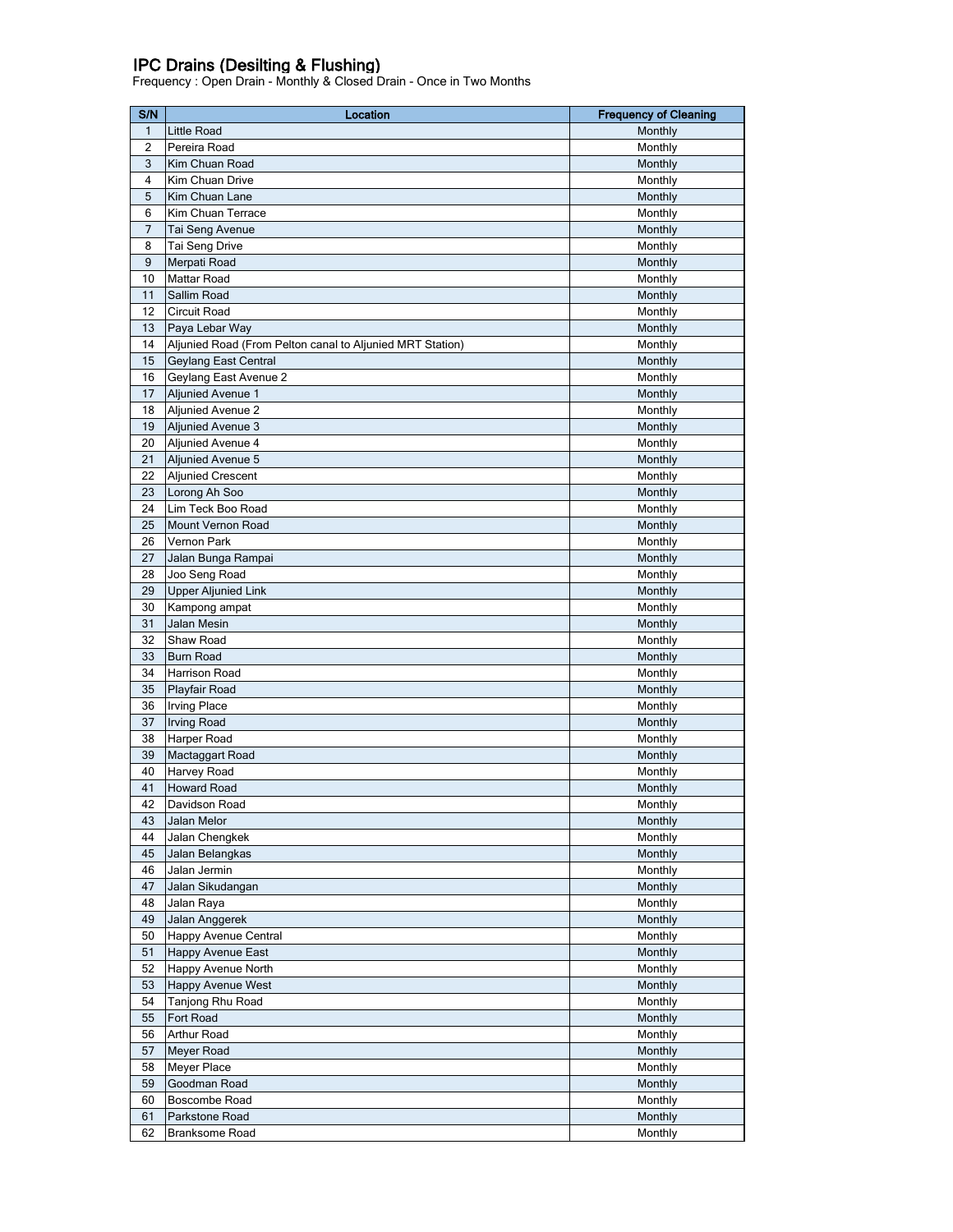## IPC Drains (Desilting & Flushing)

Frequency : Open Drain - Monthly & Closed Drain - Once in Two Months

| S/N | Location | Frequency of Cleaning |
|---|---|---|
| 1 | Little Road | Monthly |
| 2 | Pereira Road | Monthly |
| 3 | Kim Chuan Road | Monthly |
| 4 | Kim Chuan Drive | Monthly |
| 5 | Kim Chuan Lane | Monthly |
| 6 | Kim Chuan Terrace | Monthly |
| 7 | Tai Seng Avenue | Monthly |
| 8 | Tai Seng Drive | Monthly |
| 9 | Merpati Road | Monthly |
| 10 | Mattar Road | Monthly |
| 11 | Sallim Road | Monthly |
| 12 | Circuit Road | Monthly |
| 13 | Paya Lebar Way | Monthly |
| 14 | Aljunied Road (From Pelton canal to Aljunied MRT Station) | Monthly |
| 15 | Geylang East Central | Monthly |
| 16 | Geylang East Avenue 2 | Monthly |
| 17 | Aljunied Avenue 1 | Monthly |
| 18 | Aljunied Avenue 2 | Monthly |
| 19 | Aljunied Avenue 3 | Monthly |
| 20 | Aljunied Avenue 4 | Monthly |
| 21 | Aljunied Avenue 5 | Monthly |
| 22 | Aljunied Crescent | Monthly |
| 23 | Lorong Ah Soo | Monthly |
| 24 | Lim Teck Boo Road | Monthly |
| 25 | Mount Vernon Road | Monthly |
| 26 | Vernon Park | Monthly |
| 27 | Jalan Bunga Rampai | Monthly |
| 28 | Joo Seng Road | Monthly |
| 29 | Upper Aljunied Link | Monthly |
| 30 | Kampong ampat | Monthly |
| 31 | Jalan Mesin | Monthly |
| 32 | Shaw Road | Monthly |
| 33 | Burn Road | Monthly |
| 34 | Harrison Road | Monthly |
| 35 | Playfair Road | Monthly |
| 36 | Irving Place | Monthly |
| 37 | Irving Road | Monthly |
| 38 | Harper Road | Monthly |
| 39 | Mactaggart Road | Monthly |
| 40 | Harvey Road | Monthly |
| 41 | Howard Road | Monthly |
| 42 | Davidson Road | Monthly |
| 43 | Jalan Melor | Monthly |
| 44 | Jalan Chengkek | Monthly |
| 45 | Jalan Belangkas | Monthly |
| 46 | Jalan Jermin | Monthly |
| 47 | Jalan Sikudangan | Monthly |
| 48 | Jalan Raya | Monthly |
| 49 | Jalan Anggerek | Monthly |
| 50 | Happy Avenue Central | Monthly |
| 51 | Happy Avenue East | Monthly |
| 52 | Happy Avenue North | Monthly |
| 53 | Happy Avenue West | Monthly |
| 54 | Tanjong Rhu Road | Monthly |
| 55 | Fort Road | Monthly |
| 56 | Arthur Road | Monthly |
| 57 | Meyer Road | Monthly |
| 58 | Meyer Place | Monthly |
| 59 | Goodman Road | Monthly |
| 60 | Boscombe Road | Monthly |
| 61 | Parkstone Road | Monthly |
| 62 | Branksome Road | Monthly |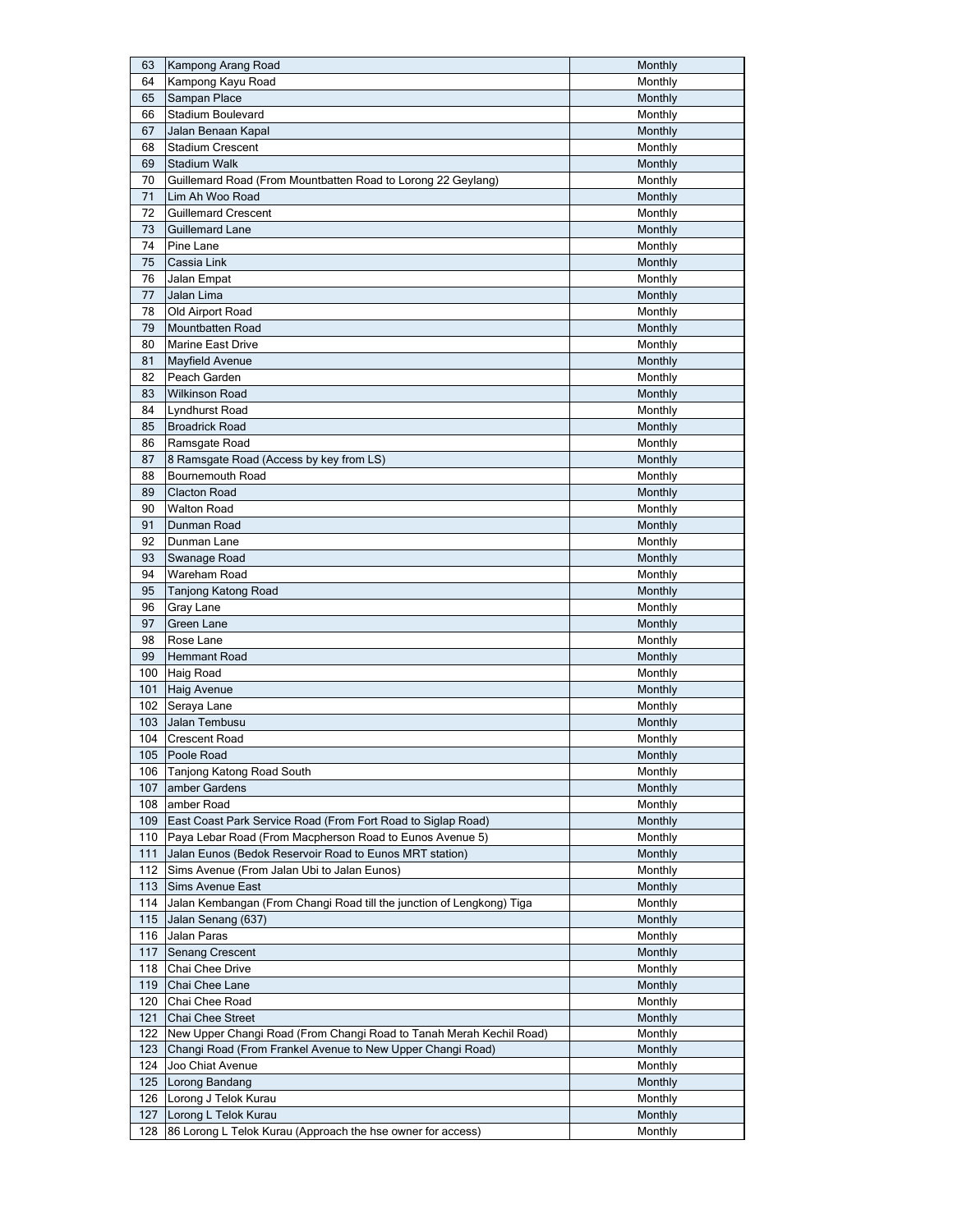| 63 | Kampong Arang Road | Monthly |
|---|---|---|
| 64 | Kampong Kayu Road | Monthly |
| 65 | Sampan Place | Monthly |
| 66 | Stadium Boulevard | Monthly |
| 67 | Jalan Benaan Kapal | Monthly |
| 68 | Stadium Crescent | Monthly |
| 69 | Stadium Walk | Monthly |
| 70 | Guillemard Road (From Mountbatten Road to Lorong 22 Geylang) | Monthly |
| 71 | Lim Ah Woo Road | Monthly |
| 72 | Guillemard Crescent | Monthly |
| 73 | Guillemard Lane | Monthly |
| 74 | Pine Lane | Monthly |
| 75 | Cassia Link | Monthly |
| 76 | Jalan Empat | Monthly |
| 77 | Jalan Lima | Monthly |
| 78 | Old Airport Road | Monthly |
| 79 | Mountbatten Road | Monthly |
| 80 | Marine East Drive | Monthly |
| 81 | Mayfield Avenue | Monthly |
| 82 | Peach Garden | Monthly |
| 83 | Wilkinson Road | Monthly |
| 84 | Lyndhurst Road | Monthly |
| 85 | Broadrick Road | Monthly |
| 86 | Ramsgate Road | Monthly |
| 87 | 8 Ramsgate Road (Access by key from LS) | Monthly |
| 88 | Bournemouth Road | Monthly |
| 89 | Clacton Road | Monthly |
| 90 | Walton Road | Monthly |
| 91 | Dunman Road | Monthly |
| 92 | Dunman Lane | Monthly |
| 93 | Swanage Road | Monthly |
| 94 | Wareham Road | Monthly |
| 95 | Tanjong Katong Road | Monthly |
| 96 | Gray Lane | Monthly |
| 97 | Green Lane | Monthly |
| 98 | Rose Lane | Monthly |
| 99 | Hemmant Road | Monthly |
| 100 | Haig Road | Monthly |
| 101 | Haig Avenue | Monthly |
| 102 | Seraya Lane | Monthly |
| 103 | Jalan Tembusu | Monthly |
| 104 | Crescent Road | Monthly |
| 105 | Poole Road | Monthly |
| 106 | Tanjong Katong Road South | Monthly |
| 107 | amber Gardens | Monthly |
| 108 | amber Road | Monthly |
| 109 | East Coast Park Service Road (From Fort Road to Siglap Road) | Monthly |
| 110 | Paya Lebar Road (From Macpherson Road to Eunos Avenue 5) | Monthly |
| 111 | Jalan Eunos (Bedok Reservoir Road to Eunos MRT station) | Monthly |
| 112 | Sims Avenue (From Jalan Ubi to Jalan Eunos) | Monthly |
| 113 | Sims Avenue East | Monthly |
| 114 | Jalan Kembangan (From Changi Road till the junction of Lengkong) Tiga | Monthly |
| 115 | Jalan Senang (637) | Monthly |
| 116 | Jalan Paras | Monthly |
| 117 | Senang Crescent | Monthly |
| 118 | Chai Chee Drive | Monthly |
| 119 | Chai Chee Lane | Monthly |
| 120 | Chai Chee Road | Monthly |
| 121 | Chai Chee Street | Monthly |
| 122 | New Upper Changi Road (From Changi Road to Tanah Merah Kechil Road) | Monthly |
| 123 | Changi Road (From Frankel Avenue to New Upper Changi Road) | Monthly |
| 124 | Joo Chiat Avenue | Monthly |
| 125 | Lorong Bandang | Monthly |
| 126 | Lorong J Telok Kurau | Monthly |
| 127 | Lorong L Telok Kurau | Monthly |
| 128 | 86 Lorong L Telok Kurau (Approach the hse owner for access) | Monthly |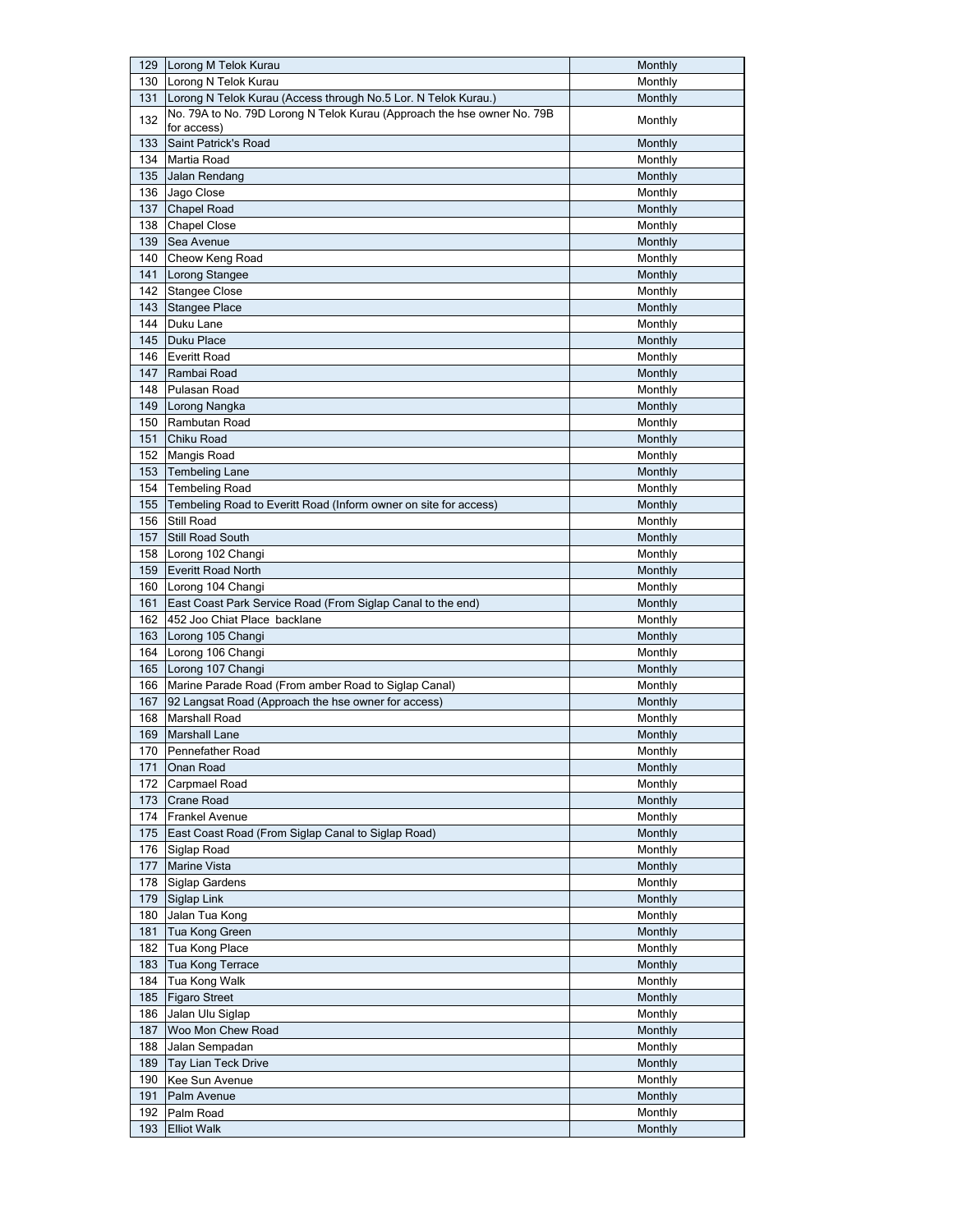| 129 | Lorong M Telok Kurau | Monthly |
|---|---|---|
| 130 | Lorong N Telok Kurau | Monthly |
| 131 | Lorong N Telok Kurau (Access through No.5 Lor. N Telok Kurau.) | Monthly |
| 132 | No. 79A to No. 79D Lorong N Telok Kurau (Approach the hse owner No. 79B for access) | Monthly |
| 133 | Saint Patrick's Road | Monthly |
| 134 | Martia Road | Monthly |
| 135 | Jalan Rendang | Monthly |
| 136 | Jago Close | Monthly |
| 137 | Chapel Road | Monthly |
| 138 | Chapel Close | Monthly |
| 139 | Sea Avenue | Monthly |
| 140 | Cheow Keng Road | Monthly |
| 141 | Lorong Stangee | Monthly |
| 142 | Stangee Close | Monthly |
| 143 | Stangee Place | Monthly |
| 144 | Duku Lane | Monthly |
| 145 | Duku Place | Monthly |
| 146 | Everitt Road | Monthly |
| 147 | Rambai Road | Monthly |
| 148 | Pulasan Road | Monthly |
| 149 | Lorong Nangka | Monthly |
| 150 | Rambutan Road | Monthly |
| 151 | Chiku Road | Monthly |
| 152 | Mangis Road | Monthly |
| 153 | Tembeling Lane | Monthly |
| 154 | Tembeling Road | Monthly |
| 155 | Tembeling Road to Everitt Road (Inform owner on site for access) | Monthly |
| 156 | Still Road | Monthly |
| 157 | Still Road South | Monthly |
| 158 | Lorong 102 Changi | Monthly |
| 159 | Everitt Road North | Monthly |
| 160 | Lorong 104 Changi | Monthly |
| 161 | East Coast Park Service Road (From Siglap Canal to the end) | Monthly |
| 162 | 452 Joo Chiat Place backlane | Monthly |
| 163 | Lorong 105 Changi | Monthly |
| 164 | Lorong 106 Changi | Monthly |
| 165 | Lorong 107 Changi | Monthly |
| 166 | Marine Parade Road (From amber Road to Siglap Canal) | Monthly |
| 167 | 92 Langsat Road (Approach the hse owner for access) | Monthly |
| 168 | Marshall Road | Monthly |
| 169 | Marshall Lane | Monthly |
| 170 | Pennefather Road | Monthly |
| 171 | Onan Road | Monthly |
| 172 | Carpmael Road | Monthly |
| 173 | Crane Road | Monthly |
| 174 | Frankel Avenue | Monthly |
| 175 | East Coast Road (From Siglap Canal to Siglap Road) | Monthly |
| 176 | Siglap Road | Monthly |
| 177 | Marine Vista | Monthly |
| 178 | Siglap Gardens | Monthly |
| 179 | Siglap Link | Monthly |
| 180 | Jalan Tua Kong | Monthly |
| 181 | Tua Kong Green | Monthly |
| 182 | Tua Kong Place | Monthly |
| 183 | Tua Kong Terrace | Monthly |
| 184 | Tua Kong Walk | Monthly |
| 185 | Figaro Street | Monthly |
| 186 | Jalan Ulu Siglap | Monthly |
| 187 | Woo Mon Chew Road | Monthly |
| 188 | Jalan Sempadan | Monthly |
| 189 | Tay Lian Teck Drive | Monthly |
| 190 | Kee Sun Avenue | Monthly |
| 191 | Palm Avenue | Monthly |
| 192 | Palm Road | Monthly |
| 193 | Elliot Walk | Monthly |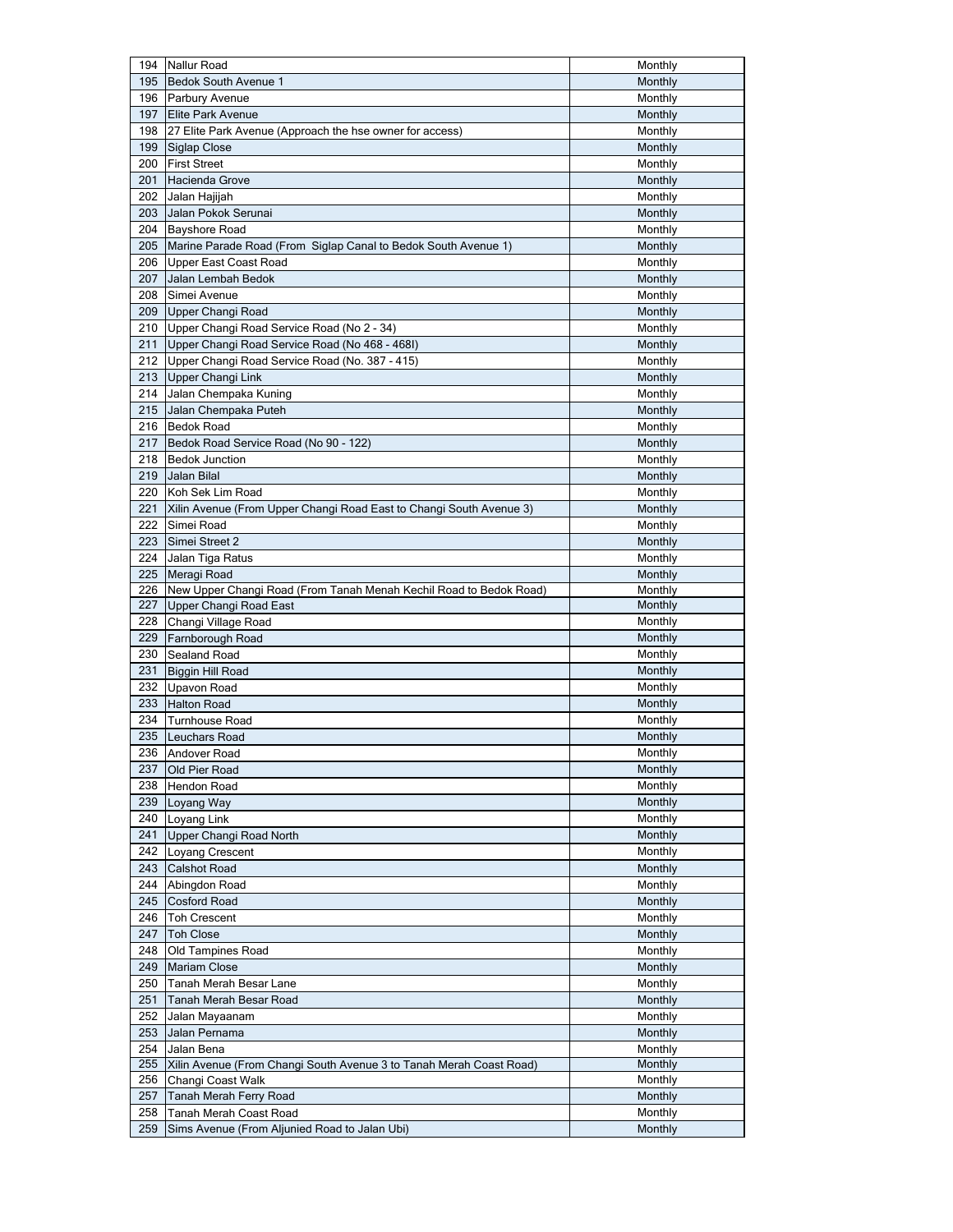| 194 | Nallur Road | Monthly |
|---|---|---|
| 195 | Bedok South Avenue 1 | Monthly |
| 196 | Parbury Avenue | Monthly |
| 197 | Elite Park Avenue | Monthly |
| 198 | 27 Elite Park Avenue (Approach the hse owner for access) | Monthly |
| 199 | Siglap Close | Monthly |
| 200 | First Street | Monthly |
| 201 | Hacienda Grove | Monthly |
| 202 | Jalan Hajijah | Monthly |
| 203 | Jalan Pokok Serunai | Monthly |
| 204 | Bayshore Road | Monthly |
| 205 | Marine Parade Road (From  Siglap Canal to Bedok South Avenue 1) | Monthly |
| 206 | Upper East Coast Road | Monthly |
| 207 | Jalan Lembah Bedok | Monthly |
| 208 | Simei Avenue | Monthly |
| 209 | Upper Changi Road | Monthly |
| 210 | Upper Changi Road Service Road (No 2 - 34) | Monthly |
| 211 | Upper Changi Road Service Road (No 468 - 468I) | Monthly |
| 212 | Upper Changi Road Service Road (No. 387 - 415) | Monthly |
| 213 | Upper Changi Link | Monthly |
| 214 | Jalan Chempaka Kuning | Monthly |
| 215 | Jalan Chempaka Puteh | Monthly |
| 216 | Bedok Road | Monthly |
| 217 | Bedok Road Service Road (No 90 - 122) | Monthly |
| 218 | Bedok Junction | Monthly |
| 219 | Jalan Bilal | Monthly |
| 220 | Koh Sek Lim Road | Monthly |
| 221 | Xilin Avenue (From Upper Changi Road East to Changi South Avenue 3) | Monthly |
| 222 | Simei Road | Monthly |
| 223 | Simei Street 2 | Monthly |
| 224 | Jalan Tiga Ratus | Monthly |
| 225 | Meragi Road | Monthly |
| 226 | New Upper Changi Road (From Tanah Menah Kechil Road to Bedok Road) | Monthly |
| 227 | Upper Changi Road East | Monthly |
| 228 | Changi Village Road | Monthly |
| 229 | Farnborough Road | Monthly |
| 230 | Sealand Road | Monthly |
| 231 | Biggin Hill Road | Monthly |
| 232 | Upavon Road | Monthly |
| 233 | Halton Road | Monthly |
| 234 | Turnhouse Road | Monthly |
| 235 | Leuchars Road | Monthly |
| 236 | Andover Road | Monthly |
| 237 | Old Pier Road | Monthly |
| 238 | Hendon Road | Monthly |
| 239 | Loyang Way | Monthly |
| 240 | Loyang Link | Monthly |
| 241 | Upper Changi Road North | Monthly |
| 242 | Loyang Crescent | Monthly |
| 243 | Calshot Road | Monthly |
| 244 | Abingdon Road | Monthly |
| 245 | Cosford Road | Monthly |
| 246 | Toh Crescent | Monthly |
| 247 | Toh Close | Monthly |
| 248 | Old Tampines Road | Monthly |
| 249 | Mariam Close | Monthly |
| 250 | Tanah Merah Besar Lane | Monthly |
| 251 | Tanah Merah Besar Road | Monthly |
| 252 | Jalan Mayaanam | Monthly |
| 253 | Jalan Pernama | Monthly |
| 254 | Jalan Bena | Monthly |
| 255 | Xilin Avenue (From Changi South Avenue 3 to Tanah Merah Coast Road) | Monthly |
| 256 | Changi Coast Walk | Monthly |
| 257 | Tanah Merah Ferry Road | Monthly |
| 258 | Tanah Merah Coast Road | Monthly |
| 259 | Sims Avenue (From Aljunied Road to Jalan Ubi) | Monthly |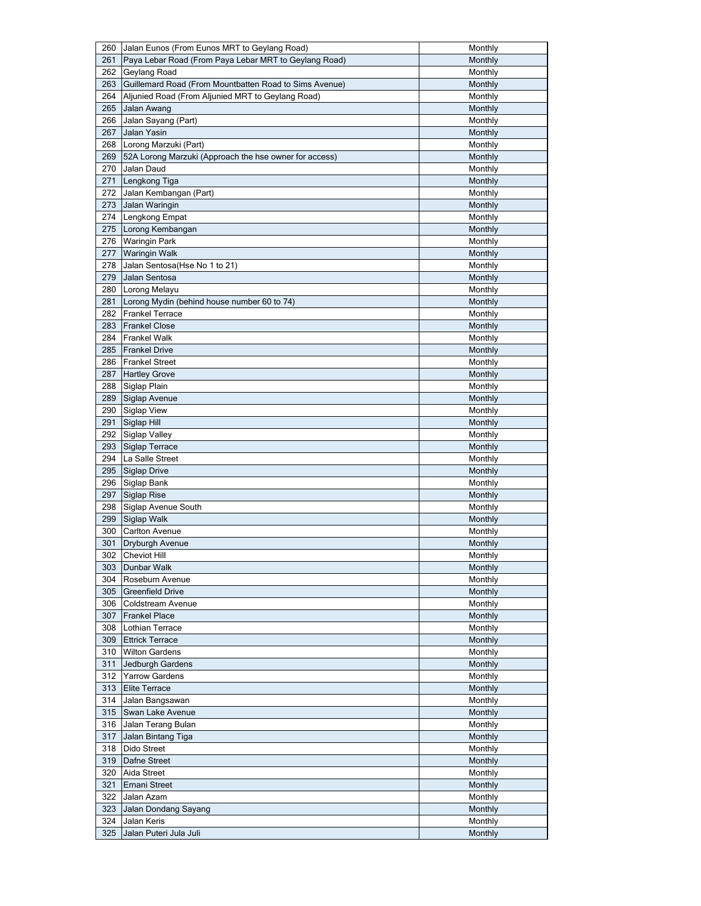| | | |
|---|---|---|
| 260 | Jalan Eunos (From Eunos MRT to Geylang Road) | Monthly |
| 261 | Paya Lebar Road (From Paya Lebar MRT to Geylang Road) | Monthly |
| 262 | Geylang Road | Monthly |
| 263 | Guillemard Road (From Mountbatten Road to Sims Avenue) | Monthly |
| 264 | Aljunied Road (From Aljunied MRT to Geylang Road) | Monthly |
| 265 | Jalan Awang | Monthly |
| 266 | Jalan Sayang (Part) | Monthly |
| 267 | Jalan Yasin | Monthly |
| 268 | Lorong Marzuki (Part) | Monthly |
| 269 | 52A Lorong Marzuki (Approach the hse owner for access) | Monthly |
| 270 | Jalan Daud | Monthly |
| 271 | Lengkong Tiga | Monthly |
| 272 | Jalan Kembangan (Part) | Monthly |
| 273 | Jalan Waringin | Monthly |
| 274 | Lengkong Empat | Monthly |
| 275 | Lorong Kembangan | Monthly |
| 276 | Waringin Park | Monthly |
| 277 | Waringin Walk | Monthly |
| 278 | Jalan Sentosa(Hse No 1 to 21) | Monthly |
| 279 | Jalan Sentosa | Monthly |
| 280 | Lorong Melayu | Monthly |
| 281 | Lorong Mydin (behind house number 60 to 74) | Monthly |
| 282 | Frankel Terrace | Monthly |
| 283 | Frankel Close | Monthly |
| 284 | Frankel Walk | Monthly |
| 285 | Frankel Drive | Monthly |
| 286 | Frankel Street | Monthly |
| 287 | Hartley Grove | Monthly |
| 288 | Siglap Plain | Monthly |
| 289 | Siglap Avenue | Monthly |
| 290 | Siglap View | Monthly |
| 291 | Siglap Hill | Monthly |
| 292 | Siglap Valley | Monthly |
| 293 | Siglap Terrace | Monthly |
| 294 | La Salle Street | Monthly |
| 295 | Siglap Drive | Monthly |
| 296 | Siglap Bank | Monthly |
| 297 | Siglap Rise | Monthly |
| 298 | Siglap Avenue South | Monthly |
| 299 | Siglap Walk | Monthly |
| 300 | Carlton Avenue | Monthly |
| 301 | Dryburgh Avenue | Monthly |
| 302 | Cheviot Hill | Monthly |
| 303 | Dunbar Walk | Monthly |
| 304 | Roseburn Avenue | Monthly |
| 305 | Greenfield Drive | Monthly |
| 306 | Coldstream Avenue | Monthly |
| 307 | Frankel Place | Monthly |
| 308 | Lothian Terrace | Monthly |
| 309 | Ettrick Terrace | Monthly |
| 310 | Wilton Gardens | Monthly |
| 311 | Jedburgh Gardens | Monthly |
| 312 | Yarrow Gardens | Monthly |
| 313 | Elite Terrace | Monthly |
| 314 | Jalan Bangsawan | Monthly |
| 315 | Swan Lake Avenue | Monthly |
| 316 | Jalan Terang Bulan | Monthly |
| 317 | Jalan Bintang Tiga | Monthly |
| 318 | Dido Street | Monthly |
| 319 | Dafne Street | Monthly |
| 320 | Aida Street | Monthly |
| 321 | Ernani Street | Monthly |
| 322 | Jalan Azam | Monthly |
| 323 | Jalan Dondang Sayang | Monthly |
| 324 | Jalan Keris | Monthly |
| 325 | Jalan Puteri Jula Juli | Monthly |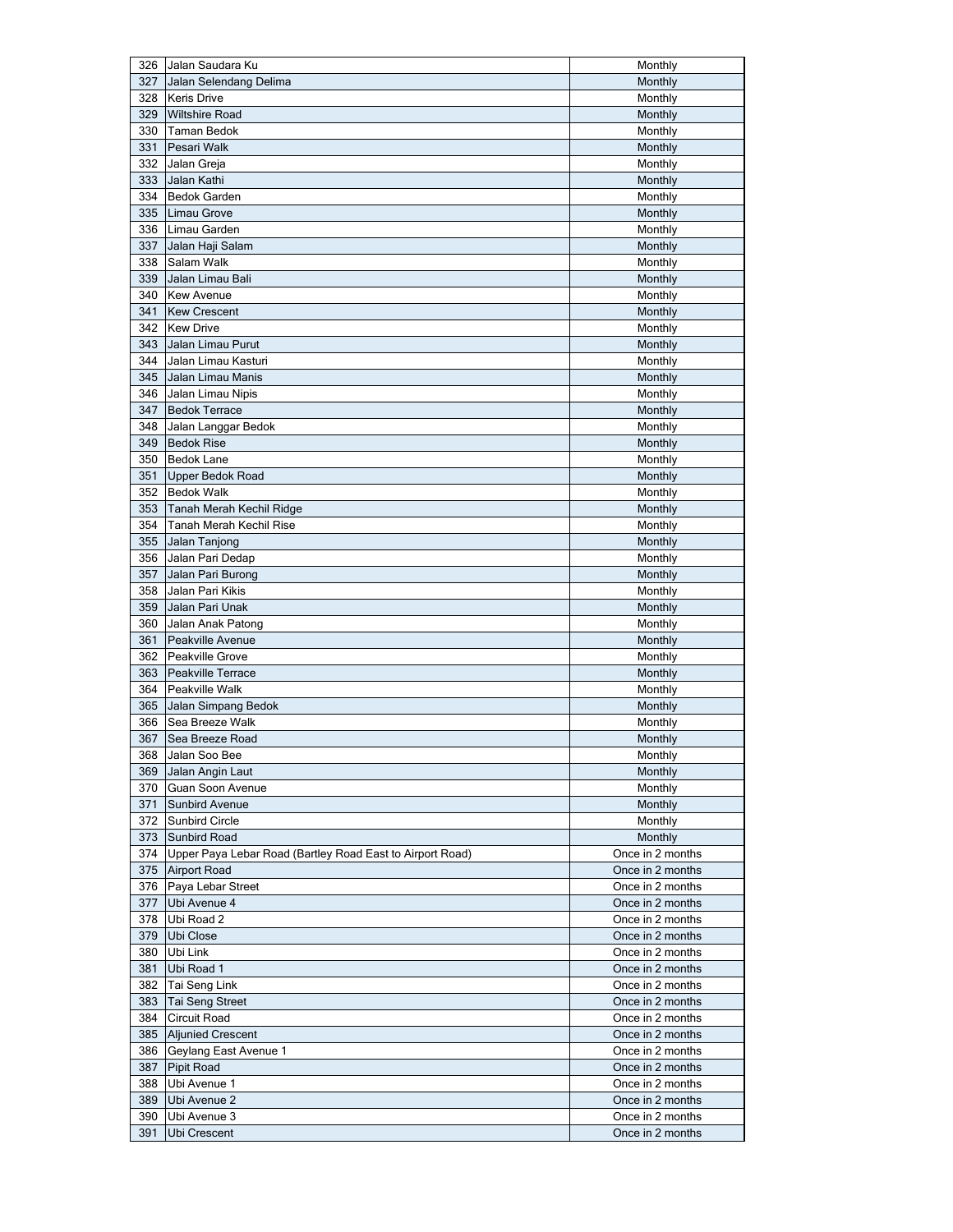| 326 | Jalan Saudara Ku | Monthly |
|---|---|---|
| 327 | Jalan Selendang Delima | Monthly |
| 328 | Keris Drive | Monthly |
| 329 | Wiltshire Road | Monthly |
| 330 | Taman Bedok | Monthly |
| 331 | Pesari Walk | Monthly |
| 332 | Jalan Greja | Monthly |
| 333 | Jalan Kathi | Monthly |
| 334 | Bedok Garden | Monthly |
| 335 | Limau Grove | Monthly |
| 336 | Limau Garden | Monthly |
| 337 | Jalan Haji Salam | Monthly |
| 338 | Salam Walk | Monthly |
| 339 | Jalan Limau Bali | Monthly |
| 340 | Kew Avenue | Monthly |
| 341 | Kew Crescent | Monthly |
| 342 | Kew Drive | Monthly |
| 343 | Jalan Limau Purut | Monthly |
| 344 | Jalan Limau Kasturi | Monthly |
| 345 | Jalan Limau Manis | Monthly |
| 346 | Jalan Limau Nipis | Monthly |
| 347 | Bedok Terrace | Monthly |
| 348 | Jalan Langgar Bedok | Monthly |
| 349 | Bedok Rise | Monthly |
| 350 | Bedok Lane | Monthly |
| 351 | Upper Bedok Road | Monthly |
| 352 | Bedok Walk | Monthly |
| 353 | Tanah Merah Kechil Ridge | Monthly |
| 354 | Tanah Merah Kechil Rise | Monthly |
| 355 | Jalan Tanjong | Monthly |
| 356 | Jalan Pari Dedap | Monthly |
| 357 | Jalan Pari Burong | Monthly |
| 358 | Jalan Pari Kikis | Monthly |
| 359 | Jalan Pari Unak | Monthly |
| 360 | Jalan Anak Patong | Monthly |
| 361 | Peakville Avenue | Monthly |
| 362 | Peakville Grove | Monthly |
| 363 | Peakville Terrace | Monthly |
| 364 | Peakville Walk | Monthly |
| 365 | Jalan Simpang Bedok | Monthly |
| 366 | Sea Breeze Walk | Monthly |
| 367 | Sea Breeze Road | Monthly |
| 368 | Jalan Soo Bee | Monthly |
| 369 | Jalan Angin Laut | Monthly |
| 370 | Guan Soon Avenue | Monthly |
| 371 | Sunbird Avenue | Monthly |
| 372 | Sunbird Circle | Monthly |
| 373 | Sunbird Road | Monthly |
| 374 | Upper Paya Lebar Road (Bartley Road East to Airport Road) | Once in 2 months |
| 375 | Airport Road | Once in 2 months |
| 376 | Paya Lebar Street | Once in 2 months |
| 377 | Ubi Avenue 4 | Once in 2 months |
| 378 | Ubi Road 2 | Once in 2 months |
| 379 | Ubi Close | Once in 2 months |
| 380 | Ubi Link | Once in 2 months |
| 381 | Ubi Road 1 | Once in 2 months |
| 382 | Tai Seng Link | Once in 2 months |
| 383 | Tai Seng Street | Once in 2 months |
| 384 | Circuit Road | Once in 2 months |
| 385 | Aljunied Crescent | Once in 2 months |
| 386 | Geylang East Avenue 1 | Once in 2 months |
| 387 | Pipit Road | Once in 2 months |
| 388 | Ubi Avenue 1 | Once in 2 months |
| 389 | Ubi Avenue 2 | Once in 2 months |
| 390 | Ubi Avenue 3 | Once in 2 months |
| 391 | Ubi Crescent | Once in 2 months |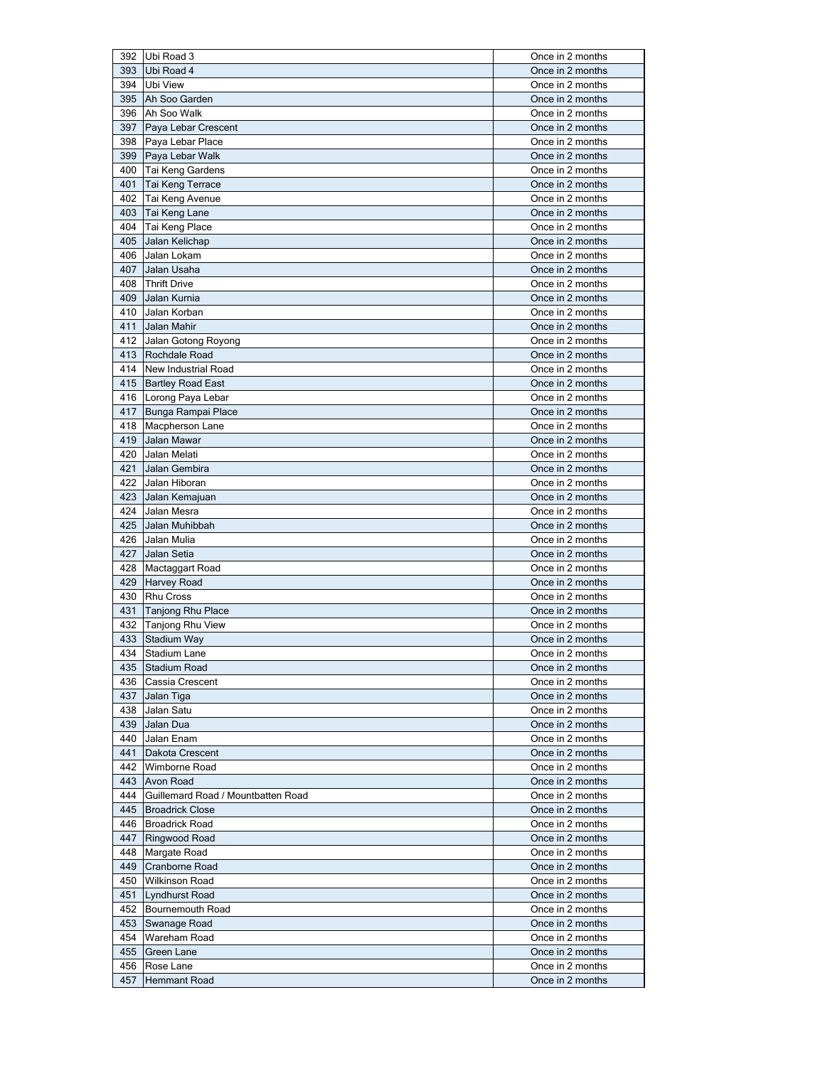| | | |
|---|---|---|
| 392 | Ubi Road 3 | Once in 2 months |
| 393 | Ubi Road 4 | Once in 2 months |
| 394 | Ubi View | Once in 2 months |
| 395 | Ah Soo Garden | Once in 2 months |
| 396 | Ah Soo Walk | Once in 2 months |
| 397 | Paya Lebar Crescent | Once in 2 months |
| 398 | Paya Lebar Place | Once in 2 months |
| 399 | Paya Lebar Walk | Once in 2 months |
| 400 | Tai Keng Gardens | Once in 2 months |
| 401 | Tai Keng Terrace | Once in 2 months |
| 402 | Tai Keng Avenue | Once in 2 months |
| 403 | Tai Keng Lane | Once in 2 months |
| 404 | Tai Keng Place | Once in 2 months |
| 405 | Jalan Kelichap | Once in 2 months |
| 406 | Jalan Lokam | Once in 2 months |
| 407 | Jalan Usaha | Once in 2 months |
| 408 | Thrift Drive | Once in 2 months |
| 409 | Jalan Kurnia | Once in 2 months |
| 410 | Jalan Korban | Once in 2 months |
| 411 | Jalan Mahir | Once in 2 months |
| 412 | Jalan Gotong Royong | Once in 2 months |
| 413 | Rochdale Road | Once in 2 months |
| 414 | New Industrial Road | Once in 2 months |
| 415 | Bartley Road East | Once in 2 months |
| 416 | Lorong Paya Lebar | Once in 2 months |
| 417 | Bunga Rampai Place | Once in 2 months |
| 418 | Macpherson Lane | Once in 2 months |
| 419 | Jalan Mawar | Once in 2 months |
| 420 | Jalan Melati | Once in 2 months |
| 421 | Jalan Gembira | Once in 2 months |
| 422 | Jalan Hiboran | Once in 2 months |
| 423 | Jalan Kemajuan | Once in 2 months |
| 424 | Jalan Mesra | Once in 2 months |
| 425 | Jalan Muhibbah | Once in 2 months |
| 426 | Jalan Mulia | Once in 2 months |
| 427 | Jalan Setia | Once in 2 months |
| 428 | Mactaggart Road | Once in 2 months |
| 429 | Harvey Road | Once in 2 months |
| 430 | Rhu Cross | Once in 2 months |
| 431 | Tanjong Rhu Place | Once in 2 months |
| 432 | Tanjong Rhu View | Once in 2 months |
| 433 | Stadium Way | Once in 2 months |
| 434 | Stadium Lane | Once in 2 months |
| 435 | Stadium Road | Once in 2 months |
| 436 | Cassia Crescent | Once in 2 months |
| 437 | Jalan Tiga | Once in 2 months |
| 438 | Jalan Satu | Once in 2 months |
| 439 | Jalan Dua | Once in 2 months |
| 440 | Jalan Enam | Once in 2 months |
| 441 | Dakota Crescent | Once in 2 months |
| 442 | Wimborne Road | Once in 2 months |
| 443 | Avon Road | Once in 2 months |
| 444 | Guillemard Road / Mountbatten Road | Once in 2 months |
| 445 | Broadrick Close | Once in 2 months |
| 446 | Broadrick Road | Once in 2 months |
| 447 | Ringwood Road | Once in 2 months |
| 448 | Margate Road | Once in 2 months |
| 449 | Cranborne Road | Once in 2 months |
| 450 | Wilkinson Road | Once in 2 months |
| 451 | Lyndhurst Road | Once in 2 months |
| 452 | Bournemouth Road | Once in 2 months |
| 453 | Swanage Road | Once in 2 months |
| 454 | Wareham Road | Once in 2 months |
| 455 | Green Lane | Once in 2 months |
| 456 | Rose Lane | Once in 2 months |
| 457 | Hemmant Road | Once in 2 months |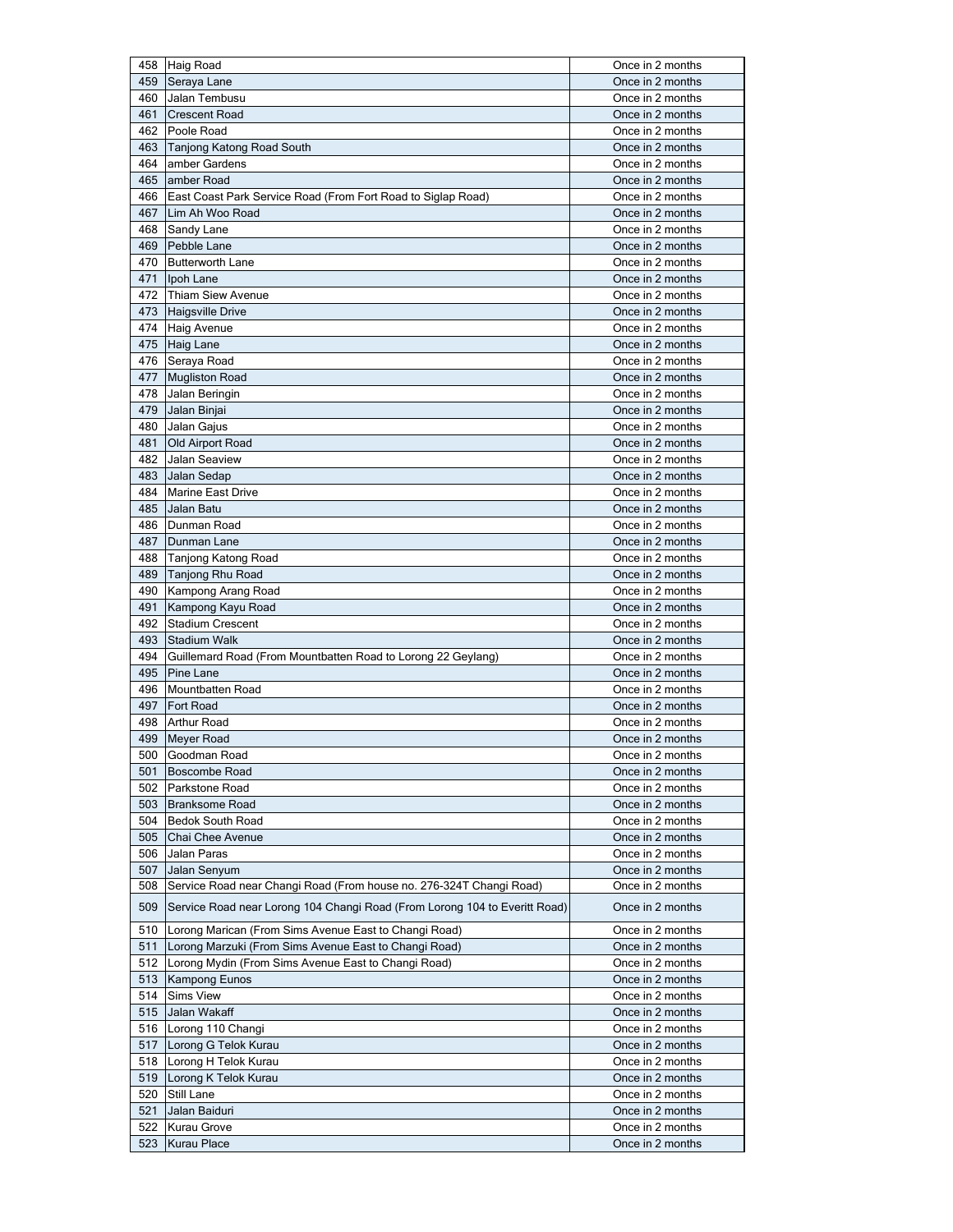| 458 | Haig Road | Once in 2 months |
|---|---|---|
| 459 | Seraya Lane | Once in 2 months |
| 460 | Jalan Tembusu | Once in 2 months |
| 461 | Crescent Road | Once in 2 months |
| 462 | Poole Road | Once in 2 months |
| 463 | Tanjong Katong Road South | Once in 2 months |
| 464 | amber Gardens | Once in 2 months |
| 465 | amber Road | Once in 2 months |
| 466 | East Coast Park Service Road (From Fort Road to Siglap Road) | Once in 2 months |
| 467 | Lim Ah Woo Road | Once in 2 months |
| 468 | Sandy Lane | Once in 2 months |
| 469 | Pebble Lane | Once in 2 months |
| 470 | Butterworth Lane | Once in 2 months |
| 471 | Ipoh Lane | Once in 2 months |
| 472 | Thiam Siew Avenue | Once in 2 months |
| 473 | Haigsville Drive | Once in 2 months |
| 474 | Haig Avenue | Once in 2 months |
| 475 | Haig Lane | Once in 2 months |
| 476 | Seraya Road | Once in 2 months |
| 477 | Mugliston Road | Once in 2 months |
| 478 | Jalan Beringin | Once in 2 months |
| 479 | Jalan Binjai | Once in 2 months |
| 480 | Jalan Gajus | Once in 2 months |
| 481 | Old Airport Road | Once in 2 months |
| 482 | Jalan Seaview | Once in 2 months |
| 483 | Jalan Sedap | Once in 2 months |
| 484 | Marine East Drive | Once in 2 months |
| 485 | Jalan Batu | Once in 2 months |
| 486 | Dunman Road | Once in 2 months |
| 487 | Dunman Lane | Once in 2 months |
| 488 | Tanjong Katong Road | Once in 2 months |
| 489 | Tanjong Rhu Road | Once in 2 months |
| 490 | Kampong Arang Road | Once in 2 months |
| 491 | Kampong Kayu Road | Once in 2 months |
| 492 | Stadium Crescent | Once in 2 months |
| 493 | Stadium Walk | Once in 2 months |
| 494 | Guillemard Road (From Mountbatten Road to Lorong 22 Geylang) | Once in 2 months |
| 495 | Pine Lane | Once in 2 months |
| 496 | Mountbatten Road | Once in 2 months |
| 497 | Fort Road | Once in 2 months |
| 498 | Arthur Road | Once in 2 months |
| 499 | Meyer Road | Once in 2 months |
| 500 | Goodman Road | Once in 2 months |
| 501 | Boscombe Road | Once in 2 months |
| 502 | Parkstone Road | Once in 2 months |
| 503 | Branksome Road | Once in 2 months |
| 504 | Bedok South Road | Once in 2 months |
| 505 | Chai Chee Avenue | Once in 2 months |
| 506 | Jalan Paras | Once in 2 months |
| 507 | Jalan Senyum | Once in 2 months |
| 508 | Service Road near Changi Road (From house no. 276-324T Changi Road) | Once in 2 months |
| 509 | Service Road near Lorong 104 Changi Road (From Lorong 104 to Everitt Road) | Once in 2 months |
| 510 | Lorong Marican (From Sims Avenue East to Changi Road) | Once in 2 months |
| 511 | Lorong Marzuki (From Sims Avenue East to Changi Road) | Once in 2 months |
| 512 | Lorong Mydin (From Sims Avenue East to Changi Road) | Once in 2 months |
| 513 | Kampong Eunos | Once in 2 months |
| 514 | Sims View | Once in 2 months |
| 515 | Jalan Wakaff | Once in 2 months |
| 516 | Lorong 110 Changi | Once in 2 months |
| 517 | Lorong G Telok Kurau | Once in 2 months |
| 518 | Lorong H Telok Kurau | Once in 2 months |
| 519 | Lorong K Telok Kurau | Once in 2 months |
| 520 | Still Lane | Once in 2 months |
| 521 | Jalan Baiduri | Once in 2 months |
| 522 | Kurau Grove | Once in 2 months |
| 523 | Kurau Place | Once in 2 months |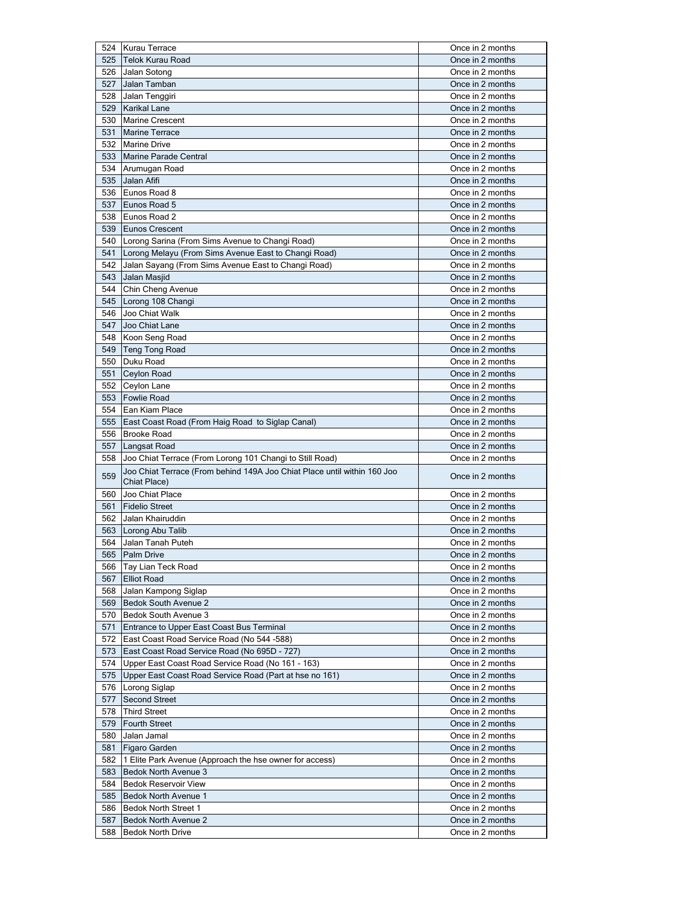| | | |
|---|---|---|
| 524 | Kurau Terrace | Once in 2 months |
| 525 | Telok Kurau Road | Once in 2 months |
| 526 | Jalan Sotong | Once in 2 months |
| 527 | Jalan Tamban | Once in 2 months |
| 528 | Jalan Tenggiri | Once in 2 months |
| 529 | Karikal Lane | Once in 2 months |
| 530 | Marine Crescent | Once in 2 months |
| 531 | Marine Terrace | Once in 2 months |
| 532 | Marine Drive | Once in 2 months |
| 533 | Marine Parade Central | Once in 2 months |
| 534 | Arumugan Road | Once in 2 months |
| 535 | Jalan Afifi | Once in 2 months |
| 536 | Eunos Road 8 | Once in 2 months |
| 537 | Eunos Road 5 | Once in 2 months |
| 538 | Eunos Road 2 | Once in 2 months |
| 539 | Eunos Crescent | Once in 2 months |
| 540 | Lorong Sarina (From Sims Avenue to Changi Road) | Once in 2 months |
| 541 | Lorong Melayu (From Sims Avenue East to Changi Road) | Once in 2 months |
| 542 | Jalan Sayang (From Sims Avenue East to Changi Road) | Once in 2 months |
| 543 | Jalan Masjid | Once in 2 months |
| 544 | Chin Cheng Avenue | Once in 2 months |
| 545 | Lorong 108 Changi | Once in 2 months |
| 546 | Joo Chiat Walk | Once in 2 months |
| 547 | Joo Chiat Lane | Once in 2 months |
| 548 | Koon Seng Road | Once in 2 months |
| 549 | Teng Tong Road | Once in 2 months |
| 550 | Duku Road | Once in 2 months |
| 551 | Ceylon Road | Once in 2 months |
| 552 | Ceylon Lane | Once in 2 months |
| 553 | Fowlie Road | Once in 2 months |
| 554 | Ean Kiam Place | Once in 2 months |
| 555 | East Coast Road (From Haig Road to Siglap Canal) | Once in 2 months |
| 556 | Brooke Road | Once in 2 months |
| 557 | Langsat Road | Once in 2 months |
| 558 | Joo Chiat Terrace (From Lorong 101 Changi to Still Road) | Once in 2 months |
| 559 | Joo Chiat Terrace (From behind 149A Joo Chiat Place until within 160 Joo Chiat Place) | Once in 2 months |
| 560 | Joo Chiat Place | Once in 2 months |
| 561 | Fidelio Street | Once in 2 months |
| 562 | Jalan Khairuddin | Once in 2 months |
| 563 | Lorong Abu Talib | Once in 2 months |
| 564 | Jalan Tanah Puteh | Once in 2 months |
| 565 | Palm Drive | Once in 2 months |
| 566 | Tay Lian Teck Road | Once in 2 months |
| 567 | Elliot Road | Once in 2 months |
| 568 | Jalan Kampong Siglap | Once in 2 months |
| 569 | Bedok South Avenue 2 | Once in 2 months |
| 570 | Bedok South Avenue 3 | Once in 2 months |
| 571 | Entrance to Upper East Coast Bus Terminal | Once in 2 months |
| 572 | East Coast Road Service Road (No 544 -588) | Once in 2 months |
| 573 | East Coast Road Service Road (No 695D - 727) | Once in 2 months |
| 574 | Upper East Coast Road Service Road (No 161 - 163) | Once in 2 months |
| 575 | Upper East Coast Road Service Road (Part at hse no 161) | Once in 2 months |
| 576 | Lorong Siglap | Once in 2 months |
| 577 | Second Street | Once in 2 months |
| 578 | Third Street | Once in 2 months |
| 579 | Fourth Street | Once in 2 months |
| 580 | Jalan Jamal | Once in 2 months |
| 581 | Figaro Garden | Once in 2 months |
| 582 | 1 Elite Park Avenue (Approach the hse owner for access) | Once in 2 months |
| 583 | Bedok North Avenue 3 | Once in 2 months |
| 584 | Bedok Reservoir View | Once in 2 months |
| 585 | Bedok North Avenue 1 | Once in 2 months |
| 586 | Bedok North Street 1 | Once in 2 months |
| 587 | Bedok North Avenue 2 | Once in 2 months |
| 588 | Bedok North Drive | Once in 2 months |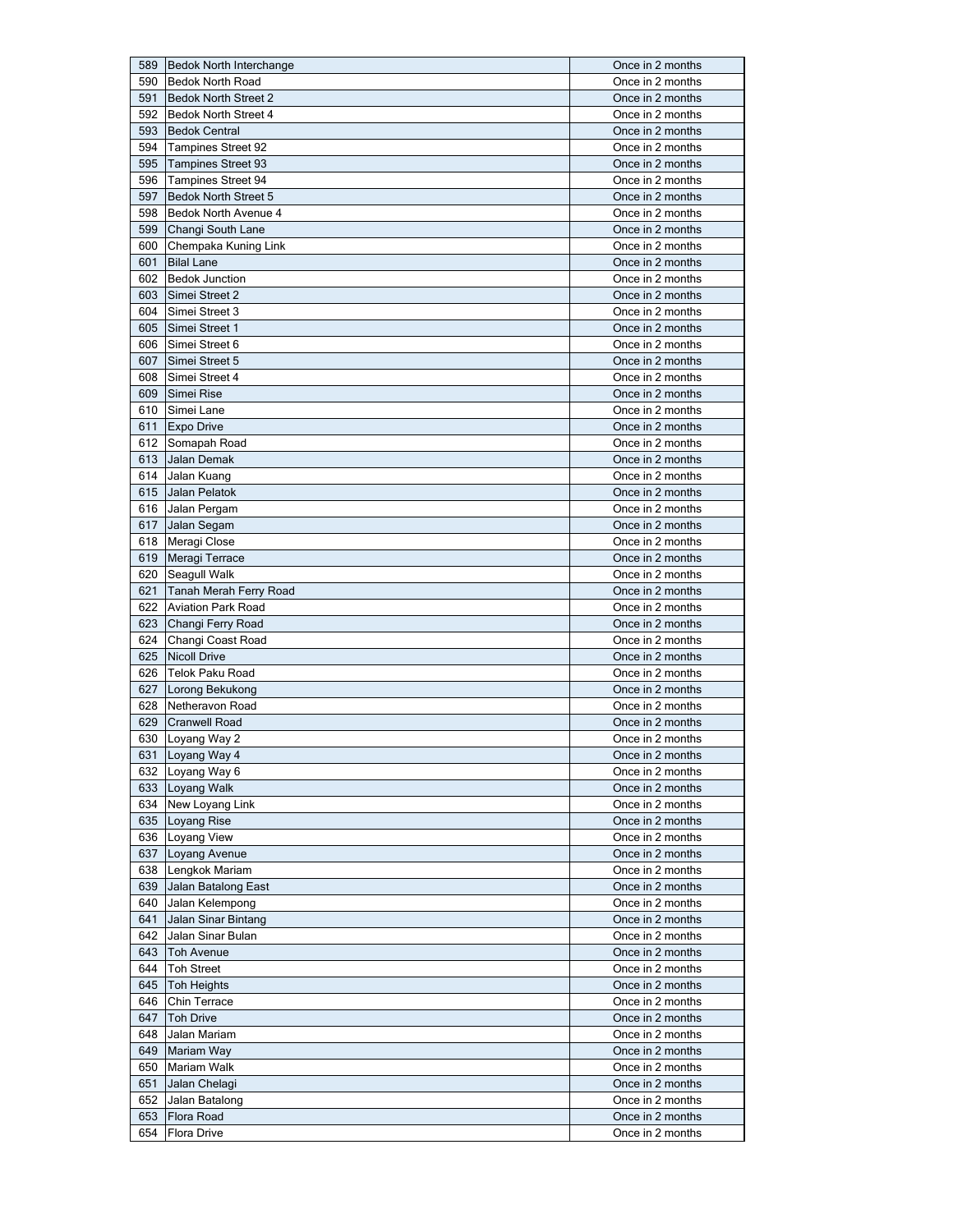| | | |
|---|---|---|
| 589 | Bedok North Interchange | Once in 2 months |
| 590 | Bedok North Road | Once in 2 months |
| 591 | Bedok North Street 2 | Once in 2 months |
| 592 | Bedok North Street 4 | Once in 2 months |
| 593 | Bedok Central | Once in 2 months |
| 594 | Tampines Street 92 | Once in 2 months |
| 595 | Tampines Street 93 | Once in 2 months |
| 596 | Tampines Street 94 | Once in 2 months |
| 597 | Bedok North Street 5 | Once in 2 months |
| 598 | Bedok North Avenue 4 | Once in 2 months |
| 599 | Changi South Lane | Once in 2 months |
| 600 | Chempaka Kuning Link | Once in 2 months |
| 601 | Bilal Lane | Once in 2 months |
| 602 | Bedok Junction | Once in 2 months |
| 603 | Simei Street 2 | Once in 2 months |
| 604 | Simei Street 3 | Once in 2 months |
| 605 | Simei Street 1 | Once in 2 months |
| 606 | Simei Street 6 | Once in 2 months |
| 607 | Simei Street 5 | Once in 2 months |
| 608 | Simei Street 4 | Once in 2 months |
| 609 | Simei Rise | Once in 2 months |
| 610 | Simei Lane | Once in 2 months |
| 611 | Expo Drive | Once in 2 months |
| 612 | Somapah Road | Once in 2 months |
| 613 | Jalan Demak | Once in 2 months |
| 614 | Jalan Kuang | Once in 2 months |
| 615 | Jalan Pelatok | Once in 2 months |
| 616 | Jalan Pergam | Once in 2 months |
| 617 | Jalan Segam | Once in 2 months |
| 618 | Meragi Close | Once in 2 months |
| 619 | Meragi Terrace | Once in 2 months |
| 620 | Seagull Walk | Once in 2 months |
| 621 | Tanah Merah Ferry Road | Once in 2 months |
| 622 | Aviation Park Road | Once in 2 months |
| 623 | Changi Ferry Road | Once in 2 months |
| 624 | Changi Coast Road | Once in 2 months |
| 625 | Nicoll Drive | Once in 2 months |
| 626 | Telok Paku Road | Once in 2 months |
| 627 | Lorong Bekukong | Once in 2 months |
| 628 | Netheravon Road | Once in 2 months |
| 629 | Cranwell Road | Once in 2 months |
| 630 | Loyang Way 2 | Once in 2 months |
| 631 | Loyang Way 4 | Once in 2 months |
| 632 | Loyang Way 6 | Once in 2 months |
| 633 | Loyang Walk | Once in 2 months |
| 634 | New Loyang Link | Once in 2 months |
| 635 | Loyang Rise | Once in 2 months |
| 636 | Loyang View | Once in 2 months |
| 637 | Loyang Avenue | Once in 2 months |
| 638 | Lengkok Mariam | Once in 2 months |
| 639 | Jalan Batalong East | Once in 2 months |
| 640 | Jalan Kelempong | Once in 2 months |
| 641 | Jalan Sinar Bintang | Once in 2 months |
| 642 | Jalan Sinar Bulan | Once in 2 months |
| 643 | Toh Avenue | Once in 2 months |
| 644 | Toh Street | Once in 2 months |
| 645 | Toh Heights | Once in 2 months |
| 646 | Chin Terrace | Once in 2 months |
| 647 | Toh Drive | Once in 2 months |
| 648 | Jalan Mariam | Once in 2 months |
| 649 | Mariam Way | Once in 2 months |
| 650 | Mariam Walk | Once in 2 months |
| 651 | Jalan Chelagi | Once in 2 months |
| 652 | Jalan Batalong | Once in 2 months |
| 653 | Flora Road | Once in 2 months |
| 654 | Flora Drive | Once in 2 months |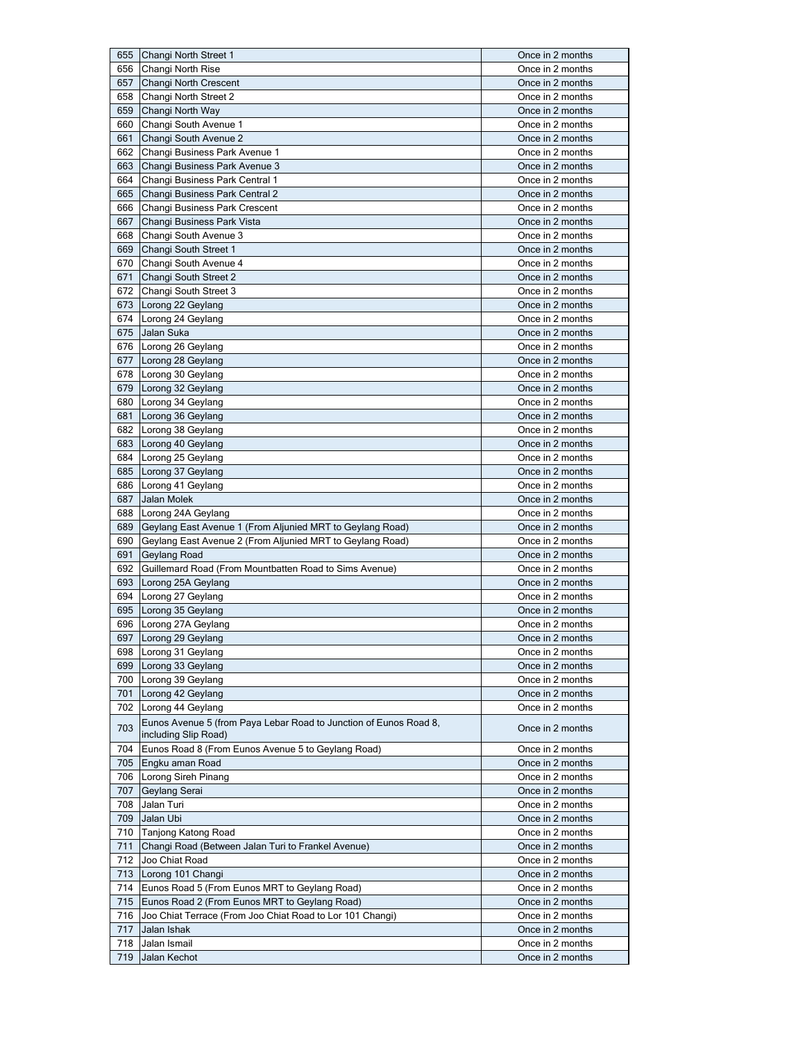| | | |
|---|---|---|
| 655 | Changi North Street 1 | Once in 2 months |
| 656 | Changi North Rise | Once in 2 months |
| 657 | Changi North Crescent | Once in 2 months |
| 658 | Changi North Street 2 | Once in 2 months |
| 659 | Changi North Way | Once in 2 months |
| 660 | Changi South Avenue 1 | Once in 2 months |
| 661 | Changi South Avenue 2 | Once in 2 months |
| 662 | Changi Business Park Avenue 1 | Once in 2 months |
| 663 | Changi Business Park Avenue 3 | Once in 2 months |
| 664 | Changi Business Park Central 1 | Once in 2 months |
| 665 | Changi Business Park Central 2 | Once in 2 months |
| 666 | Changi Business Park Crescent | Once in 2 months |
| 667 | Changi Business Park Vista | Once in 2 months |
| 668 | Changi South Avenue 3 | Once in 2 months |
| 669 | Changi South Street 1 | Once in 2 months |
| 670 | Changi South Avenue 4 | Once in 2 months |
| 671 | Changi South Street 2 | Once in 2 months |
| 672 | Changi South Street 3 | Once in 2 months |
| 673 | Lorong 22 Geylang | Once in 2 months |
| 674 | Lorong 24 Geylang | Once in 2 months |
| 675 | Jalan Suka | Once in 2 months |
| 676 | Lorong 26 Geylang | Once in 2 months |
| 677 | Lorong 28 Geylang | Once in 2 months |
| 678 | Lorong 30 Geylang | Once in 2 months |
| 679 | Lorong 32 Geylang | Once in 2 months |
| 680 | Lorong 34 Geylang | Once in 2 months |
| 681 | Lorong 36 Geylang | Once in 2 months |
| 682 | Lorong 38 Geylang | Once in 2 months |
| 683 | Lorong 40 Geylang | Once in 2 months |
| 684 | Lorong 25 Geylang | Once in 2 months |
| 685 | Lorong 37 Geylang | Once in 2 months |
| 686 | Lorong 41 Geylang | Once in 2 months |
| 687 | Jalan Molek | Once in 2 months |
| 688 | Lorong 24A Geylang | Once in 2 months |
| 689 | Geylang East Avenue 1 (From Aljunied MRT to Geylang Road) | Once in 2 months |
| 690 | Geylang East Avenue 2 (From Aljunied MRT to Geylang Road) | Once in 2 months |
| 691 | Geylang Road | Once in 2 months |
| 692 | Guillemard Road (From Mountbatten Road to Sims Avenue) | Once in 2 months |
| 693 | Lorong 25A Geylang | Once in 2 months |
| 694 | Lorong 27 Geylang | Once in 2 months |
| 695 | Lorong 35 Geylang | Once in 2 months |
| 696 | Lorong 27A Geylang | Once in 2 months |
| 697 | Lorong 29 Geylang | Once in 2 months |
| 698 | Lorong 31 Geylang | Once in 2 months |
| 699 | Lorong 33 Geylang | Once in 2 months |
| 700 | Lorong 39 Geylang | Once in 2 months |
| 701 | Lorong 42 Geylang | Once in 2 months |
| 702 | Lorong 44 Geylang | Once in 2 months |
| 703 | Eunos Avenue 5 (from Paya Lebar Road to Junction of Eunos Road 8, including Slip Road) | Once in 2 months |
| 704 | Eunos Road 8 (From Eunos Avenue 5 to Geylang Road) | Once in 2 months |
| 705 | Engku aman Road | Once in 2 months |
| 706 | Lorong Sireh Pinang | Once in 2 months |
| 707 | Geylang Serai | Once in 2 months |
| 708 | Jalan Turi | Once in 2 months |
| 709 | Jalan Ubi | Once in 2 months |
| 710 | Tanjong Katong Road | Once in 2 months |
| 711 | Changi Road (Between Jalan Turi to Frankel Avenue) | Once in 2 months |
| 712 | Joo Chiat Road | Once in 2 months |
| 713 | Lorong 101 Changi | Once in 2 months |
| 714 | Eunos Road 5 (From Eunos MRT to Geylang Road) | Once in 2 months |
| 715 | Eunos Road 2 (From Eunos MRT to Geylang Road) | Once in 2 months |
| 716 | Joo Chiat Terrace (From Joo Chiat Road to Lor 101 Changi) | Once in 2 months |
| 717 | Jalan Ishak | Once in 2 months |
| 718 | Jalan Ismail | Once in 2 months |
| 719 | Jalan Kechot | Once in 2 months |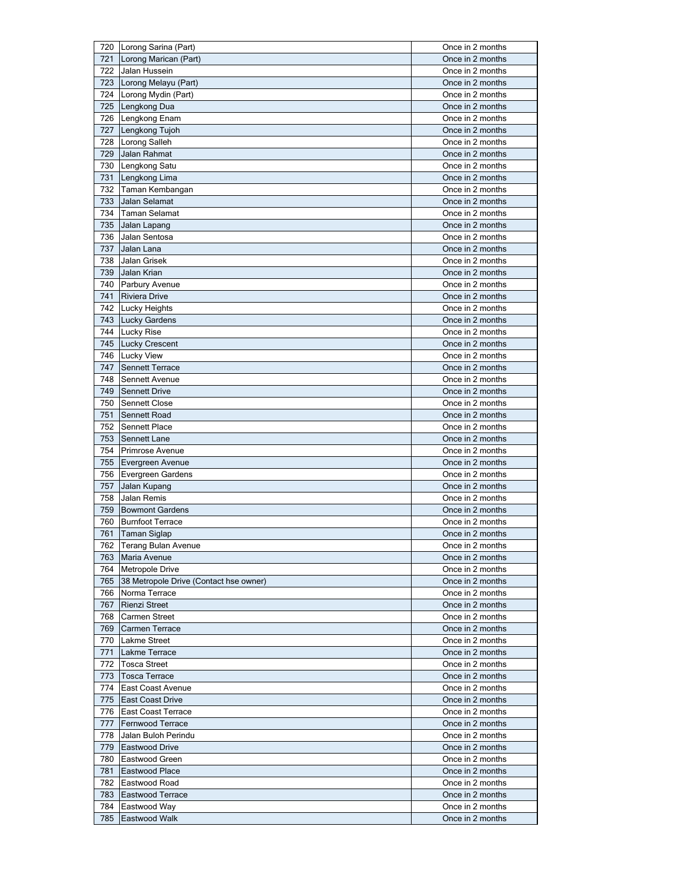| | | |
|---|---|---|
| 720 | Lorong Sarina (Part) | Once in 2 months |
| 721 | Lorong Marican (Part) | Once in 2 months |
| 722 | Jalan Hussein | Once in 2 months |
| 723 | Lorong Melayu (Part) | Once in 2 months |
| 724 | Lorong Mydin (Part) | Once in 2 months |
| 725 | Lengkong Dua | Once in 2 months |
| 726 | Lengkong Enam | Once in 2 months |
| 727 | Lengkong Tujoh | Once in 2 months |
| 728 | Lorong Salleh | Once in 2 months |
| 729 | Jalan Rahmat | Once in 2 months |
| 730 | Lengkong Satu | Once in 2 months |
| 731 | Lengkong Lima | Once in 2 months |
| 732 | Taman Kembangan | Once in 2 months |
| 733 | Jalan Selamat | Once in 2 months |
| 734 | Taman Selamat | Once in 2 months |
| 735 | Jalan Lapang | Once in 2 months |
| 736 | Jalan Sentosa | Once in 2 months |
| 737 | Jalan Lana | Once in 2 months |
| 738 | Jalan Grisek | Once in 2 months |
| 739 | Jalan Krian | Once in 2 months |
| 740 | Parbury Avenue | Once in 2 months |
| 741 | Riviera Drive | Once in 2 months |
| 742 | Lucky Heights | Once in 2 months |
| 743 | Lucky Gardens | Once in 2 months |
| 744 | Lucky Rise | Once in 2 months |
| 745 | Lucky Crescent | Once in 2 months |
| 746 | Lucky View | Once in 2 months |
| 747 | Sennett Terrace | Once in 2 months |
| 748 | Sennett Avenue | Once in 2 months |
| 749 | Sennett Drive | Once in 2 months |
| 750 | Sennett Close | Once in 2 months |
| 751 | Sennett Road | Once in 2 months |
| 752 | Sennett Place | Once in 2 months |
| 753 | Sennett Lane | Once in 2 months |
| 754 | Primrose Avenue | Once in 2 months |
| 755 | Evergreen Avenue | Once in 2 months |
| 756 | Evergreen Gardens | Once in 2 months |
| 757 | Jalan Kupang | Once in 2 months |
| 758 | Jalan Remis | Once in 2 months |
| 759 | Bowmont Gardens | Once in 2 months |
| 760 | Burnfoot Terrace | Once in 2 months |
| 761 | Taman Siglap | Once in 2 months |
| 762 | Terang Bulan Avenue | Once in 2 months |
| 763 | Maria Avenue | Once in 2 months |
| 764 | Metropole Drive | Once in 2 months |
| 765 | 38 Metropole Drive (Contact hse owner) | Once in 2 months |
| 766 | Norma Terrace | Once in 2 months |
| 767 | Rienzi Street | Once in 2 months |
| 768 | Carmen Street | Once in 2 months |
| 769 | Carmen Terrace | Once in 2 months |
| 770 | Lakme Street | Once in 2 months |
| 771 | Lakme Terrace | Once in 2 months |
| 772 | Tosca Street | Once in 2 months |
| 773 | Tosca Terrace | Once in 2 months |
| 774 | East Coast Avenue | Once in 2 months |
| 775 | East Coast Drive | Once in 2 months |
| 776 | East Coast Terrace | Once in 2 months |
| 777 | Fernwood Terrace | Once in 2 months |
| 778 | Jalan Buloh Perindu | Once in 2 months |
| 779 | Eastwood Drive | Once in 2 months |
| 780 | Eastwood Green | Once in 2 months |
| 781 | Eastwood Place | Once in 2 months |
| 782 | Eastwood Road | Once in 2 months |
| 783 | Eastwood Terrace | Once in 2 months |
| 784 | Eastwood Way | Once in 2 months |
| 785 | Eastwood Walk | Once in 2 months |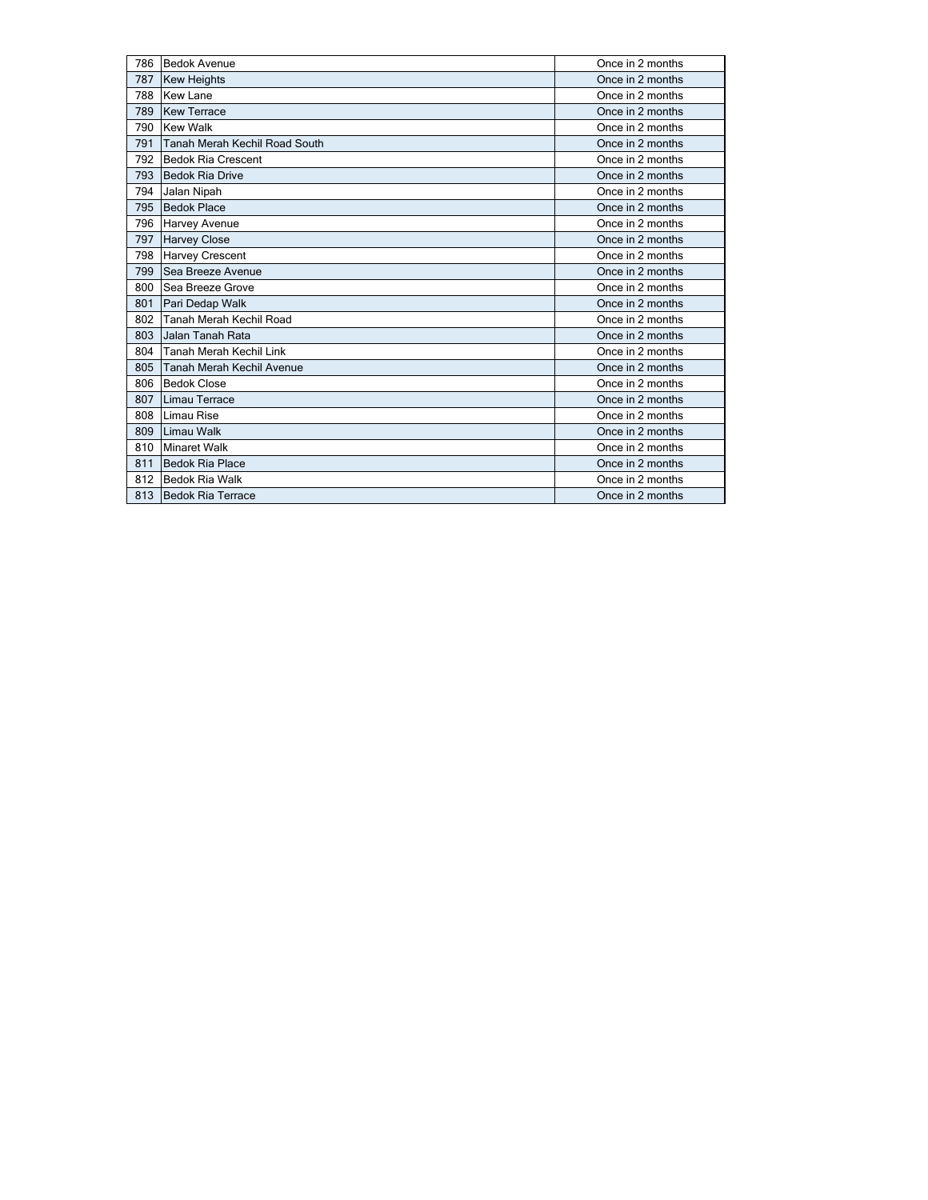| | | |
|---|---|---|
| 786 | Bedok Avenue | Once in 2 months |
| 787 | Kew Heights | Once in 2 months |
| 788 | Kew Lane | Once in 2 months |
| 789 | Kew Terrace | Once in 2 months |
| 790 | Kew Walk | Once in 2 months |
| 791 | Tanah Merah Kechil Road South | Once in 2 months |
| 792 | Bedok Ria Crescent | Once in 2 months |
| 793 | Bedok Ria Drive | Once in 2 months |
| 794 | Jalan Nipah | Once in 2 months |
| 795 | Bedok Place | Once in 2 months |
| 796 | Harvey Avenue | Once in 2 months |
| 797 | Harvey Close | Once in 2 months |
| 798 | Harvey Crescent | Once in 2 months |
| 799 | Sea Breeze Avenue | Once in 2 months |
| 800 | Sea Breeze Grove | Once in 2 months |
| 801 | Pari Dedap Walk | Once in 2 months |
| 802 | Tanah Merah Kechil Road | Once in 2 months |
| 803 | Jalan Tanah Rata | Once in 2 months |
| 804 | Tanah Merah Kechil Link | Once in 2 months |
| 805 | Tanah Merah Kechil Avenue | Once in 2 months |
| 806 | Bedok Close | Once in 2 months |
| 807 | Limau Terrace | Once in 2 months |
| 808 | Limau Rise | Once in 2 months |
| 809 | Limau Walk | Once in 2 months |
| 810 | Minaret Walk | Once in 2 months |
| 811 | Bedok Ria Place | Once in 2 months |
| 812 | Bedok Ria Walk | Once in 2 months |
| 813 | Bedok Ria Terrace | Once in 2 months |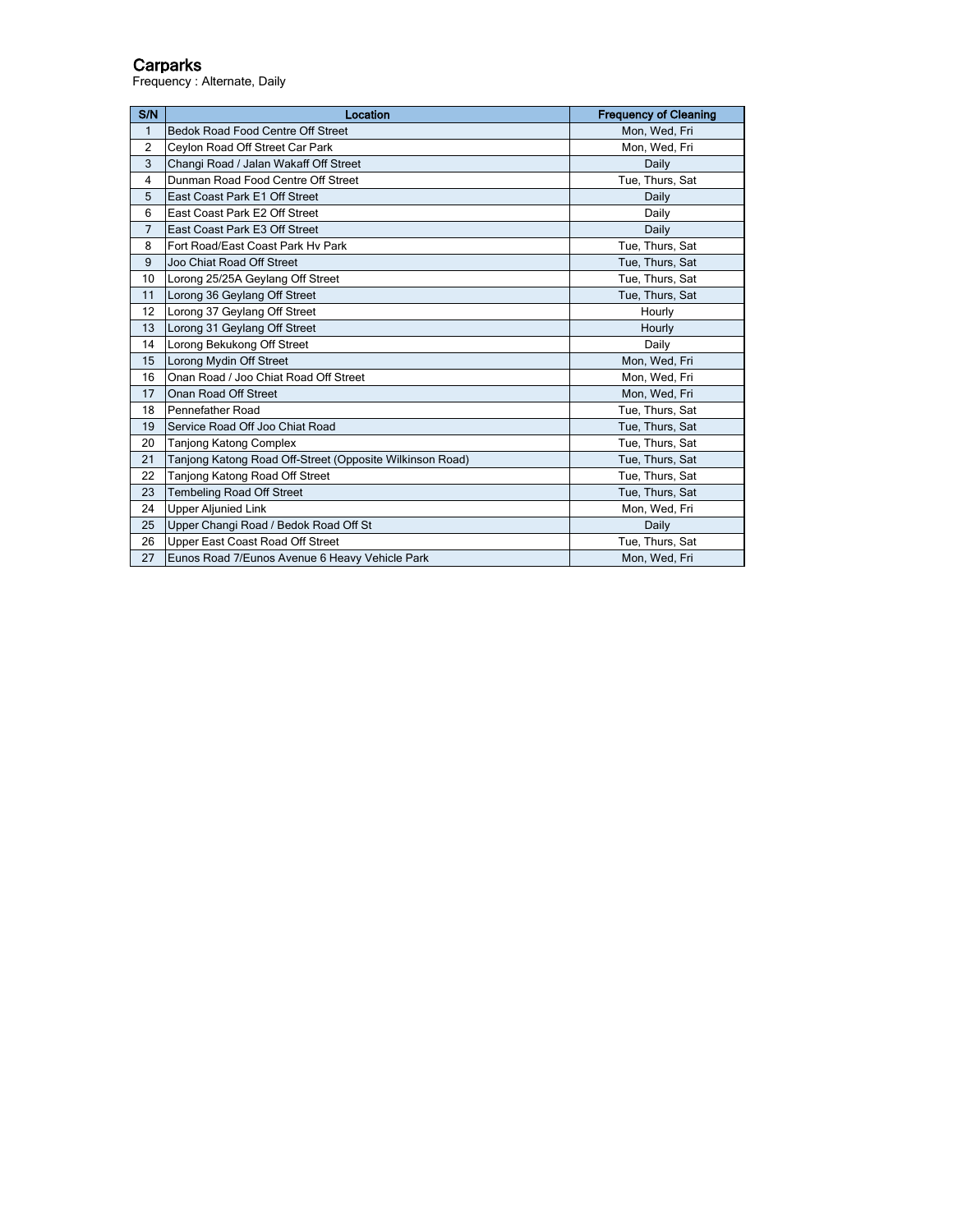## Carparks

Frequency : Alternate, Daily

| S/N | Location | Frequency of Cleaning |
|---|---|---|
| 1 | Bedok Road Food Centre Off Street | Mon, Wed, Fri |
| 2 | Ceylon Road Off Street Car Park | Mon, Wed, Fri |
| 3 | Changi Road / Jalan Wakaff Off Street | Daily |
| 4 | Dunman Road Food Centre Off Street | Tue, Thurs, Sat |
| 5 | East Coast Park E1 Off Street | Daily |
| 6 | East Coast Park E2 Off Street | Daily |
| 7 | East Coast Park E3 Off Street | Daily |
| 8 | Fort Road/East Coast Park Hv Park | Tue, Thurs, Sat |
| 9 | Joo Chiat Road Off Street | Tue, Thurs, Sat |
| 10 | Lorong 25/25A Geylang Off Street | Tue, Thurs, Sat |
| 11 | Lorong 36 Geylang Off Street | Tue, Thurs, Sat |
| 12 | Lorong 37 Geylang Off Street | Hourly |
| 13 | Lorong 31 Geylang Off Street | Hourly |
| 14 | Lorong Bekukong Off Street | Daily |
| 15 | Lorong Mydin Off Street | Mon, Wed, Fri |
| 16 | Onan Road / Joo Chiat Road Off Street | Mon, Wed, Fri |
| 17 | Onan Road Off Street | Mon, Wed, Fri |
| 18 | Pennefather Road | Tue, Thurs, Sat |
| 19 | Service Road Off Joo Chiat Road | Tue, Thurs, Sat |
| 20 | Tanjong Katong Complex | Tue, Thurs, Sat |
| 21 | Tanjong Katong Road Off-Street (Opposite Wilkinson Road) | Tue, Thurs, Sat |
| 22 | Tanjong Katong Road Off Street | Tue, Thurs, Sat |
| 23 | Tembeling Road Off Street | Tue, Thurs, Sat |
| 24 | Upper Aljunied Link | Mon, Wed, Fri |
| 25 | Upper Changi Road / Bedok Road Off St | Daily |
| 26 | Upper East Coast Road Off Street | Tue, Thurs, Sat |
| 27 | Eunos Road 7/Eunos Avenue 6 Heavy Vehicle Park | Mon, Wed, Fri |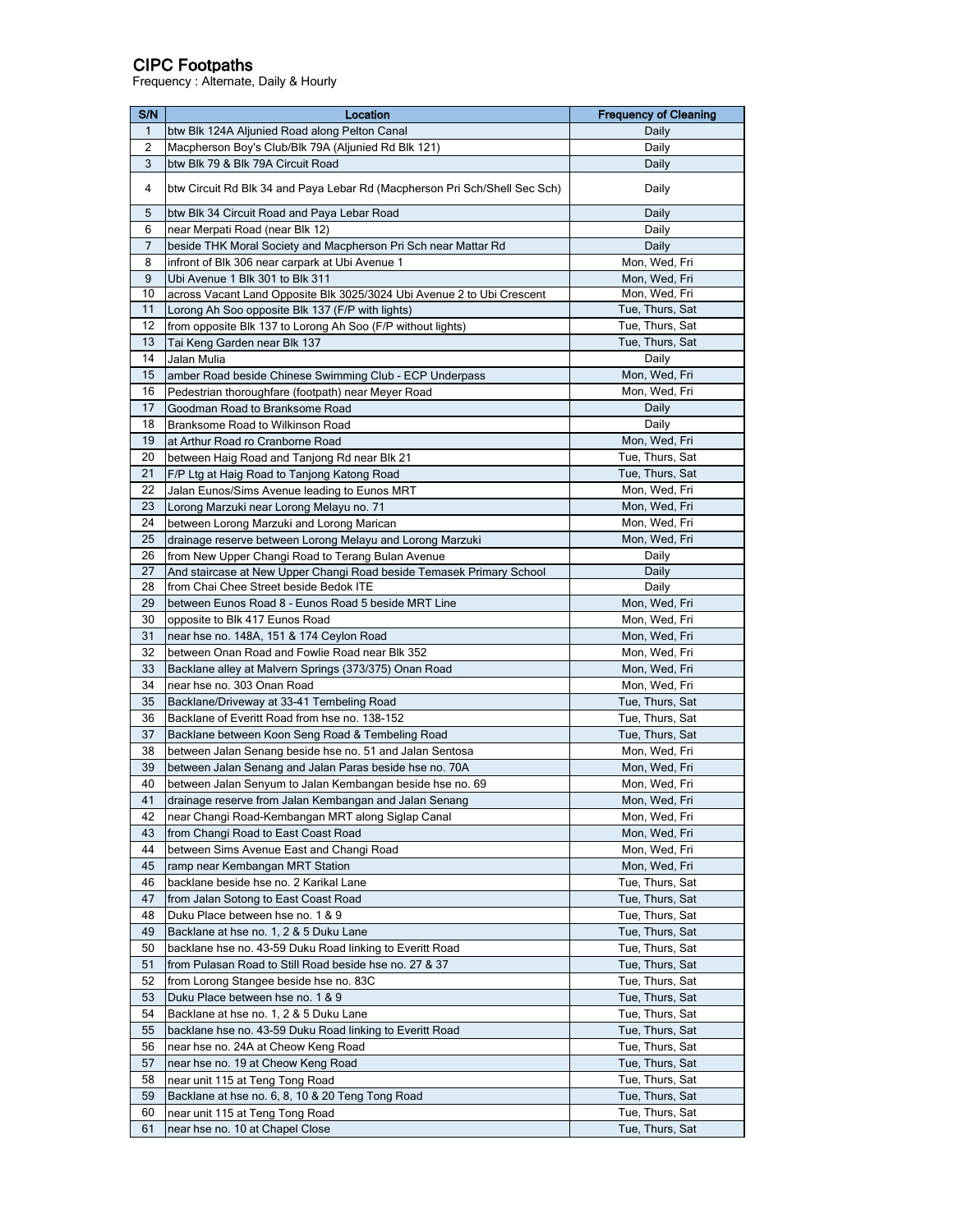# CIPC Footpaths

Frequency : Alternate, Daily & Hourly

| S/N | Location | Frequency of Cleaning |
|---|---|---|
| 1 | btw Blk 124A Aljunied Road along Pelton Canal | Daily |
| 2 | Macpherson Boy's Club/Blk 79A (Aljunied Rd Blk 121) | Daily |
| 3 | btw Blk 79 & Blk 79A Circuit Road | Daily |
| 4 | btw Circuit Rd Blk 34 and Paya Lebar Rd (Macpherson Pri Sch/Shell Sec Sch) | Daily |
| 5 | btw Blk 34 Circuit Road and Paya Lebar Road | Daily |
| 6 | near Merpati Road (near Blk 12) | Daily |
| 7 | beside THK Moral Society and Macpherson Pri Sch near Mattar Rd | Daily |
| 8 | infront of Blk 306 near carpark at Ubi Avenue 1 | Mon, Wed, Fri |
| 9 | Ubi Avenue 1 Blk 301 to Blk 311 | Mon, Wed, Fri |
| 10 | across Vacant Land Opposite Blk 3025/3024 Ubi Avenue 2 to Ubi Crescent | Mon, Wed, Fri |
| 11 | Lorong Ah Soo opposite Blk 137 (F/P with lights) | Tue, Thurs, Sat |
| 12 | from opposite Blk 137 to Lorong Ah Soo (F/P without lights) | Tue, Thurs, Sat |
| 13 | Tai Keng Garden near Blk 137 | Tue, Thurs, Sat |
| 14 | Jalan Mulia | Daily |
| 15 | amber Road beside Chinese Swimming Club - ECP Underpass | Mon, Wed, Fri |
| 16 | Pedestrian thoroughfare (footpath) near Meyer Road | Mon, Wed, Fri |
| 17 | Goodman Road to Branksome Road | Daily |
| 18 | Branksome Road to Wilkinson Road | Daily |
| 19 | at Arthur Road ro Cranborne Road | Mon, Wed, Fri |
| 20 | between Haig Road and Tanjong Rd near Blk 21 | Tue, Thurs, Sat |
| 21 | F/P Ltg at Haig Road to Tanjong Katong Road | Tue, Thurs, Sat |
| 22 | Jalan Eunos/Sims Avenue leading to Eunos MRT | Mon, Wed, Fri |
| 23 | Lorong Marzuki near Lorong Melayu no. 71 | Mon, Wed, Fri |
| 24 | between Lorong Marzuki and Lorong Marican | Mon, Wed, Fri |
| 25 | drainage reserve between Lorong Melayu and Lorong Marzuki | Mon, Wed, Fri |
| 26 | from New Upper Changi Road to Terang Bulan Avenue | Daily |
| 27 | And staircase at New Upper Changi Road beside Temasek Primary School | Daily |
| 28 | from Chai Chee Street beside Bedok ITE | Daily |
| 29 | between Eunos Road 8 - Eunos Road 5 beside MRT Line | Mon, Wed, Fri |
| 30 | opposite to Blk 417 Eunos Road | Mon, Wed, Fri |
| 31 | near hse no. 148A, 151 & 174 Ceylon Road | Mon, Wed, Fri |
| 32 | between Onan Road and Fowlie Road near Blk 352 | Mon, Wed, Fri |
| 33 | Backlane alley at Malvern Springs (373/375) Onan Road | Mon, Wed, Fri |
| 34 | near hse no. 303 Onan Road | Mon, Wed, Fri |
| 35 | Backlane/Driveway at 33-41 Tembeling Road | Tue, Thurs, Sat |
| 36 | Backlane of Everitt Road from hse no. 138-152 | Tue, Thurs, Sat |
| 37 | Backlane between Koon Seng Road & Tembeling Road | Tue, Thurs, Sat |
| 38 | between Jalan Senang beside hse no. 51 and Jalan Sentosa | Mon, Wed, Fri |
| 39 | between Jalan Senang and Jalan Paras beside hse no. 70A | Mon, Wed, Fri |
| 40 | between Jalan Senyum to Jalan Kembangan beside hse no. 69 | Mon, Wed, Fri |
| 41 | drainage reserve from Jalan Kembangan and Jalan Senang | Mon, Wed, Fri |
| 42 | near Changi Road-Kembangan MRT along Siglap Canal | Mon, Wed, Fri |
| 43 | from Changi Road to East Coast Road | Mon, Wed, Fri |
| 44 | between Sims Avenue East and Changi Road | Mon, Wed, Fri |
| 45 | ramp near Kembangan MRT Station | Mon, Wed, Fri |
| 46 | backlane beside hse no. 2 Karikal Lane | Tue, Thurs, Sat |
| 47 | from Jalan Sotong to East Coast Road | Tue, Thurs, Sat |
| 48 | Duku Place between hse no. 1 & 9 | Tue, Thurs, Sat |
| 49 | Backlane at hse no. 1, 2 & 5 Duku Lane | Tue, Thurs, Sat |
| 50 | backlane hse no. 43-59 Duku Road linking to Everitt Road | Tue, Thurs, Sat |
| 51 | from Pulasan Road to Still Road beside hse no. 27 & 37 | Tue, Thurs, Sat |
| 52 | from Lorong Stangee beside hse no. 83C | Tue, Thurs, Sat |
| 53 | Duku Place between hse no. 1 & 9 | Tue, Thurs, Sat |
| 54 | Backlane at hse no. 1, 2 & 5 Duku Lane | Tue, Thurs, Sat |
| 55 | backlane hse no. 43-59 Duku Road linking to Everitt Road | Tue, Thurs, Sat |
| 56 | near hse no. 24A at Cheow Keng Road | Tue, Thurs, Sat |
| 57 | near hse no. 19 at Cheow Keng Road | Tue, Thurs, Sat |
| 58 | near unit 115 at Teng Tong Road | Tue, Thurs, Sat |
| 59 | Backlane at hse no. 6, 8, 10 & 20 Teng Tong Road | Tue, Thurs, Sat |
| 60 | near unit 115 at Teng Tong Road | Tue, Thurs, Sat |
| 61 | near hse no. 10 at Chapel Close | Tue, Thurs, Sat |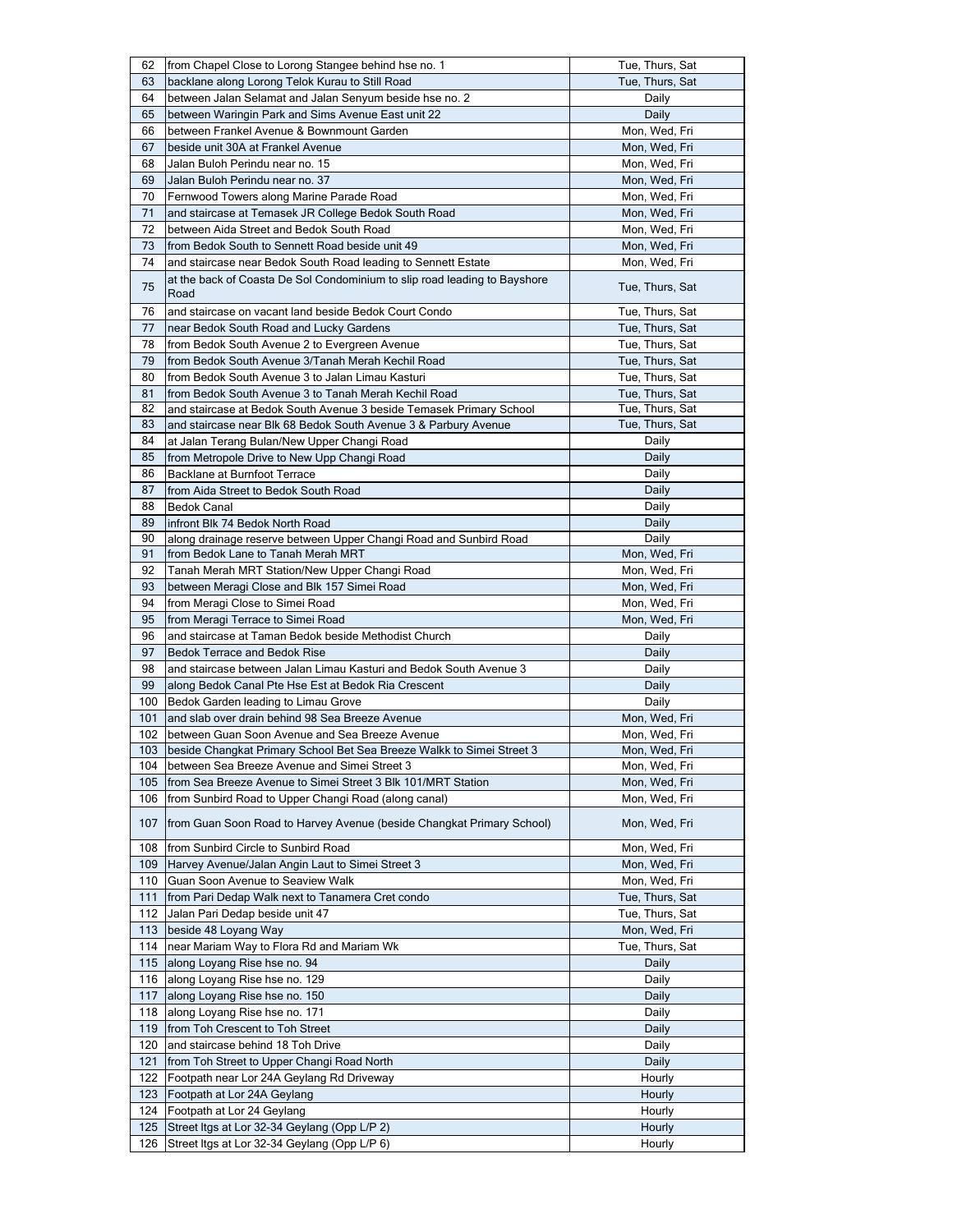| 62 | from Chapel Close to Lorong Stangee behind hse no. 1 | Tue, Thurs, Sat |
|---|---|---|
| 63 | backlane along Lorong Telok Kurau to Still Road | Tue, Thurs, Sat |
| 64 | between Jalan Selamat and Jalan Senyum beside hse no. 2 | Daily |
| 65 | between Waringin Park and Sims Avenue East unit 22 | Daily |
| 66 | between Frankel Avenue & Bownmount Garden | Mon, Wed, Fri |
| 67 | beside unit 30A at Frankel Avenue | Mon, Wed, Fri |
| 68 | Jalan Buloh Perindu near no. 15 | Mon, Wed, Fri |
| 69 | Jalan Buloh Perindu near no. 37 | Mon, Wed, Fri |
| 70 | Fernwood Towers along Marine Parade Road | Mon, Wed, Fri |
| 71 | and staircase at Temasek JR College Bedok South Road | Mon, Wed, Fri |
| 72 | between Aida Street and Bedok South Road | Mon, Wed, Fri |
| 73 | from Bedok South to Sennett Road beside unit 49 | Mon, Wed, Fri |
| 74 | and staircase near Bedok South Road leading to Sennett Estate | Mon, Wed, Fri |
| 75 | at the back of Coasta De Sol Condominium to slip road leading to Bayshore Road | Tue, Thurs, Sat |
| 76 | and staircase on vacant land beside Bedok Court Condo | Tue, Thurs, Sat |
| 77 | near Bedok South Road and Lucky Gardens | Tue, Thurs, Sat |
| 78 | from Bedok South Avenue 2 to Evergreen Avenue | Tue, Thurs, Sat |
| 79 | from Bedok South Avenue 3/Tanah Merah Kechil Road | Tue, Thurs, Sat |
| 80 | from Bedok South Avenue 3 to Jalan Limau Kasturi | Tue, Thurs, Sat |
| 81 | from Bedok South Avenue 3 to Tanah Merah Kechil Road | Tue, Thurs, Sat |
| 82 | and staircase at Bedok South Avenue 3 beside Temasek Primary School | Tue, Thurs, Sat |
| 83 | and staircase near Blk 68 Bedok South Avenue 3 & Parbury Avenue | Tue, Thurs, Sat |
| 84 | at Jalan Terang Bulan/New Upper Changi Road | Daily |
| 85 | from Metropole Drive to New Upp Changi Road | Daily |
| 86 | Backlane at Burnfoot Terrace | Daily |
| 87 | from Aida Street to Bedok South Road | Daily |
| 88 | Bedok Canal | Daily |
| 89 | infront Blk 74 Bedok North Road | Daily |
| 90 | along drainage reserve between Upper Changi Road and Sunbird Road | Daily |
| 91 | from Bedok Lane to Tanah Merah MRT | Mon, Wed, Fri |
| 92 | Tanah Merah MRT Station/New Upper Changi Road | Mon, Wed, Fri |
| 93 | between Meragi Close and Blk 157 Simei Road | Mon, Wed, Fri |
| 94 | from Meragi Close to Simei Road | Mon, Wed, Fri |
| 95 | from Meragi Terrace to Simei Road | Mon, Wed, Fri |
| 96 | and staircase at Taman Bedok beside Methodist Church | Daily |
| 97 | Bedok Terrace and Bedok Rise | Daily |
| 98 | and staircase between Jalan Limau Kasturi and Bedok South Avenue 3 | Daily |
| 99 | along Bedok Canal Pte Hse Est at Bedok Ria Crescent | Daily |
| 100 | Bedok Garden leading to Limau Grove | Daily |
| 101 | and slab over drain behind 98 Sea Breeze Avenue | Mon, Wed, Fri |
| 102 | between Guan Soon Avenue and Sea Breeze Avenue | Mon, Wed, Fri |
| 103 | beside Changkat Primary School Bet Sea Breeze Walkk to Simei Street 3 | Mon, Wed, Fri |
| 104 | between Sea Breeze Avenue and Simei Street 3 | Mon, Wed, Fri |
| 105 | from Sea Breeze Avenue to Simei Street 3 Blk 101/MRT Station | Mon, Wed, Fri |
| 106 | from Sunbird Road to Upper Changi Road (along canal) | Mon, Wed, Fri |
| 107 | from Guan Soon Road to Harvey Avenue (beside Changkat Primary School) | Mon, Wed, Fri |
| 108 | from Sunbird Circle to Sunbird Road | Mon, Wed, Fri |
| 109 | Harvey Avenue/Jalan Angin Laut to Simei Street 3 | Mon, Wed, Fri |
| 110 | Guan Soon Avenue to Seaview Walk | Mon, Wed, Fri |
| 111 | from Pari Dedap Walk next to Tanamera Cret condo | Tue, Thurs, Sat |
| 112 | Jalan Pari Dedap beside unit 47 | Tue, Thurs, Sat |
| 113 | beside 48 Loyang Way | Mon, Wed, Fri |
| 114 | near Mariam Way to Flora Rd and Mariam Wk | Tue, Thurs, Sat |
| 115 | along Loyang Rise hse no. 94 | Daily |
| 116 | along Loyang Rise hse no. 129 | Daily |
| 117 | along Loyang Rise hse no. 150 | Daily |
| 118 | along Loyang Rise hse no. 171 | Daily |
| 119 | from Toh Crescent to Toh Street | Daily |
| 120 | and staircase behind 18 Toh Drive | Daily |
| 121 | from Toh Street to Upper Changi Road North | Daily |
| 122 | Footpath near Lor 24A Geylang Rd Driveway | Hourly |
| 123 | Footpath at Lor 24A Geylang | Hourly |
| 124 | Footpath at Lor 24 Geylang | Hourly |
| 125 | Street ltgs at Lor 32-34 Geylang (Opp L/P 2) | Hourly |
| 126 | Street ltgs at Lor 32-34 Geylang (Opp L/P 6) | Hourly |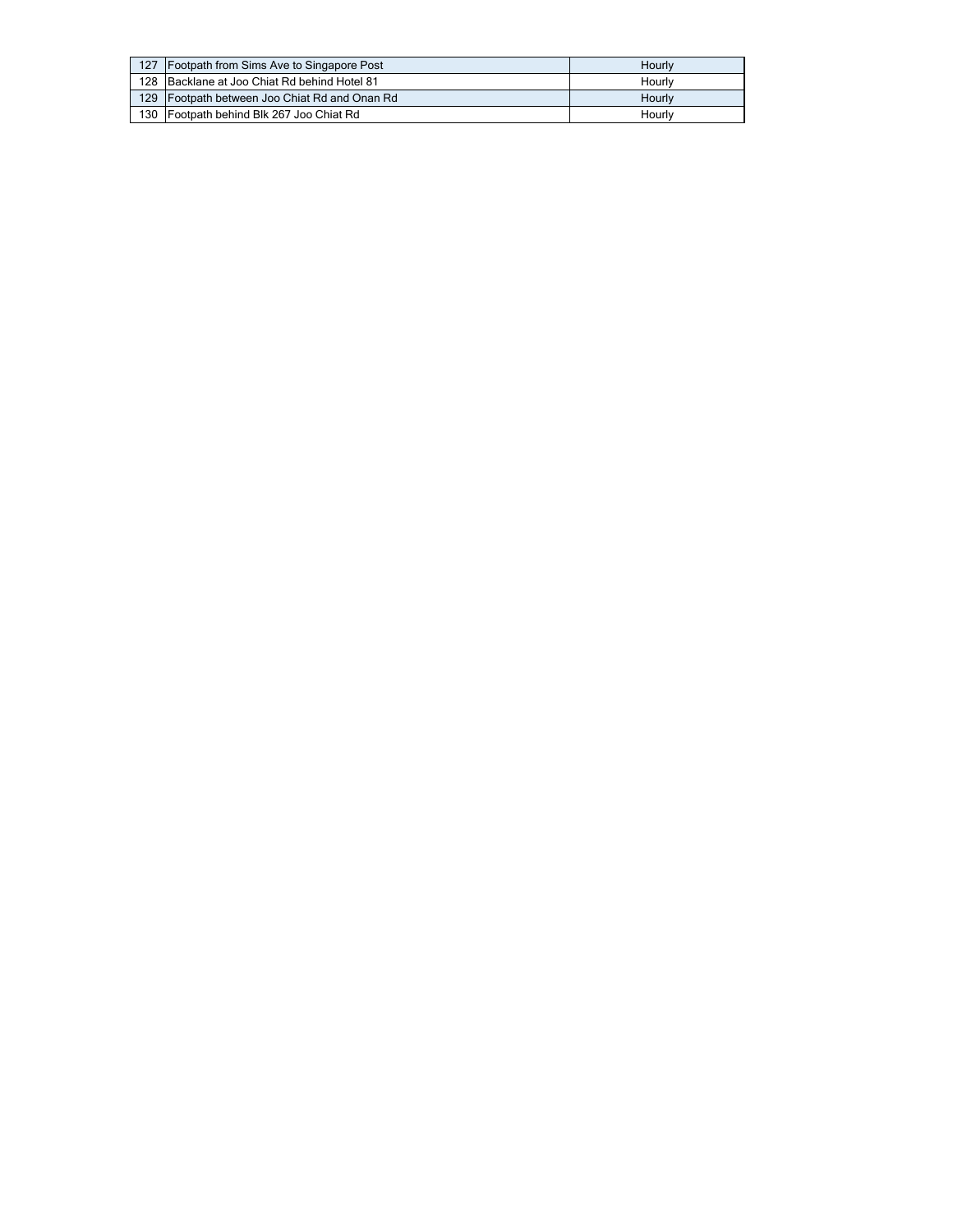| | | |
|---|---|---|
| 127 | Footpath from Sims Ave to Singapore Post | Hourly |
| 128 | Backlane at Joo Chiat Rd behind Hotel 81 | Hourly |
| 129 | Footpath between Joo Chiat Rd and Onan Rd | Hourly |
| 130 | Footpath behind Blk 267 Joo Chiat Rd | Hourly |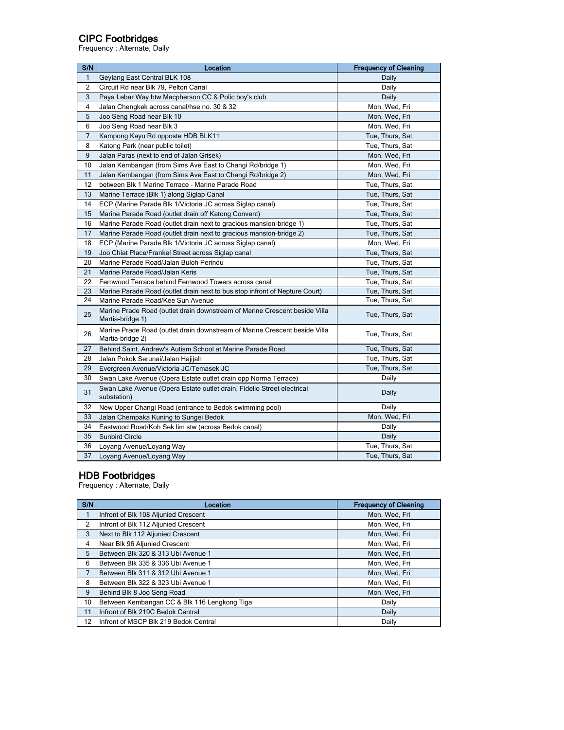## CIPC Footbridges

Frequency : Alternate, Daily

| S/N | Location | Frequency of Cleaning |
|---|---|---|
| 1 | Geylang East Central BLK 108 | Daily |
| 2 | Circuit Rd near Blk 79, Pelton Canal | Daily |
| 3 | Paya Lebar Way btw Macpherson CC & Polic boy's club | Daily |
| 4 | Jalan Chengkek across canal/hse no. 30 & 32 | Mon, Wed, Fri |
| 5 | Joo Seng Road near Blk 10 | Mon, Wed, Fri |
| 6 | Joo Seng Road near Blk 3 | Mon, Wed, Fri |
| 7 | Kampong Kayu Rd opposte HDB BLK11 | Tue, Thurs, Sat |
| 8 | Katong Park (near public toilet) | Tue, Thurs, Sat |
| 9 | Jalan Paras (next to end of Jalan Grisek) | Mon, Wed, Fri |
| 10 | Jalan Kembangan (from Sims Ave East to Changi Rd/bridge 1) | Mon, Wed, Fri |
| 11 | Jalan Kembangan (from Sims Ave East to Changi Rd/bridge 2) | Mon, Wed, Fri |
| 12 | between Blk 1 Marine Terrace - Marine Parade Road | Tue, Thurs, Sat |
| 13 | Marine Terrace (Blk 1) along Siglap Canal | Tue, Thurs, Sat |
| 14 | ECP (Marine Parade Blk 1/Victoria JC across Siglap canal) | Tue, Thurs, Sat |
| 15 | Marine Parade Road (outlet drain off Katong Convent) | Tue, Thurs, Sat |
| 16 | Marine Parade Road (outlet drain next to gracious mansion-bridge 1) | Tue, Thurs, Sat |
| 17 | Marine Parade Road (outlet drain next to gracious mansion-bridge 2) | Tue, Thurs, Sat |
| 18 | ECP (Marine Parade Blk 1/Victoria JC across Siglap canal) | Mon, Wed, Fri |
| 19 | Joo Chiat Place/Frankel Street across Siglap canal | Tue, Thurs, Sat |
| 20 | Marine Parade Road/Jalan Buloh Perindu | Tue, Thurs, Sat |
| 21 | Marine Parade Road/Jalan Keris | Tue, Thurs, Sat |
| 22 | Fernwood Terrace behind Fernwood Towers across canal | Tue, Thurs, Sat |
| 23 | Marine Parade Road (outlet drain next to bus stop infront of Nepture Court) | Tue, Thurs, Sat |
| 24 | Marine Parade Road/Kee Sun Avenue | Tue, Thurs, Sat |
| 25 | Marine Prade Road (outlet drain downstream of Marine Crescent beside Villa Martia-bridge 1) | Tue, Thurs, Sat |
| 26 | Marine Prade Road (outlet drain downstream of Marine Crescent beside Villa Martia-bridge 2) | Tue, Thurs, Sat |
| 27 | Behind Saint. Andrew's Autism School at Marine Parade Road | Tue, Thurs, Sat |
| 28 | Jalan Pokok Serunai/Jalan Hajijah | Tue, Thurs, Sat |
| 29 | Evergreen Avenue/Victoria JC/Temasek JC | Tue, Thurs, Sat |
| 30 | Swan Lake Avenue (Opera Estate outlet drain opp Norma Terrace) | Daily |
| 31 | Swan Lake Avenue (Opera Estate outlet drain, Fidelio Street electrical substation) | Daily |
| 32 | New Upper Changi Road (entrance to Bedok swimming pool) | Daily |
| 33 | Jalan Chempaka Kuning to Sungei Bedok | Mon, Wed, Fri |
| 34 | Eastwood Road/Koh Sek lim stw (across Bedok canal) | Daily |
| 35 | Sunbird Circle | Daily |
| 36 | Loyang Avenue/Loyang Way | Tue, Thurs, Sat |
| 37 | Loyang Avenue/Loyang Way | Tue, Thurs, Sat |

## HDB Footbridges

Frequency : Alternate, Daily

| S/N | Location | Frequency of Cleaning |
|---|---|---|
| 1 | Infront of Blk 108 Aljunied Crescent | Mon, Wed, Fri |
| 2 | Infront of Blk 112 Aljunied Crescent | Mon, Wed, Fri |
| 3 | Next to Blk 112 Aljunied Crescent | Mon, Wed, Fri |
| 4 | Near Blk 96 Aljunied Crescent | Mon, Wed, Fri |
| 5 | Between Blk 320 & 313 Ubi Avenue 1 | Mon, Wed, Fri |
| 6 | Between Blk 335 & 336 Ubi Avenue 1 | Mon, Wed, Fri |
| 7 | Between Blk 311 & 312 Ubi Avenue 1 | Mon, Wed, Fri |
| 8 | Between Blk 322 & 323 Ubi Avenue 1 | Mon, Wed, Fri |
| 9 | Behind Blk 8 Joo Seng Road | Mon, Wed, Fri |
| 10 | Between Kembangan CC & Blk 116 Lengkong Tiga | Daily |
| 11 | Infront of Blk 219C Bedok Central | Daily |
| 12 | Infront of MSCP Blk 219 Bedok Central | Daily |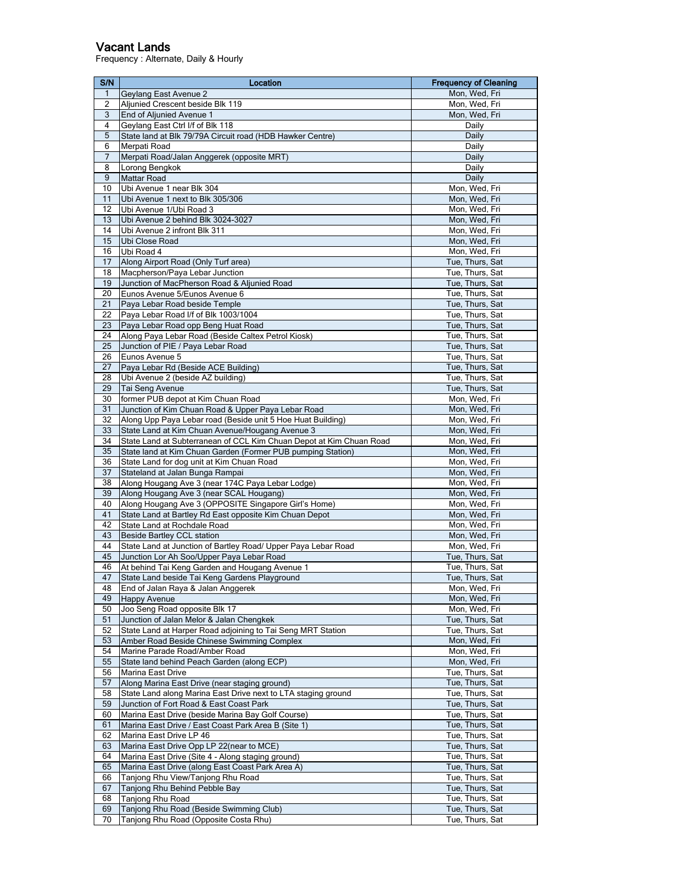## Vacant Lands

Frequency : Alternate, Daily & Hourly

| S/N | Location | Frequency of Cleaning |
|---|---|---|
| 1 | Geylang East Avenue 2 | Mon, Wed, Fri |
| 2 | Aljunied Crescent beside Blk 119 | Mon, Wed, Fri |
| 3 | End of Aljunied Avenue 1 | Mon, Wed, Fri |
| 4 | Geylang East Ctrl I/f of Blk 118 | Daily |
| 5 | State land at Blk 79/79A Circuit road (HDB Hawker Centre) | Daily |
| 6 | Merpati Road | Daily |
| 7 | Merpati Road/Jalan Anggerek (opposite MRT) | Daily |
| 8 | Lorong Bengkok | Daily |
| 9 | Mattar Road | Daily |
| 10 | Ubi Avenue 1 near Blk 304 | Mon, Wed, Fri |
| 11 | Ubi Avenue 1 next to Blk 305/306 | Mon, Wed, Fri |
| 12 | Ubi Avenue 1/Ubi Road 3 | Mon, Wed, Fri |
| 13 | Ubi Avenue 2 behind Blk 3024-3027 | Mon, Wed, Fri |
| 14 | Ubi Avenue 2 infront Blk 311 | Mon, Wed, Fri |
| 15 | Ubi Close Road | Mon, Wed, Fri |
| 16 | Ubi Road 4 | Mon, Wed, Fri |
| 17 | Along Airport Road (Only Turf area) | Tue, Thurs, Sat |
| 18 | Macpherson/Paya Lebar Junction | Tue, Thurs, Sat |
| 19 | Junction of MacPherson Road & Aljunied Road | Tue, Thurs, Sat |
| 20 | Eunos Avenue 5/Eunos Avenue 6 | Tue, Thurs, Sat |
| 21 | Paya Lebar Road beside Temple | Tue, Thurs, Sat |
| 22 | Paya Lebar Road I/f of Blk 1003/1004 | Tue, Thurs, Sat |
| 23 | Paya Lebar Road opp Beng Huat Road | Tue, Thurs, Sat |
| 24 | Along Paya Lebar Road (Beside Caltex Petrol Kiosk) | Tue, Thurs, Sat |
| 25 | Junction of PIE / Paya Lebar Road | Tue, Thurs, Sat |
| 26 | Eunos Avenue 5 | Tue, Thurs, Sat |
| 27 | Paya Lebar Rd (Beside ACE Building) | Tue, Thurs, Sat |
| 28 | Ubi Avenue 2 (beside AZ building) | Tue, Thurs, Sat |
| 29 | Tai Seng Avenue | Tue, Thurs, Sat |
| 30 | former PUB depot at Kim Chuan Road | Mon, Wed, Fri |
| 31 | Junction of Kim Chuan Road & Upper Paya Lebar Road | Mon, Wed, Fri |
| 32 | Along Upp Paya Lebar road (Beside unit 5 Hoe Huat Building) | Mon, Wed, Fri |
| 33 | State Land at Kim Chuan Avenue/Hougang Avenue 3 | Mon, Wed, Fri |
| 34 | State Land at Subterranean of CCL Kim Chuan Depot at Kim Chuan Road | Mon, Wed, Fri |
| 35 | State land at Kim Chuan Garden (Former PUB pumping Station) | Mon, Wed, Fri |
| 36 | State Land for dog unit at Kim Chuan Road | Mon, Wed, Fri |
| 37 | Stateland at Jalan Bunga Rampai | Mon, Wed, Fri |
| 38 | Along Hougang Ave 3 (near 174C Paya Lebar Lodge) | Mon, Wed, Fri |
| 39 | Along Hougang Ave 3 (near SCAL Hougang) | Mon, Wed, Fri |
| 40 | Along Hougang Ave 3 (OPPOSITE Singapore Girl's Home) | Mon, Wed, Fri |
| 41 | State Land at Bartley Rd East opposite Kim Chuan Depot | Mon, Wed, Fri |
| 42 | State Land at Rochdale Road | Mon, Wed, Fri |
| 43 | Beside Bartley CCL station | Mon, Wed, Fri |
| 44 | State Land at Junction of Bartley Road/ Upper Paya Lebar Road | Mon, Wed, Fri |
| 45 | Junction Lor Ah Soo/Upper Paya Lebar Road | Tue, Thurs, Sat |
| 46 | At behind Tai Keng Garden and Hougang Avenue 1 | Tue, Thurs, Sat |
| 47 | State Land beside Tai Keng Gardens Playground | Tue, Thurs, Sat |
| 48 | End of Jalan Raya & Jalan Anggerek | Mon, Wed, Fri |
| 49 | Happy Avenue | Mon, Wed, Fri |
| 50 | Joo Seng Road opposite Blk 17 | Mon, Wed, Fri |
| 51 | Junction of Jalan Melor & Jalan Chengkek | Tue, Thurs, Sat |
| 52 | State Land at Harper Road adjoining to Tai Seng MRT Station | Tue, Thurs, Sat |
| 53 | Amber Road Beside Chinese Swimming Complex | Mon, Wed, Fri |
| 54 | Marine Parade Road/Amber Road | Mon, Wed, Fri |
| 55 | State land behind Peach Garden (along ECP) | Mon, Wed, Fri |
| 56 | Marina East Drive | Tue, Thurs, Sat |
| 57 | Along Marina East Drive (near staging ground) | Tue, Thurs, Sat |
| 58 | State Land along Marina East Drive next to LTA staging ground | Tue, Thurs, Sat |
| 59 | Junction of Fort Road & East Coast Park | Tue, Thurs, Sat |
| 60 | Marina East Drive (beside Marina Bay Golf Course) | Tue, Thurs, Sat |
| 61 | Marina East Drive / East Coast Park Area B (Site 1) | Tue, Thurs, Sat |
| 62 | Marina East Drive LP 46 | Tue, Thurs, Sat |
| 63 | Marina East Drive Opp LP 22(near to MCE) | Tue, Thurs, Sat |
| 64 | Marina East Drive (Site 4 - Along staging ground) | Tue, Thurs, Sat |
| 65 | Marina East Drive (along East Coast Park Area A) | Tue, Thurs, Sat |
| 66 | Tanjong Rhu View/Tanjong Rhu Road | Tue, Thurs, Sat |
| 67 | Tanjong Rhu Behind Pebble Bay | Tue, Thurs, Sat |
| 68 | Tanjong Rhu Road | Tue, Thurs, Sat |
| 69 | Tanjong Rhu Road (Beside Swimming Club) | Tue, Thurs, Sat |
| 70 | Tanjong Rhu Road (Opposite Costa Rhu) | Tue, Thurs, Sat |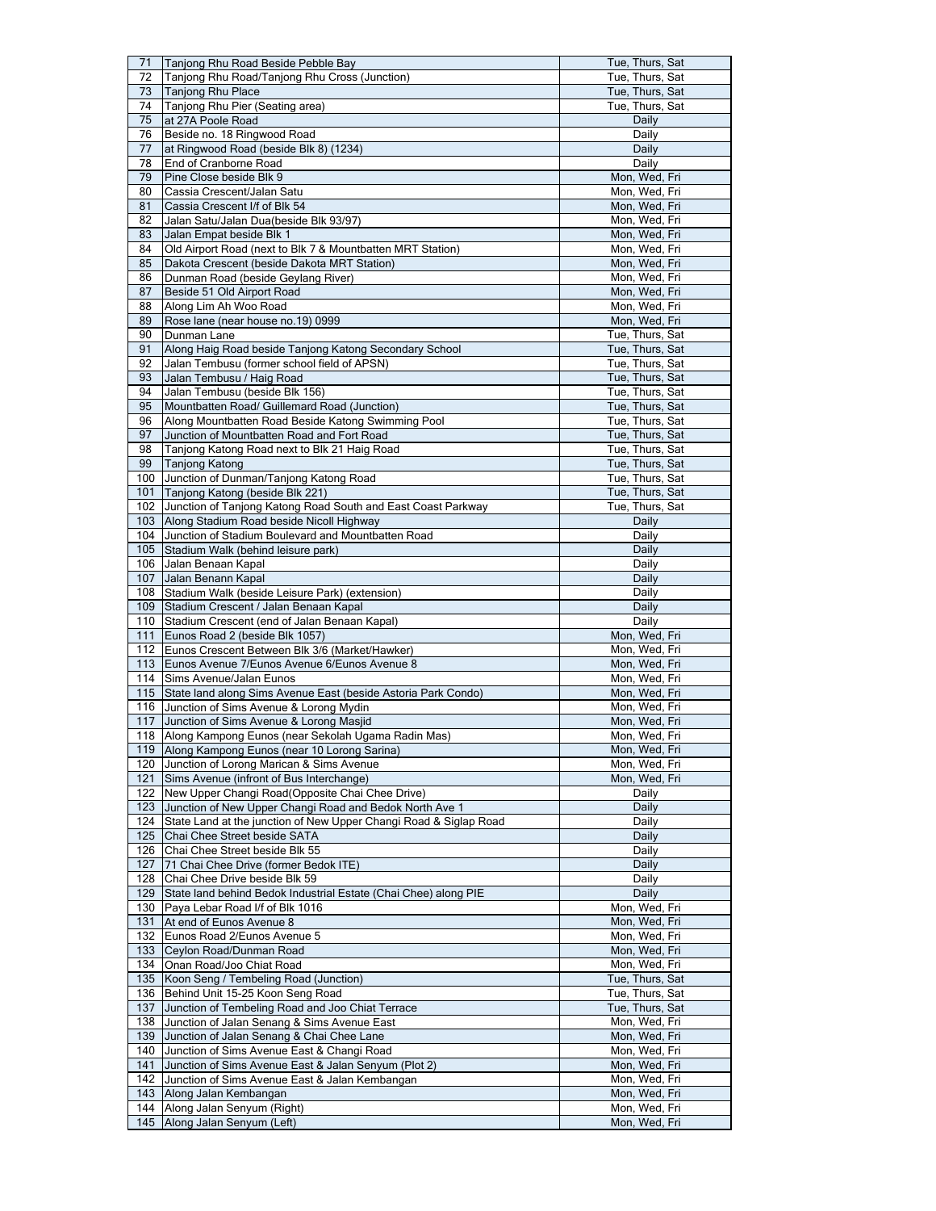| 71 | Tanjong Rhu Road Beside Pebble Bay | Tue, Thurs, Sat |
|---|---|---|
| 72 | Tanjong Rhu Road/Tanjong Rhu Cross (Junction) | Tue, Thurs, Sat |
| 73 | Tanjong Rhu Place | Tue, Thurs, Sat |
| 74 | Tanjong Rhu Pier (Seating area) | Tue, Thurs, Sat |
| 75 | at 27A Poole Road | Daily |
| 76 | Beside no. 18 Ringwood Road | Daily |
| 77 | at Ringwood Road (beside Blk 8) (1234) | Daily |
| 78 | End of Cranborne Road | Daily |
| 79 | Pine Close beside Blk 9 | Mon, Wed, Fri |
| 80 | Cassia Crescent/Jalan Satu | Mon, Wed, Fri |
| 81 | Cassia Crescent I/f of Blk 54 | Mon, Wed, Fri |
| 82 | Jalan Satu/Jalan Dua(beside Blk 93/97) | Mon, Wed, Fri |
| 83 | Jalan Empat beside Blk 1 | Mon, Wed, Fri |
| 84 | Old Airport Road (next to Blk 7 & Mountbatten MRT Station) | Mon, Wed, Fri |
| 85 | Dakota Crescent (beside Dakota MRT Station) | Mon, Wed, Fri |
| 86 | Dunman Road (beside Geylang River) | Mon, Wed, Fri |
| 87 | Beside 51 Old Airport Road | Mon, Wed, Fri |
| 88 | Along Lim Ah Woo Road | Mon, Wed, Fri |
| 89 | Rose lane (near house no.19) 0999 | Mon, Wed, Fri |
| 90 | Dunman Lane | Tue, Thurs, Sat |
| 91 | Along Haig Road beside Tanjong Katong Secondary School | Tue, Thurs, Sat |
| 92 | Jalan Tembusu (former school field of APSN) | Tue, Thurs, Sat |
| 93 | Jalan Tembusu / Haig Road | Tue, Thurs, Sat |
| 94 | Jalan Tembusu (beside Blk 156) | Tue, Thurs, Sat |
| 95 | Mountbatten Road/ Guillemard Road (Junction) | Tue, Thurs, Sat |
| 96 | Along Mountbatten Road Beside Katong Swimming Pool | Tue, Thurs, Sat |
| 97 | Junction of Mountbatten Road and Fort Road | Tue, Thurs, Sat |
| 98 | Tanjong Katong Road next to Blk 21 Haig Road | Tue, Thurs, Sat |
| 99 | Tanjong Katong | Tue, Thurs, Sat |
| 100 | Junction of Dunman/Tanjong Katong Road | Tue, Thurs, Sat |
| 101 | Tanjong Katong (beside Blk 221) | Tue, Thurs, Sat |
| 102 | Junction of Tanjong Katong Road South and East Coast Parkway | Tue, Thurs, Sat |
| 103 | Along Stadium Road beside Nicoll Highway | Daily |
| 104 | Junction of Stadium Boulevard and Mountbatten Road | Daily |
| 105 | Stadium Walk (behind leisure park) | Daily |
| 106 | Jalan Benaan Kapal | Daily |
| 107 | Jalan Benann Kapal | Daily |
| 108 | Stadium Walk (beside Leisure Park) (extension) | Daily |
| 109 | Stadium Crescent / Jalan Benaan Kapal | Daily |
| 110 | Stadium Crescent (end of Jalan Benaan Kapal) | Daily |
| 111 | Eunos Road 2 (beside Blk 1057) | Mon, Wed, Fri |
| 112 | Eunos Crescent Between Blk 3/6 (Market/Hawker) | Mon, Wed, Fri |
| 113 | Eunos Avenue 7/Eunos Avenue 6/Eunos Avenue 8 | Mon, Wed, Fri |
| 114 | Sims Avenue/Jalan Eunos | Mon, Wed, Fri |
| 115 | State land along Sims Avenue East (beside Astoria Park Condo) | Mon, Wed, Fri |
| 116 | Junction of Sims Avenue & Lorong Mydin | Mon, Wed, Fri |
| 117 | Junction of Sims Avenue & Lorong Masjid | Mon, Wed, Fri |
| 118 | Along Kampong Eunos (near Sekolah Ugama Radin Mas) | Mon, Wed, Fri |
| 119 | Along Kampong Eunos (near 10 Lorong Sarina) | Mon, Wed, Fri |
| 120 | Junction of Lorong Marican & Sims Avenue | Mon, Wed, Fri |
| 121 | Sims Avenue (infront of Bus Interchange) | Mon, Wed, Fri |
| 122 | New Upper Changi Road(Opposite Chai Chee Drive) | Daily |
| 123 | Junction of New Upper Changi Road and Bedok North Ave 1 | Daily |
| 124 | State Land at the junction of New Upper Changi Road & Siglap Road | Daily |
| 125 | Chai Chee Street beside SATA | Daily |
| 126 | Chai Chee Street beside Blk 55 | Daily |
| 127 | 71 Chai Chee Drive (former Bedok ITE) | Daily |
| 128 | Chai Chee Drive beside Blk 59 | Daily |
| 129 | State land behind Bedok Industrial Estate (Chai Chee) along PIE | Daily |
| 130 | Paya Lebar Road I/f of Blk 1016 | Mon, Wed, Fri |
| 131 | At end of Eunos Avenue 8 | Mon, Wed, Fri |
| 132 | Eunos Road 2/Eunos Avenue 5 | Mon, Wed, Fri |
| 133 | Ceylon Road/Dunman Road | Mon, Wed, Fri |
| 134 | Onan Road/Joo Chiat Road | Mon, Wed, Fri |
| 135 | Koon Seng / Tembeling Road (Junction) | Tue, Thurs, Sat |
| 136 | Behind Unit 15-25 Koon Seng Road | Tue, Thurs, Sat |
| 137 | Junction of Tembeling Road and Joo Chiat Terrace | Tue, Thurs, Sat |
| 138 | Junction of Jalan Senang & Sims Avenue East | Mon, Wed, Fri |
| 139 | Junction of Jalan Senang & Chai Chee Lane | Mon, Wed, Fri |
| 140 | Junction of Sims Avenue East & Changi Road | Mon, Wed, Fri |
| 141 | Junction of Sims Avenue East & Jalan Senyum (Plot 2) | Mon, Wed, Fri |
| 142 | Junction of Sims Avenue East & Jalan Kembangan | Mon, Wed, Fri |
| 143 | Along Jalan Kembangan | Mon, Wed, Fri |
| 144 | Along Jalan Senyum (Right) | Mon, Wed, Fri |
| 145 | Along Jalan Senyum (Left) | Mon, Wed, Fri |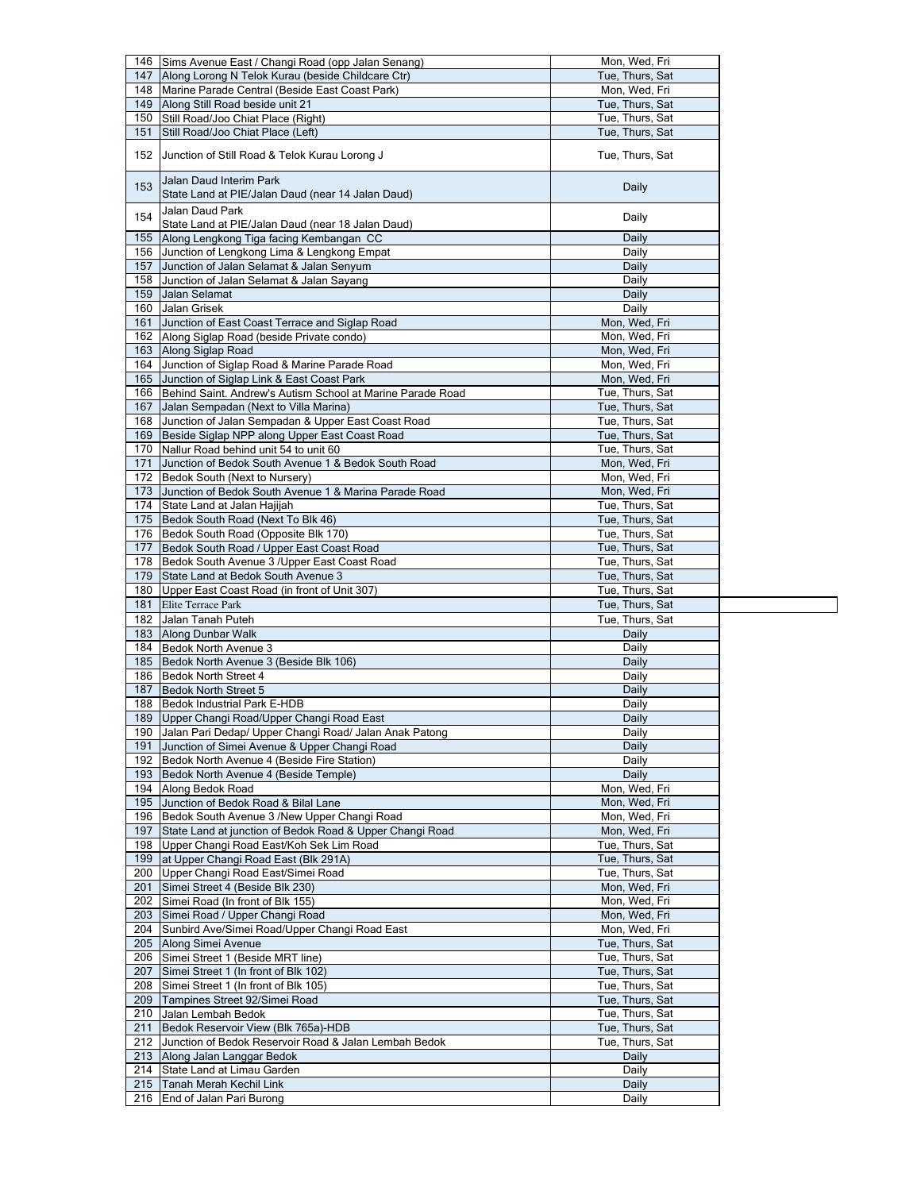| 146 | Sims Avenue East / Changi Road (opp Jalan Senang) | Mon, Wed, Fri |
|---|---|---|
| 147 | Along Lorong N Telok Kurau (beside Childcare Ctr) | Tue, Thurs, Sat |
| 148 | Marine Parade Central (Beside East Coast Park) | Mon, Wed, Fri |
| 149 | Along Still Road beside unit 21 | Tue, Thurs, Sat |
| 150 | Still Road/Joo Chiat Place (Right) | Tue, Thurs, Sat |
| 151 | Still Road/Joo Chiat Place (Left) | Tue, Thurs, Sat |
| 152 | Junction of Still Road & Telok Kurau Lorong J | Tue, Thurs, Sat |
| 153 | Jalan Daud Interim Park<br>State Land at PIE/Jalan Daud (near 14 Jalan Daud) | Daily |
| 154 | Jalan Daud Park<br>State Land at PIE/Jalan Daud (near 18 Jalan Daud) | Daily |
| 155 | Along Lengkong Tiga facing Kembangan CC | Daily |
| 156 | Junction of Lengkong Lima & Lengkong Empat | Daily |
| 157 | Junction of Jalan Selamat & Jalan Senyum | Daily |
| 158 | Junction of Jalan Selamat & Jalan Sayang | Daily |
| 159 | Jalan Selamat | Daily |
| 160 | Jalan Grisek | Daily |
| 161 | Junction of East Coast Terrace and Siglap Road | Mon, Wed, Fri |
| 162 | Along Siglap Road (beside Private condo) | Mon, Wed, Fri |
| 163 | Along Siglap Road | Mon, Wed, Fri |
| 164 | Junction of Siglap Road & Marine Parade Road | Mon, Wed, Fri |
| 165 | Junction of Siglap Link & East Coast Park | Mon, Wed, Fri |
| 166 | Behind Saint. Andrew's Autism School at Marine Parade Road | Tue, Thurs, Sat |
| 167 | Jalan Sempadan (Next to Villa Marina) | Tue, Thurs, Sat |
| 168 | Junction of Jalan Sempadan & Upper East Coast Road | Tue, Thurs, Sat |
| 169 | Beside Siglap NPP along Upper East Coast Road | Tue, Thurs, Sat |
| 170 | Nallur Road behind unit 54 to unit 60 | Tue, Thurs, Sat |
| 171 | Junction of Bedok South Avenue 1 & Bedok South Road | Mon, Wed, Fri |
| 172 | Bedok South (Next to Nursery) | Mon, Wed, Fri |
| 173 | Junction of Bedok South Avenue 1 & Marina Parade Road | Mon, Wed, Fri |
| 174 | State Land at Jalan Hajijah | Tue, Thurs, Sat |
| 175 | Bedok South Road (Next To Blk 46) | Tue, Thurs, Sat |
| 176 | Bedok South Road (Opposite Blk 170) | Tue, Thurs, Sat |
| 177 | Bedok South Road / Upper East Coast Road | Tue, Thurs, Sat |
| 178 | Bedok South Avenue 3 /Upper East Coast Road | Tue, Thurs, Sat |
| 179 | State Land at Bedok South Avenue 3 | Tue, Thurs, Sat |
| 180 | Upper East Coast Road (in front of Unit 307) | Tue, Thurs, Sat |
| 181 | Elite Terrace Park | Tue, Thurs, Sat |
| 182 | Jalan Tanah Puteh | Tue, Thurs, Sat |
| 183 | Along Dunbar Walk | Daily |
| 184 | Bedok North Avenue 3 | Daily |
| 185 | Bedok North Avenue 3 (Beside Blk 106) | Daily |
| 186 | Bedok North Street 4 | Daily |
| 187 | Bedok North Street 5 | Daily |
| 188 | Bedok Industrial Park E-HDB | Daily |
| 189 | Upper Changi Road/Upper Changi Road East | Daily |
| 190 | Jalan Pari Dedap/ Upper Changi Road/ Jalan Anak Patong | Daily |
| 191 | Junction of Simei Avenue & Upper Changi Road | Daily |
| 192 | Bedok North Avenue 4 (Beside Fire Station) | Daily |
| 193 | Bedok North Avenue 4 (Beside Temple) | Daily |
| 194 | Along Bedok Road | Mon, Wed, Fri |
| 195 | Junction of Bedok Road & Bilal Lane | Mon, Wed, Fri |
| 196 | Bedok South Avenue 3 /New Upper Changi Road | Mon, Wed, Fri |
| 197 | State Land at junction of Bedok Road & Upper Changi Road | Mon, Wed, Fri |
| 198 | Upper Changi Road East/Koh Sek Lim Road | Tue, Thurs, Sat |
| 199 | at Upper Changi Road East (Blk 291A) | Tue, Thurs, Sat |
| 200 | Upper Changi Road East/Simei Road | Tue, Thurs, Sat |
| 201 | Simei Street 4 (Beside Blk 230) | Mon, Wed, Fri |
| 202 | Simei Road (In front of Blk 155) | Mon, Wed, Fri |
| 203 | Simei Road / Upper Changi Road | Mon, Wed, Fri |
| 204 | Sunbird Ave/Simei Road/Upper Changi Road East | Mon, Wed, Fri |
| 205 | Along Simei Avenue | Tue, Thurs, Sat |
| 206 | Simei Street 1 (Beside MRT line) | Tue, Thurs, Sat |
| 207 | Simei Street 1 (In front of Blk 102) | Tue, Thurs, Sat |
| 208 | Simei Street 1 (In front of Blk 105) | Tue, Thurs, Sat |
| 209 | Tampines Street 92/Simei Road | Tue, Thurs, Sat |
| 210 | Jalan Lembah Bedok | Tue, Thurs, Sat |
| 211 | Bedok Reservoir View (Blk 765a)-HDB | Tue, Thurs, Sat |
| 212 | Junction of Bedok Reservoir Road & Jalan Lembah Bedok | Tue, Thurs, Sat |
| 213 | Along Jalan Langgar Bedok | Daily |
| 214 | State Land at Limau Garden | Daily |
| 215 | Tanah Merah Kechil Link | Daily |
| 216 | End of Jalan Pari Burong | Daily |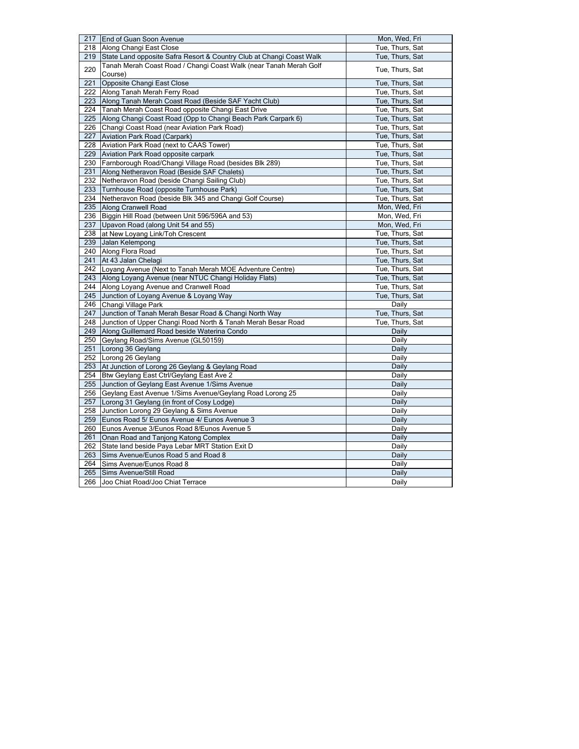| | | |
|---|---|---|
| 217 | End of Guan Soon Avenue | Mon, Wed, Fri |
| 218 | Along Changi East Close | Tue, Thurs, Sat |
| 219 | State Land opposite Safra Resort & Country Club at Changi Coast Walk | Tue, Thurs, Sat |
| 220 | Tanah Merah Coast Road / Changi Coast Walk (near Tanah Merah Golf Course) | Tue, Thurs, Sat |
| 221 | Opposite Changi East Close | Tue, Thurs, Sat |
| 222 | Along Tanah Merah Ferry Road | Tue, Thurs, Sat |
| 223 | Along Tanah Merah Coast Road (Beside SAF Yacht Club) | Tue, Thurs, Sat |
| 224 | Tanah Merah Coast Road opposite Changi East Drive | Tue, Thurs, Sat |
| 225 | Along Changi Coast Road (Opp to Changi Beach Park Carpark 6) | Tue, Thurs, Sat |
| 226 | Changi Coast Road (near Aviation Park Road) | Tue, Thurs, Sat |
| 227 | Aviation Park Road (Carpark) | Tue, Thurs, Sat |
| 228 | Aviation Park Road (next to CAAS Tower) | Tue, Thurs, Sat |
| 229 | Aviation Park Road opposite carpark | Tue, Thurs, Sat |
| 230 | Farnborough Road/Changi Village Road (besides Blk 289) | Tue, Thurs, Sat |
| 231 | Along Netheravon Road (Beside SAF Chalets) | Tue, Thurs, Sat |
| 232 | Netheravon Road (beside Changi Sailing Club) | Tue, Thurs, Sat |
| 233 | Turnhouse Road (opposite Turnhouse Park) | Tue, Thurs, Sat |
| 234 | Netheravon Road (beside Blk 345 and Changi Golf Course) | Tue, Thurs, Sat |
| 235 | Along Cranwell Road | Mon, Wed, Fri |
| 236 | Biggin Hill Road (between Unit 596/596A and 53) | Mon, Wed, Fri |
| 237 | Upavon Road (along Unit 54 and 55) | Mon, Wed, Fri |
| 238 | at New Loyang Link/Toh Crescent | Tue, Thurs, Sat |
| 239 | Jalan Kelempong | Tue, Thurs, Sat |
| 240 | Along Flora Road | Tue, Thurs, Sat |
| 241 | At 43 Jalan Chelagi | Tue, Thurs, Sat |
| 242 | Loyang Avenue (Next to Tanah Merah MOE Adventure Centre) | Tue, Thurs, Sat |
| 243 | Along Loyang Avenue (near NTUC Changi Holiday Flats) | Tue, Thurs, Sat |
| 244 | Along Loyang Avenue and Cranwell Road | Tue, Thurs, Sat |
| 245 | Junction of Loyang Avenue & Loyang Way | Tue, Thurs, Sat |
| 246 | Changi Village Park | Daily |
| 247 | Junction of Tanah Merah Besar Road & Changi North Way | Tue, Thurs, Sat |
| 248 | Junction of Upper Changi Road North & Tanah Merah Besar Road | Tue, Thurs, Sat |
| 249 | Along Guillemard Road beside Waterina Condo | Daily |
| 250 | Geylang Road/Sims Avenue (GL50159) | Daily |
| 251 | Lorong 36 Geylang | Daily |
| 252 | Lorong 26 Geylang | Daily |
| 253 | At Junction of Lorong 26 Geylang & Geylang Road | Daily |
| 254 | Btw Geylang East Ctrl/Geylang East Ave 2 | Daily |
| 255 | Junction of Geylang East Avenue 1/Sims Avenue | Daily |
| 256 | Geylang East Avenue 1/Sims Avenue/Geylang Road Lorong 25 | Daily |
| 257 | Lorong 31 Geylang (in front of Cosy Lodge) | Daily |
| 258 | Junction Lorong 29 Geylang & Sims Avenue | Daily |
| 259 | Eunos Road 5/ Eunos Avenue 4/ Eunos Avenue 3 | Daily |
| 260 | Eunos Avenue 3/Eunos Road 8/Eunos Avenue 5 | Daily |
| 261 | Onan Road and Tanjong Katong Complex | Daily |
| 262 | State land beside Paya Lebar MRT Station Exit D | Daily |
| 263 | Sims Avenue/Eunos Road 5 and Road 8 | Daily |
| 264 | Sims Avenue/Eunos Road 8 | Daily |
| 265 | Sims Avenue/Still Road | Daily |
| 266 | Joo Chiat Road/Joo Chiat Terrace | Daily |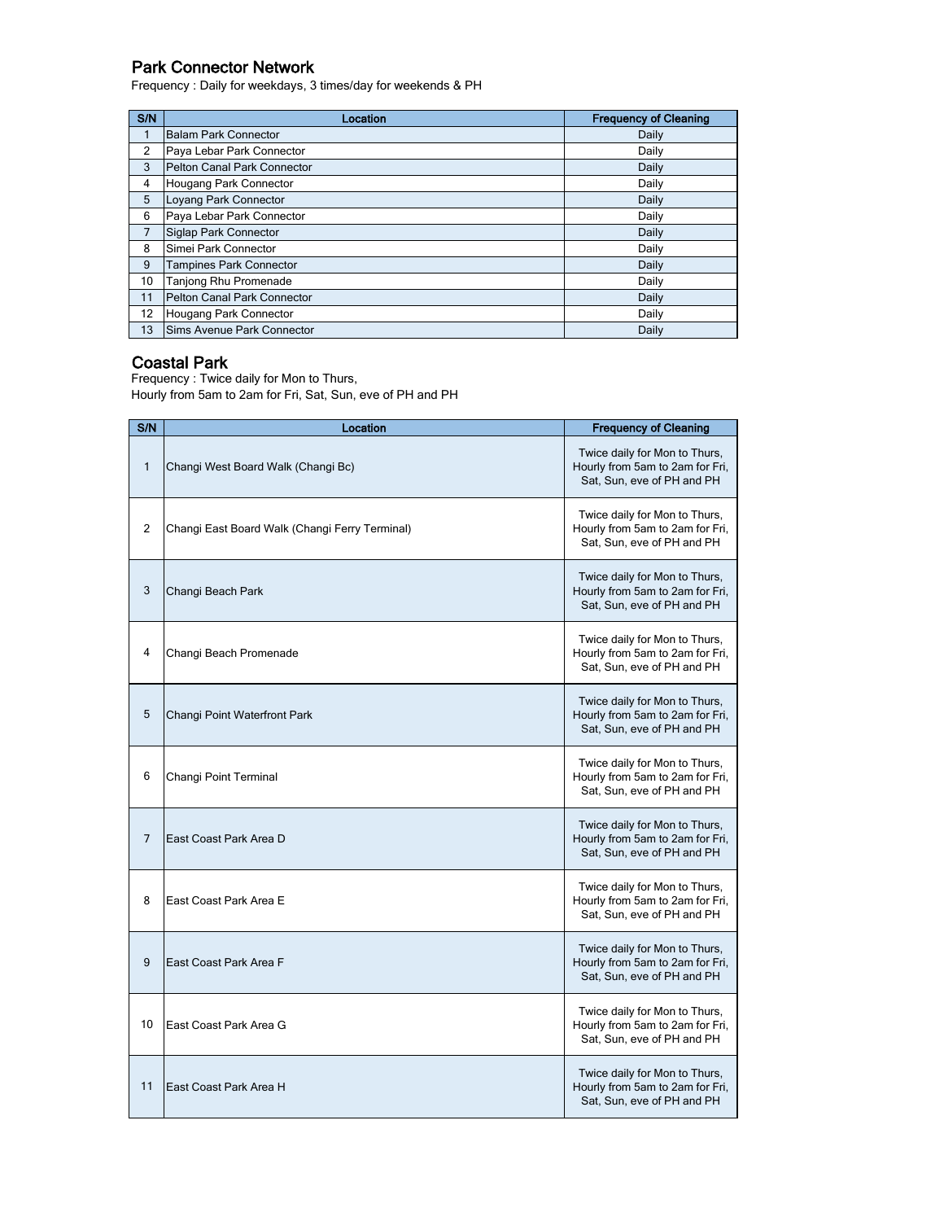## Park Connector Network

Frequency : Daily for weekdays, 3 times/day for weekends & PH

| S/N | Location | Frequency of Cleaning |
|---|---|---|
| 1 | Balam Park Connector | Daily |
| 2 | Paya Lebar Park Connector | Daily |
| 3 | Pelton Canal Park Connector | Daily |
| 4 | Hougang Park Connector | Daily |
| 5 | Loyang Park Connector | Daily |
| 6 | Paya Lebar Park Connector | Daily |
| 7 | Siglap Park Connector | Daily |
| 8 | Simei Park Connector | Daily |
| 9 | Tampines Park Connector | Daily |
| 10 | Tanjong Rhu Promenade | Daily |
| 11 | Pelton Canal Park Connector | Daily |
| 12 | Hougang Park Connector | Daily |
| 13 | Sims Avenue Park Connector | Daily |

## Coastal Park

Frequency : Twice daily for Mon to Thurs,
Hourly from 5am to 2am for Fri, Sat, Sun, eve of PH and PH

| S/N | Location | Frequency of Cleaning |
|---|---|---|
| 1 | Changi West Board Walk (Changi Bc) | Twice daily for Mon to Thurs, Hourly from 5am to 2am for Fri, Sat, Sun, eve of PH and PH |
| 2 | Changi East Board Walk (Changi Ferry Terminal) | Twice daily for Mon to Thurs, Hourly from 5am to 2am for Fri, Sat, Sun, eve of PH and PH |
| 3 | Changi Beach Park | Twice daily for Mon to Thurs, Hourly from 5am to 2am for Fri, Sat, Sun, eve of PH and PH |
| 4 | Changi Beach Promenade | Twice daily for Mon to Thurs, Hourly from 5am to 2am for Fri, Sat, Sun, eve of PH and PH |
| 5 | Changi Point Waterfront Park | Twice daily for Mon to Thurs, Hourly from 5am to 2am for Fri, Sat, Sun, eve of PH and PH |
| 6 | Changi Point Terminal | Twice daily for Mon to Thurs, Hourly from 5am to 2am for Fri, Sat, Sun, eve of PH and PH |
| 7 | East Coast Park Area D | Twice daily for Mon to Thurs, Hourly from 5am to 2am for Fri, Sat, Sun, eve of PH and PH |
| 8 | East Coast Park Area E | Twice daily for Mon to Thurs, Hourly from 5am to 2am for Fri, Sat, Sun, eve of PH and PH |
| 9 | East Coast Park Area F | Twice daily for Mon to Thurs, Hourly from 5am to 2am for Fri, Sat, Sun, eve of PH and PH |
| 10 | East Coast Park Area G | Twice daily for Mon to Thurs, Hourly from 5am to 2am for Fri, Sat, Sun, eve of PH and PH |
| 11 | East Coast Park Area H | Twice daily for Mon to Thurs, Hourly from 5am to 2am for Fri, Sat, Sun, eve of PH and PH |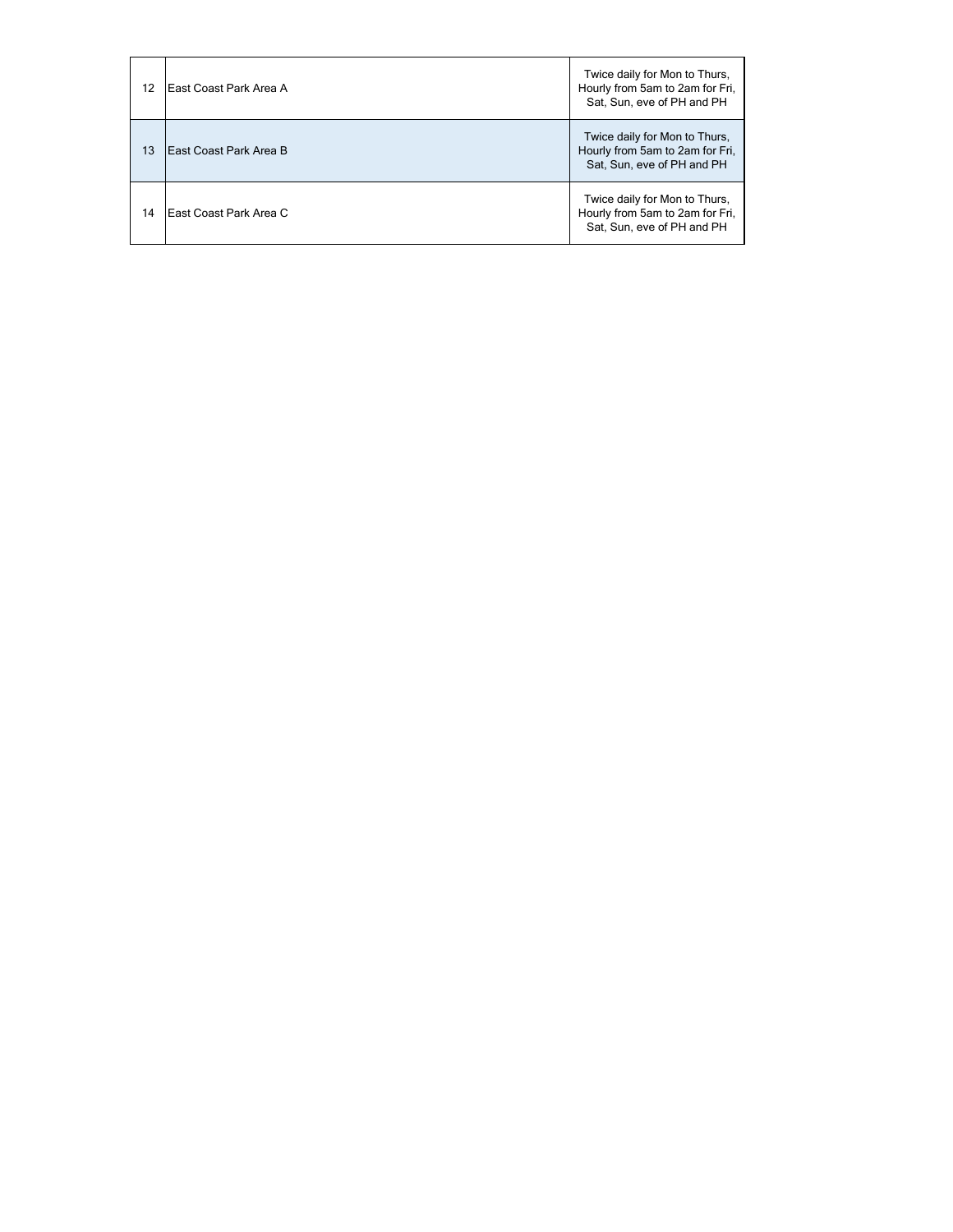| | | |
|---|---|---|
| 12 | East Coast Park Area A | Twice daily for Mon to Thurs, Hourly from 5am to 2am for Fri, Sat, Sun, eve of PH and PH |
| 13 | East Coast Park Area B | Twice daily for Mon to Thurs, Hourly from 5am to 2am for Fri, Sat, Sun, eve of PH and PH |
| 14 | East Coast Park Area C | Twice daily for Mon to Thurs, Hourly from 5am to 2am for Fri, Sat, Sun, eve of PH and PH |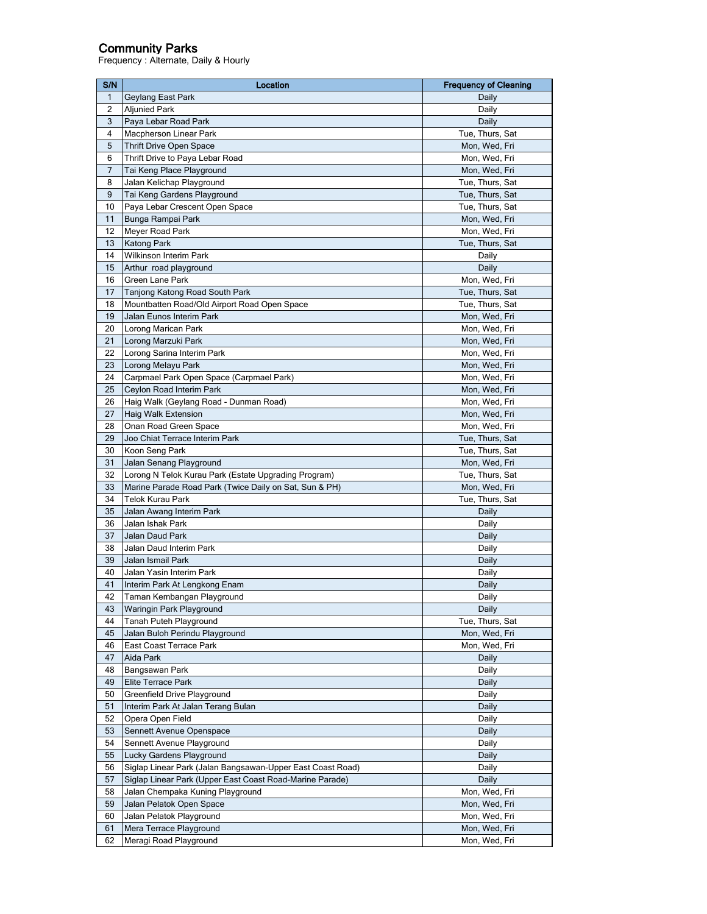## Community Parks

Frequency : Alternate, Daily & Hourly

| S/N | Location | Frequency of Cleaning |
|---|---|---|
| 1 | Geylang East Park | Daily |
| 2 | Aljunied Park | Daily |
| 3 | Paya Lebar Road Park | Daily |
| 4 | Macpherson Linear Park | Tue, Thurs, Sat |
| 5 | Thrift Drive Open Space | Mon, Wed, Fri |
| 6 | Thrift Drive to Paya Lebar Road | Mon, Wed, Fri |
| 7 | Tai Keng Place Playground | Mon, Wed, Fri |
| 8 | Jalan Kelichap Playground | Tue, Thurs, Sat |
| 9 | Tai Keng Gardens Playground | Tue, Thurs, Sat |
| 10 | Paya Lebar Crescent Open Space | Tue, Thurs, Sat |
| 11 | Bunga Rampai Park | Mon, Wed, Fri |
| 12 | Meyer Road Park | Mon, Wed, Fri |
| 13 | Katong Park | Tue, Thurs, Sat |
| 14 | Wilkinson Interim Park | Daily |
| 15 | Arthur road playground | Daily |
| 16 | Green Lane Park | Mon, Wed, Fri |
| 17 | Tanjong Katong Road South Park | Tue, Thurs, Sat |
| 18 | Mountbatten Road/Old Airport Road Open Space | Tue, Thurs, Sat |
| 19 | Jalan Eunos Interim Park | Mon, Wed, Fri |
| 20 | Lorong Marican Park | Mon, Wed, Fri |
| 21 | Lorong Marzuki Park | Mon, Wed, Fri |
| 22 | Lorong Sarina Interim Park | Mon, Wed, Fri |
| 23 | Lorong Melayu Park | Mon, Wed, Fri |
| 24 | Carpmael Park Open Space (Carpmael Park) | Mon, Wed, Fri |
| 25 | Ceylon Road Interim Park | Mon, Wed, Fri |
| 26 | Haig Walk (Geylang Road - Dunman Road) | Mon, Wed, Fri |
| 27 | Haig Walk Extension | Mon, Wed, Fri |
| 28 | Onan Road Green Space | Mon, Wed, Fri |
| 29 | Joo Chiat Terrace Interim Park | Tue, Thurs, Sat |
| 30 | Koon Seng Park | Tue, Thurs, Sat |
| 31 | Jalan Senang Playground | Mon, Wed, Fri |
| 32 | Lorong N Telok Kurau Park (Estate Upgrading Program) | Tue, Thurs, Sat |
| 33 | Marine Parade Road Park (Twice Daily on Sat, Sun & PH) | Mon, Wed, Fri |
| 34 | Telok Kurau Park | Tue, Thurs, Sat |
| 35 | Jalan Awang Interim Park | Daily |
| 36 | Jalan Ishak Park | Daily |
| 37 | Jalan Daud Park | Daily |
| 38 | Jalan Daud Interim Park | Daily |
| 39 | Jalan Ismail Park | Daily |
| 40 | Jalan Yasin Interim Park | Daily |
| 41 | Interim Park At Lengkong Enam | Daily |
| 42 | Taman Kembangan Playground | Daily |
| 43 | Waringin Park Playground | Daily |
| 44 | Tanah Puteh Playground | Tue, Thurs, Sat |
| 45 | Jalan Buloh Perindu Playground | Mon, Wed, Fri |
| 46 | East Coast Terrace Park | Mon, Wed, Fri |
| 47 | Aida Park | Daily |
| 48 | Bangsawan Park | Daily |
| 49 | Elite Terrace Park | Daily |
| 50 | Greenfield Drive Playground | Daily |
| 51 | Interim Park At Jalan Terang Bulan | Daily |
| 52 | Opera Open Field | Daily |
| 53 | Sennett Avenue Openspace | Daily |
| 54 | Sennett Avenue Playground | Daily |
| 55 | Lucky Gardens Playground | Daily |
| 56 | Siglap Linear Park (Jalan Bangsawan-Upper East Coast Road) | Daily |
| 57 | Siglap Linear Park (Upper East Coast Road-Marine Parade) | Daily |
| 58 | Jalan Chempaka Kuning Playground | Mon, Wed, Fri |
| 59 | Jalan Pelatok Open Space | Mon, Wed, Fri |
| 60 | Jalan Pelatok Playground | Mon, Wed, Fri |
| 61 | Mera Terrace Playground | Mon, Wed, Fri |
| 62 | Meragi Road Playground | Mon, Wed, Fri |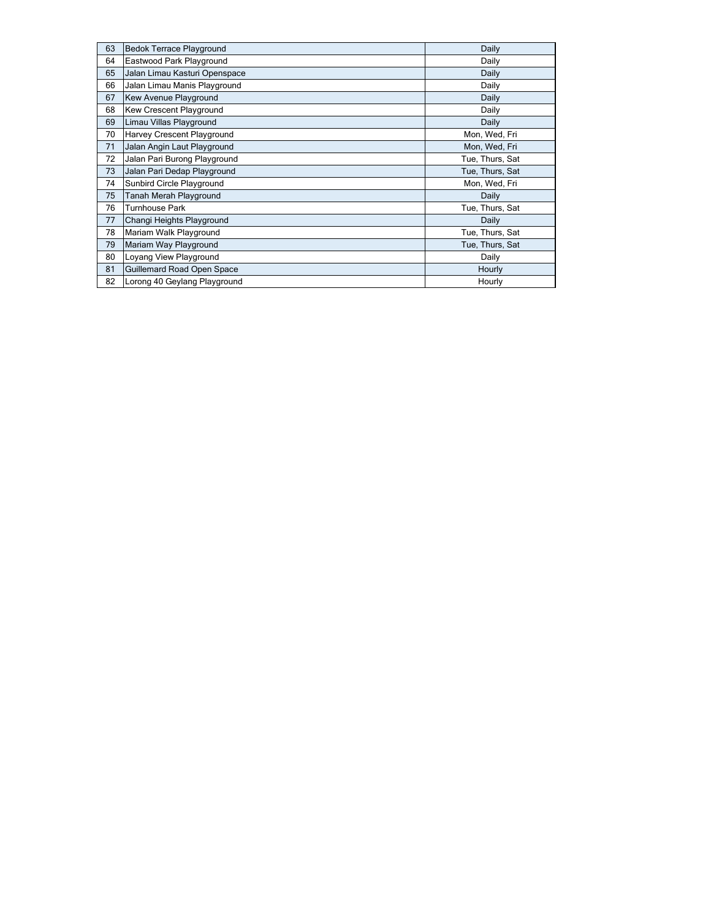| | | |
|---|---|---|
| 63 | Bedok Terrace Playground | Daily |
| 64 | Eastwood Park Playground | Daily |
| 65 | Jalan Limau Kasturi Openspace | Daily |
| 66 | Jalan Limau Manis Playground | Daily |
| 67 | Kew Avenue Playground | Daily |
| 68 | Kew Crescent Playground | Daily |
| 69 | Limau Villas Playground | Daily |
| 70 | Harvey Crescent Playground | Mon, Wed, Fri |
| 71 | Jalan Angin Laut Playground | Mon, Wed, Fri |
| 72 | Jalan Pari Burong Playground | Tue, Thurs, Sat |
| 73 | Jalan Pari Dedap Playground | Tue, Thurs, Sat |
| 74 | Sunbird Circle Playground | Mon, Wed, Fri |
| 75 | Tanah Merah Playground | Daily |
| 76 | Turnhouse Park | Tue, Thurs, Sat |
| 77 | Changi Heights Playground | Daily |
| 78 | Mariam Walk Playground | Tue, Thurs, Sat |
| 79 | Mariam Way Playground | Tue, Thurs, Sat |
| 80 | Loyang View Playground | Daily |
| 81 | Guillemard Road Open Space | Hourly |
| 82 | Lorong 40 Geylang Playground | Hourly |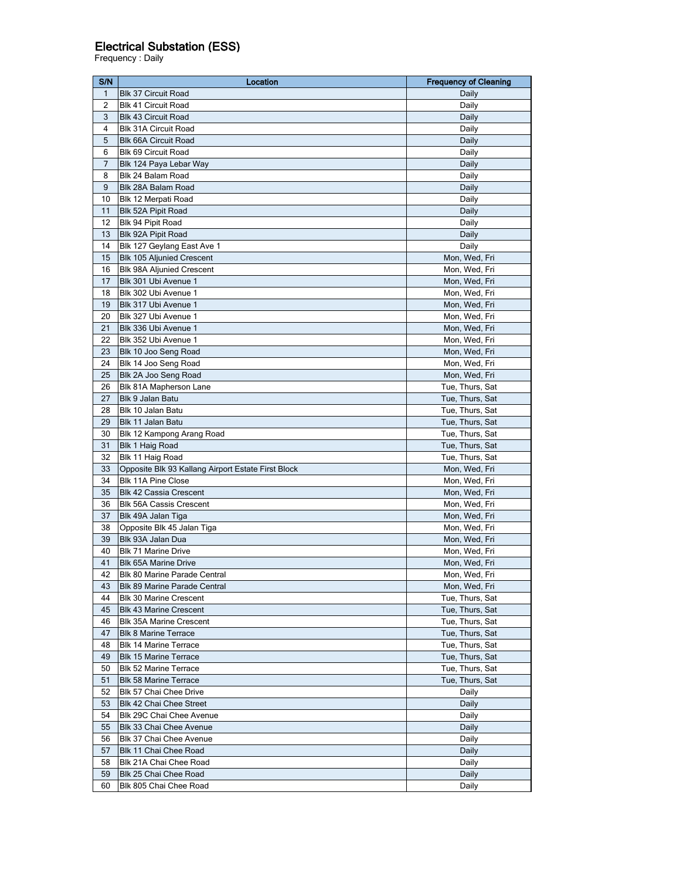## Electrical Substation (ESS)

Frequency : Daily

| S/N | Location | Frequency of Cleaning |
|---|---|---|
| 1 | Blk 37 Circuit Road | Daily |
| 2 | Blk 41 Circuit Road | Daily |
| 3 | Blk 43 Circuit Road | Daily |
| 4 | Blk 31A Circuit Road | Daily |
| 5 | Blk 66A Circuit Road | Daily |
| 6 | Blk 69 Circuit Road | Daily |
| 7 | Blk 124 Paya Lebar Way | Daily |
| 8 | Blk 24 Balam Road | Daily |
| 9 | Blk 28A Balam Road | Daily |
| 10 | Blk 12 Merpati Road | Daily |
| 11 | Blk 52A Pipit Road | Daily |
| 12 | Blk 94 Pipit Road | Daily |
| 13 | Blk 92A Pipit Road | Daily |
| 14 | Blk 127 Geylang East Ave 1 | Daily |
| 15 | Blk 105 Aljunied Crescent | Mon, Wed, Fri |
| 16 | Blk 98A Aljunied Crescent | Mon, Wed, Fri |
| 17 | Blk 301 Ubi Avenue 1 | Mon, Wed, Fri |
| 18 | Blk 302 Ubi Avenue 1 | Mon, Wed, Fri |
| 19 | Blk 317 Ubi Avenue 1 | Mon, Wed, Fri |
| 20 | Blk 327 Ubi Avenue 1 | Mon, Wed, Fri |
| 21 | Blk 336 Ubi Avenue 1 | Mon, Wed, Fri |
| 22 | Blk 352 Ubi Avenue 1 | Mon, Wed, Fri |
| 23 | Blk 10 Joo Seng Road | Mon, Wed, Fri |
| 24 | Blk 14 Joo Seng Road | Mon, Wed, Fri |
| 25 | Blk 2A Joo Seng Road | Mon, Wed, Fri |
| 26 | Blk 81A Mapherson Lane | Tue, Thurs, Sat |
| 27 | Blk 9 Jalan Batu | Tue, Thurs, Sat |
| 28 | Blk 10 Jalan Batu | Tue, Thurs, Sat |
| 29 | Blk 11 Jalan Batu | Tue, Thurs, Sat |
| 30 | Blk 12 Kampong Arang Road | Tue, Thurs, Sat |
| 31 | Blk 1 Haig Road | Tue, Thurs, Sat |
| 32 | Blk 11 Haig Road | Tue, Thurs, Sat |
| 33 | Opposite Blk 93 Kallang Airport Estate First Block | Mon, Wed, Fri |
| 34 | Blk 11A Pine Close | Mon, Wed, Fri |
| 35 | Blk 42 Cassia Crescent | Mon, Wed, Fri |
| 36 | Blk 56A Cassis Crescent | Mon, Wed, Fri |
| 37 | Blk 49A Jalan Tiga | Mon, Wed, Fri |
| 38 | Opposite Blk 45 Jalan Tiga | Mon, Wed, Fri |
| 39 | Blk 93A Jalan Dua | Mon, Wed, Fri |
| 40 | Blk 71 Marine Drive | Mon, Wed, Fri |
| 41 | Blk 65A Marine Drive | Mon, Wed, Fri |
| 42 | Blk 80 Marine Parade Central | Mon, Wed, Fri |
| 43 | Blk 89 Marine Parade Central | Mon, Wed, Fri |
| 44 | Blk 30 Marine Crescent | Tue, Thurs, Sat |
| 45 | Blk 43 Marine Crescent | Tue, Thurs, Sat |
| 46 | Blk 35A Marine Crescent | Tue, Thurs, Sat |
| 47 | Blk 8 Marine Terrace | Tue, Thurs, Sat |
| 48 | Blk 14 Marine Terrace | Tue, Thurs, Sat |
| 49 | Blk 15 Marine Terrace | Tue, Thurs, Sat |
| 50 | Blk 52 Marine Terrace | Tue, Thurs, Sat |
| 51 | Blk 58 Marine Terrace | Tue, Thurs, Sat |
| 52 | Blk 57 Chai Chee Drive | Daily |
| 53 | Blk 42 Chai Chee Street | Daily |
| 54 | Blk 29C Chai Chee Avenue | Daily |
| 55 | Blk 33 Chai Chee Avenue | Daily |
| 56 | Blk 37 Chai Chee Avenue | Daily |
| 57 | Blk 11 Chai Chee Road | Daily |
| 58 | Blk 21A Chai Chee Road | Daily |
| 59 | Blk 25 Chai Chee Road | Daily |
| 60 | Blk 805 Chai Chee Road | Daily |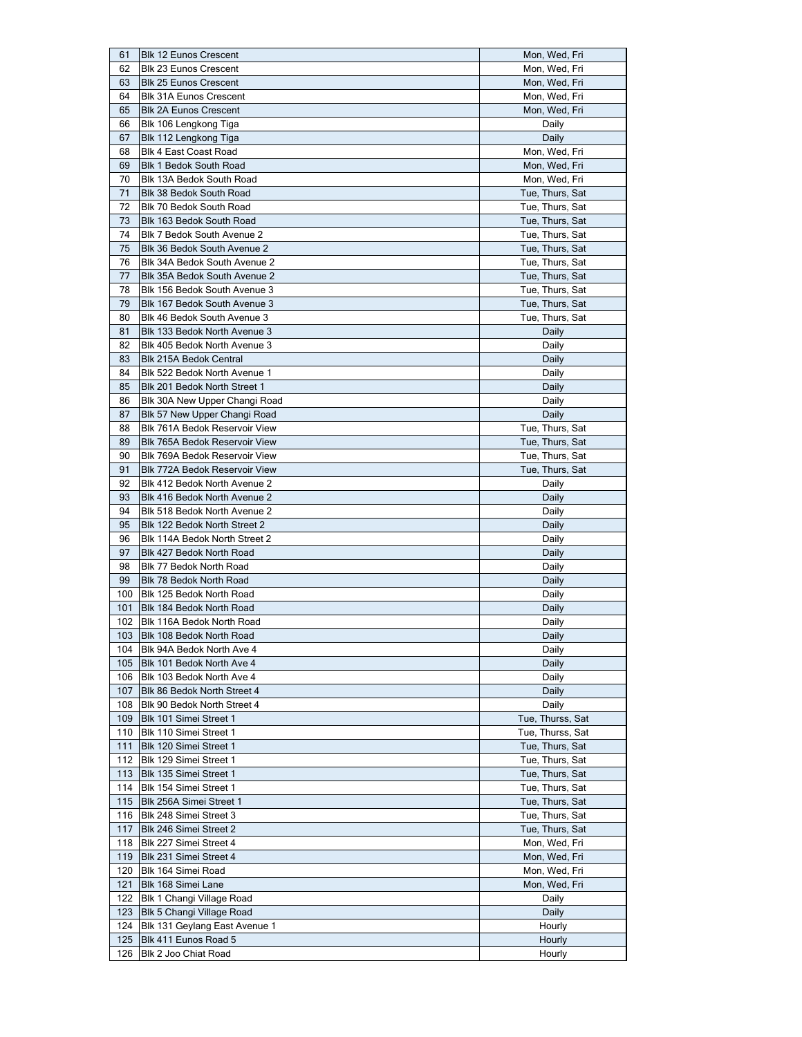| | | |
|---|---|---|
| 61 | Blk 12 Eunos Crescent | Mon, Wed, Fri |
| 62 | Blk 23 Eunos Crescent | Mon, Wed, Fri |
| 63 | Blk 25 Eunos Crescent | Mon, Wed, Fri |
| 64 | Blk 31A Eunos Crescent | Mon, Wed, Fri |
| 65 | Blk 2A Eunos Crescent | Mon, Wed, Fri |
| 66 | Blk 106 Lengkong Tiga | Daily |
| 67 | Blk 112 Lengkong Tiga | Daily |
| 68 | Blk 4 East Coast Road | Mon, Wed, Fri |
| 69 | Blk 1 Bedok South Road | Mon, Wed, Fri |
| 70 | Blk 13A Bedok South Road | Mon, Wed, Fri |
| 71 | Blk 38 Bedok South Road | Tue, Thurs, Sat |
| 72 | Blk 70 Bedok South Road | Tue, Thurs, Sat |
| 73 | Blk 163 Bedok South Road | Tue, Thurs, Sat |
| 74 | Blk 7 Bedok South Avenue 2 | Tue, Thurs, Sat |
| 75 | Blk 36 Bedok South Avenue 2 | Tue, Thurs, Sat |
| 76 | Blk 34A Bedok South Avenue 2 | Tue, Thurs, Sat |
| 77 | Blk 35A Bedok South Avenue 2 | Tue, Thurs, Sat |
| 78 | Blk 156 Bedok South Avenue 3 | Tue, Thurs, Sat |
| 79 | Blk 167 Bedok South Avenue 3 | Tue, Thurs, Sat |
| 80 | Blk 46 Bedok South Avenue 3 | Tue, Thurs, Sat |
| 81 | Blk 133 Bedok North Avenue 3 | Daily |
| 82 | Blk 405 Bedok North Avenue 3 | Daily |
| 83 | Blk 215A Bedok Central | Daily |
| 84 | Blk 522 Bedok North Avenue 1 | Daily |
| 85 | Blk 201 Bedok North Street 1 | Daily |
| 86 | Blk 30A New Upper Changi Road | Daily |
| 87 | Blk 57 New Upper Changi Road | Daily |
| 88 | Blk 761A Bedok Reservoir View | Tue, Thurs, Sat |
| 89 | Blk 765A Bedok Reservoir View | Tue, Thurs, Sat |
| 90 | Blk 769A Bedok Reservoir View | Tue, Thurs, Sat |
| 91 | Blk 772A Bedok Reservoir View | Tue, Thurs, Sat |
| 92 | Blk 412 Bedok North Avenue 2 | Daily |
| 93 | Blk 416 Bedok North Avenue 2 | Daily |
| 94 | Blk 518 Bedok North Avenue 2 | Daily |
| 95 | Blk 122 Bedok North Street 2 | Daily |
| 96 | Blk 114A Bedok North Street 2 | Daily |
| 97 | Blk 427 Bedok North Road | Daily |
| 98 | Blk 77 Bedok North Road | Daily |
| 99 | Blk 78 Bedok North Road | Daily |
| 100 | Blk 125 Bedok North Road | Daily |
| 101 | Blk 184 Bedok North Road | Daily |
| 102 | Blk 116A Bedok North Road | Daily |
| 103 | Blk 108 Bedok North Road | Daily |
| 104 | Blk 94A Bedok North Ave 4 | Daily |
| 105 | Blk 101 Bedok North Ave 4 | Daily |
| 106 | Blk 103 Bedok North Ave 4 | Daily |
| 107 | Blk 86 Bedok North Street 4 | Daily |
| 108 | Blk 90 Bedok North Street 4 | Daily |
| 109 | Blk 101 Simei Street 1 | Tue, Thurss, Sat |
| 110 | Blk 110 Simei Street 1 | Tue, Thurss, Sat |
| 111 | Blk 120 Simei Street 1 | Tue, Thurs, Sat |
| 112 | Blk 129 Simei Street 1 | Tue, Thurs, Sat |
| 113 | Blk 135 Simei Street 1 | Tue, Thurs, Sat |
| 114 | Blk 154 Simei Street 1 | Tue, Thurs, Sat |
| 115 | Blk 256A Simei Street 1 | Tue, Thurs, Sat |
| 116 | Blk 248 Simei Street 3 | Tue, Thurs, Sat |
| 117 | Blk 246 Simei Street 2 | Tue, Thurs, Sat |
| 118 | Blk 227 Simei Street 4 | Mon, Wed, Fri |
| 119 | Blk 231 Simei Street 4 | Mon, Wed, Fri |
| 120 | Blk 164 Simei Road | Mon, Wed, Fri |
| 121 | Blk 168 Simei Lane | Mon, Wed, Fri |
| 122 | Blk 1 Changi Village Road | Daily |
| 123 | Blk 5 Changi Village Road | Daily |
| 124 | Blk 131 Geylang East Avenue 1 | Hourly |
| 125 | Blk 411 Eunos Road 5 | Hourly |
| 126 | Blk 2 Joo Chiat Road | Hourly |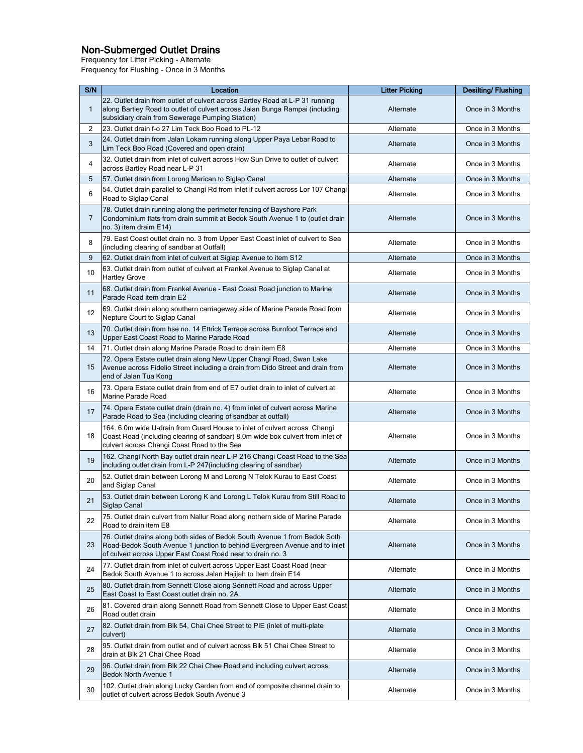## Non-Submerged Outlet Drains

Frequency for Litter Picking - Alternate
Frequency for Flushing - Once in 3 Months

| S/N | Location | Litter Picking | Desilting/ Flushing |
|---|---|---|---|
| 1 | 22. Outlet drain from outlet of culvert across Bartley Road at L-P 31 running along Bartley Road to outlet of culvert across Jalan Bunga Rampai (including subsidiary drain from Sewerage Pumping Station) | Alternate | Once in 3 Months |
| 2 | 23. Outlet drain f-o 27 Lim Teck Boo Road to PL-12 | Alternate | Once in 3 Months |
| 3 | 24. Outlet drain from Jalan Lokam running along Upper Paya Lebar Road to Lim Teck Boo Road (Covered and open drain) | Alternate | Once in 3 Months |
| 4 | 32. Outlet drain from inlet of culvert across How Sun Drive to outlet of culvert across Bartley Road near L-P 31 | Alternate | Once in 3 Months |
| 5 | 57. Outlet drain from Lorong Marican to Siglap Canal | Alternate | Once in 3 Months |
| 6 | 54. Outlet drain parallel to Changi Rd from inlet if culvert across Lor 107 Changi Road to Siglap Canal | Alternate | Once in 3 Months |
| 7 | 78. Outlet drain running along the perimeter fencing of Bayshore Park Condominium flats from drain summit at Bedok South Avenue 1 to (outlet drain no. 3) item draim E14) | Alternate | Once in 3 Months |
| 8 | 79. East Coast outlet drain no. 3 from Upper East Coast inlet of culvert to Sea (including clearing of sandbar at Outfall) | Alternate | Once in 3 Months |
| 9 | 62. Outlet drain from inlet of culvert at Siglap Avenue to item S12 | Alternate | Once in 3 Months |
| 10 | 63. Outlet drain from outlet of culvert at Frankel Avenue to Siglap Canal at Hartley Grove | Alternate | Once in 3 Months |
| 11 | 68. Outlet drain from Frankel Avenue - East Coast Road junction to Marine Parade Road item drain E2 | Alternate | Once in 3 Months |
| 12 | 69. Outlet drain along southern carriageway side of Marine Parade Road from Nepture Court to Siglap Canal | Alternate | Once in 3 Months |
| 13 | 70. Outlet drain from hse no. 14 Ettrick Terrace across Burnfoot Terrace and Upper East Coast Road to Marine Parade Road | Alternate | Once in 3 Months |
| 14 | 71. Outlet drain along Marine Parade Road to drain item E8 | Alternate | Once in 3 Months |
| 15 | 72. Opera Estate outlet drain along New Upper Changi Road, Swan Lake Avenue across Fidelio Street including a drain from Dido Street and drain from end of Jalan Tua Kong | Alternate | Once in 3 Months |
| 16 | 73. Opera Estate outlet drain from end of E7 outlet drain to inlet of culvert at Marine Parade Road | Alternate | Once in 3 Months |
| 17 | 74. Opera Estate outlet drain (drain no. 4) from inlet of culvert across Marine Parade Road to Sea (including clearing of sandbar at outfall) | Alternate | Once in 3 Months |
| 18 | 164. 6.0m wide U-drain from Guard House to inlet of culvert across Changi Coast Road (including clearing of sandbar) 8.0m wide box culvert from inlet of culvert across Changi Coast Road to the Sea | Alternate | Once in 3 Months |
| 19 | 162. Changi North Bay outlet drain near L-P 216 Changi Coast Road to the Sea including outlet drain from L-P 247(including clearing of sandbar) | Alternate | Once in 3 Months |
| 20 | 52. Outlet drain between Lorong M and Lorong N Telok Kurau to East Coast and Siglap Canal | Alternate | Once in 3 Months |
| 21 | 53. Outlet drain between Lorong K and Lorong L Telok Kurau from Still Road to Siglap Canal | Alternate | Once in 3 Months |
| 22 | 75. Outlet drain culvert from Nallur Road along nothern side of Marine Parade Road to drain item E8 | Alternate | Once in 3 Months |
| 23 | 76. Outlet drains along both sides of Bedok South Avenue 1 from Bedok Soth Road-Bedok South Avenue 1 junction to behind Evergreen Avenue and to inlet of culvert across Upper East Coast Road near to drain no. 3 | Alternate | Once in 3 Months |
| 24 | 77. Outlet drain from inlet of culvert across Upper East Coast Road (near Bedok South Avenue 1 to across Jalan Hajijah to Item drain E14 | Alternate | Once in 3 Months |
| 25 | 80. Outlet drain from Sennett Close along Sennett Road and across Upper East Coast to East Coast outlet drain no. 2A | Alternate | Once in 3 Months |
| 26 | 81. Covered drain along Sennett Road from Sennett Close to Upper East Coast Road outlet drain | Alternate | Once in 3 Months |
| 27 | 82. Outlet drain from Blk 54, Chai Chee Street to PIE (inlet of multi-plate culvert) | Alternate | Once in 3 Months |
| 28 | 95. Outlet drain from outlet end of culvert across Blk 51 Chai Chee Street to drain at Blk 21 Chai Chee Road | Alternate | Once in 3 Months |
| 29 | 96. Outlet drain from Blk 22 Chai Chee Road and including culvert across Bedok North Avenue 1 | Alternate | Once in 3 Months |
| 30 | 102. Outlet drain along Lucky Garden from end of composite channel drain to outlet of culvert across Bedok South Avenue 3 | Alternate | Once in 3 Months |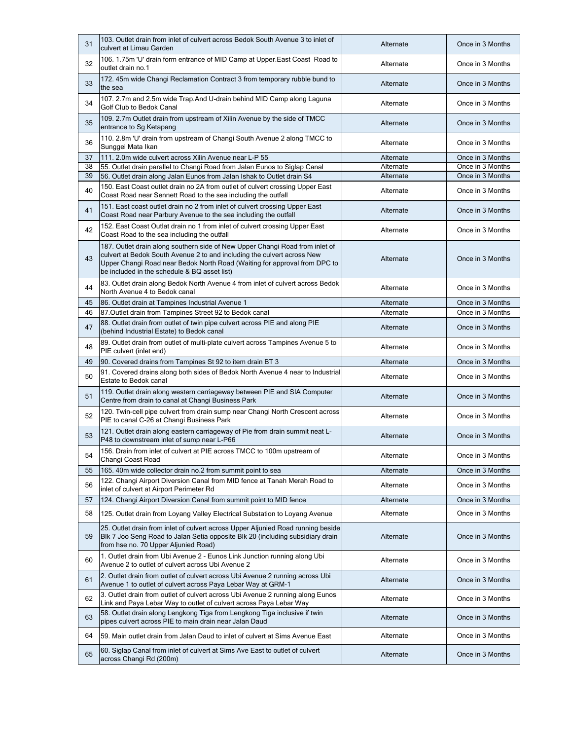| 31 | 103. Outlet drain from inlet of culvert across Bedok South Avenue 3 to inlet of culvert at Limau Garden | Alternate | Once in 3 Months |
|---|---|---|---|
| 32 | 106. 1.75m 'U' drain form entrance of MID Camp at Upper.East Coast Road to outlet drain no.1 | Alternate | Once in 3 Months |
| 33 | 172. 45m wide Changi Reclamation Contract 3 from temporary rubble bund to the sea | Alternate | Once in 3 Months |
| 34 | 107. 2.7m and 2.5m wide Trap.And U-drain behind MID Camp along Laguna Golf Club to Bedok Canal | Alternate | Once in 3 Months |
| 35 | 109. 2.7m Outlet drain from upstream of Xilin Avenue by the side of TMCC entrance to Sg Ketapang | Alternate | Once in 3 Months |
| 36 | 110. 2.8m 'U' drain from upstream of Changi South Avenue 2 along TMCC to Sunggei Mata Ikan | Alternate | Once in 3 Months |
| 37 | 111. 2.0m wide culvert across Xilin Avenue near L-P 55 | Alternate | Once in 3 Months |
| 38 | 55. Outlet drain parallel to Changi Road from Jalan Eunos to Siglap Canal | Alternate | Once in 3 Months |
| 39 | 56. Outlet drain along Jalan Eunos from Jalan Ishak to Outlet drain S4 | Alternate | Once in 3 Months |
| 40 | 150. East Coast outlet drain no 2A from outlet of culvert crossing Upper East Coast Road near Sennett Road to the sea including the outfall | Alternate | Once in 3 Months |
| 41 | 151. East coast outlet drain no 2 from inlet of culvert crossing Upper East Coast Road near Parbury Avenue to the sea including the outfall | Alternate | Once in 3 Months |
| 42 | 152. East Coast Outlat drain no 1 from inlet of culvert crossing Upper East Coast Road to the sea including the outfall | Alternate | Once in 3 Months |
| 43 | 187. Outlet drain along southern side of New Upper Changi Road from inlet of culvert at Bedok South Avenue 2 to and including the culvert across New Upper Changi Road near Bedok North Road (Waiting for approval from DPC to be included in the schedule & BQ asset list) | Alternate | Once in 3 Months |
| 44 | 83. Outlet drain along Bedok North Avenue 4 from inlet of culvert across Bedok North Avenue 4 to Bedok canal | Alternate | Once in 3 Months |
| 45 | 86. Outlet drain at Tampines Industrial Avenue 1 | Alternate | Once in 3 Months |
| 46 | 87.Outlet drain from Tampines Street 92 to Bedok canal | Alternate | Once in 3 Months |
| 47 | 88. Outlet drain from outlet of twin pipe culvert across PIE and along PIE (behind Industrial Estate) to Bedok canal | Alternate | Once in 3 Months |
| 48 | 89. Outlet drain from outlet of multi-plate culvert across Tampines Avenue 5 to PIE culvert (inlet end) | Alternate | Once in 3 Months |
| 49 | 90. Covered drains from Tampines St 92 to item drain BT 3 | Alternate | Once in 3 Months |
| 50 | 91. Covered drains along both sides of Bedok North Avenue 4 near to Industrial Estate to Bedok canal | Alternate | Once in 3 Months |
| 51 | 119. Outlet drain along western carriageway between PIE and SIA Computer Centre from drain to canal at Changi Business Park | Alternate | Once in 3 Months |
| 52 | 120. Twin-cell pipe culvert from drain sump near Changi North Crescent across PIE to canal C-26 at Changi Business Park | Alternate | Once in 3 Months |
| 53 | 121. Outlet drain along eastern carriageway of Pie from drain summit neat L-P48 to downstream inlet of sump near L-P66 | Alternate | Once in 3 Months |
| 54 | 156. Drain from inlet of culvert at PIE across TMCC to 100m upstream of Changi Coast Road | Alternate | Once in 3 Months |
| 55 | 165. 40m wide collector drain no.2 from summit point to sea | Alternate | Once in 3 Months |
| 56 | 122. Changi Airport Diversion Canal from MID fence at Tanah Merah Road to inlet of culvert at Airport Perimeter Rd | Alternate | Once in 3 Months |
| 57 | 124. Changi Airport Diversion Canal from summit point to MID fence | Alternate | Once in 3 Months |
| 58 | 125. Outlet drain from Loyang Valley Electrical Substation to Loyang Avenue | Alternate | Once in 3 Months |
| 59 | 25. Outlet drain from inlet of culvert across Upper Aljunied Road running beside Blk 7 Joo Seng Road to Jalan Setia opposite Blk 20 (including subsidiary drain from hse no. 70 Upper Aljunied Road) | Alternate | Once in 3 Months |
| 60 | 1. Outlet drain from Ubi Avenue 2 - Eunos Link Junction running along Ubi Avenue 2 to outlet of culvert across Ubi Avenue 2 | Alternate | Once in 3 Months |
| 61 | 2. Outlet drain from outlet of culvert across Ubi Avenue 2 running across Ubi Avenue 1 to outlet of culvert across Paya Lebar Way at GRM-1 | Alternate | Once in 3 Months |
| 62 | 3. Outlet drain from outlet of culvert across Ubi Avenue 2 running along Eunos Link and Paya Lebar Way to outlet of culvert across Paya Lebar Way | Alternate | Once in 3 Months |
| 63 | 58. Outlet drain along Lengkong Tiga from Lengkong Tiga inclusive if twin pipes culvert across PIE to main drain near Jalan Daud | Alternate | Once in 3 Months |
| 64 | 59. Main outlet drain from Jalan Daud to inlet of culvert at Sims Avenue East | Alternate | Once in 3 Months |
| 65 | 60. Siglap Canal from inlet of culvert at Sims Ave East to outlet of culvert across Changi Rd (200m) | Alternate | Once in 3 Months |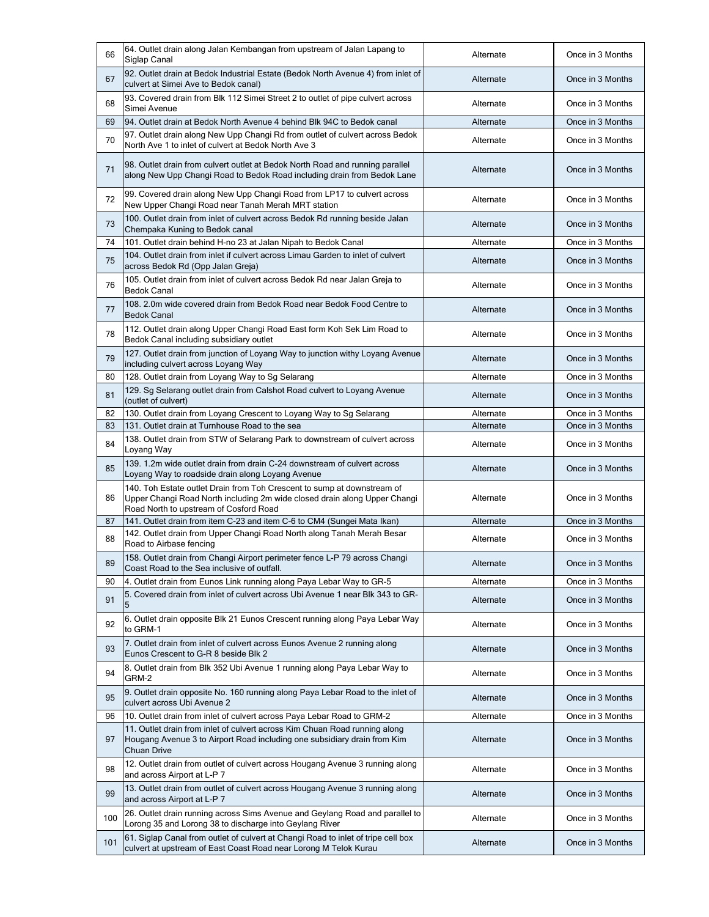| | | | |
|---|---|---|---|
| 66 | 64. Outlet drain along Jalan Kembangan from upstream of Jalan Lapang to Siglap Canal | Alternate | Once in 3 Months |
| 67 | 92. Outlet drain at Bedok Industrial Estate (Bedok North Avenue 4) from inlet of culvert at Simei Ave to Bedok canal) | Alternate | Once in 3 Months |
| 68 | 93. Covered drain from Blk 112 Simei Street 2 to outlet of pipe culvert across Simei Avenue | Alternate | Once in 3 Months |
| 69 | 94. Outlet drain at Bedok North Avenue 4 behind Blk 94C to Bedok canal | Alternate | Once in 3 Months |
| 70 | 97. Outlet drain along New Upp Changi Rd from outlet of culvert across Bedok North Ave 1 to inlet of culvert at Bedok North Ave 3 | Alternate | Once in 3 Months |
| 71 | 98. Outlet drain from culvert outlet at Bedok North Road and running parallel along New Upp Changi Road to Bedok Road including drain from Bedok Lane | Alternate | Once in 3 Months |
| 72 | 99. Covered drain along New Upp Changi Road from LP17 to culvert across New Upper Changi Road near Tanah Merah MRT station | Alternate | Once in 3 Months |
| 73 | 100. Outlet drain from inlet of culvert across Bedok Rd running beside Jalan Chempaka Kuning to Bedok canal | Alternate | Once in 3 Months |
| 74 | 101. Outlet drain behind H-no 23 at Jalan Nipah to Bedok Canal | Alternate | Once in 3 Months |
| 75 | 104. Outlet drain from inlet if culvert across Limau Garden to inlet of culvert across Bedok Rd (Opp Jalan Greja) | Alternate | Once in 3 Months |
| 76 | 105. Outlet drain from inlet of culvert across Bedok Rd near Jalan Greja to Bedok Canal | Alternate | Once in 3 Months |
| 77 | 108. 2.0m wide covered drain from Bedok Road near Bedok Food Centre to Bedok Canal | Alternate | Once in 3 Months |
| 78 | 112. Outlet drain along Upper Changi Road East form Koh Sek Lim Road to Bedok Canal including subsidiary outlet | Alternate | Once in 3 Months |
| 79 | 127. Outlet drain from junction of Loyang Way to junction withy Loyang Avenue including culvert across Loyang Way | Alternate | Once in 3 Months |
| 80 | 128. Outlet drain from Loyang Way to Sg Selarang | Alternate | Once in 3 Months |
| 81 | 129. Sg Selarang outlet drain from Calshot Road culvert to Loyang Avenue (outlet of culvert) | Alternate | Once in 3 Months |
| 82 | 130. Outlet drain from Loyang Crescent to Loyang Way to Sg Selarang | Alternate | Once in 3 Months |
| 83 | 131. Outlet drain at Turnhouse Road to the sea | Alternate | Once in 3 Months |
| 84 | 138. Outlet drain from STW of Selarang Park to downstream of culvert across Loyang Way | Alternate | Once in 3 Months |
| 85 | 139. 1.2m wide outlet drain from drain C-24 downstream of culvert across Loyang Way to roadside drain along Loyang Avenue | Alternate | Once in 3 Months |
| 86 | 140. Toh Estate outlet Drain from Toh Crescent to sump at downstream of Upper Changi Road North including 2m wide closed drain along Upper Changi Road North to upstream of Cosford Road | Alternate | Once in 3 Months |
| 87 | 141. Outlet drain from item C-23 and item C-6 to CM4 (Sungei Mata Ikan) | Alternate | Once in 3 Months |
| 88 | 142. Outlet drain from Upper Changi Road North along Tanah Merah Besar Road to Airbase fencing | Alternate | Once in 3 Months |
| 89 | 158. Outlet drain from Changi Airport perimeter fence L-P 79 across Changi Coast Road to the Sea inclusive of outfall. | Alternate | Once in 3 Months |
| 90 | 4. Outlet drain from Eunos Link running along Paya Lebar Way to GR-5 | Alternate | Once in 3 Months |
| 91 | 5. Covered drain from inlet of culvert across Ubi Avenue 1 near Blk 343 to GR-5 | Alternate | Once in 3 Months |
| 92 | 6. Outlet drain opposite Blk 21 Eunos Crescent running along Paya Lebar Way to GRM-1 | Alternate | Once in 3 Months |
| 93 | 7. Outlet drain from inlet of culvert across Eunos Avenue 2 running along Eunos Crescent to G-R 8 beside Blk 2 | Alternate | Once in 3 Months |
| 94 | 8. Outlet drain from Blk 352 Ubi Avenue 1 running along Paya Lebar Way to GRM-2 | Alternate | Once in 3 Months |
| 95 | 9. Outlet drain opposite No. 160 running along Paya Lebar Road to the inlet of culvert across Ubi Avenue 2 | Alternate | Once in 3 Months |
| 96 | 10. Outlet drain from inlet of culvert across Paya Lebar Road to GRM-2 | Alternate | Once in 3 Months |
| 97 | 11. Outlet drain from inlet of culvert across Kim Chuan Road running along Hougang Avenue 3 to Airport Road including one subsidiary drain from Kim Chuan Drive | Alternate | Once in 3 Months |
| 98 | 12. Outlet drain from outlet of culvert across Hougang Avenue 3 running along and across Airport at L-P 7 | Alternate | Once in 3 Months |
| 99 | 13. Outlet drain from outlet of culvert across Hougang Avenue 3 running along and across Airport at L-P 7 | Alternate | Once in 3 Months |
| 100 | 26. Outlet drain running across Sims Avenue and Geylang Road and parallel to Lorong 35 and Lorong 38 to discharge into Geylang River | Alternate | Once in 3 Months |
| 101 | 61. Siglap Canal from outlet of culvert at Changi Road to inlet of tripe cell box culvert at upstream of East Coast Road near Lorong M Telok Kurau | Alternate | Once in 3 Months |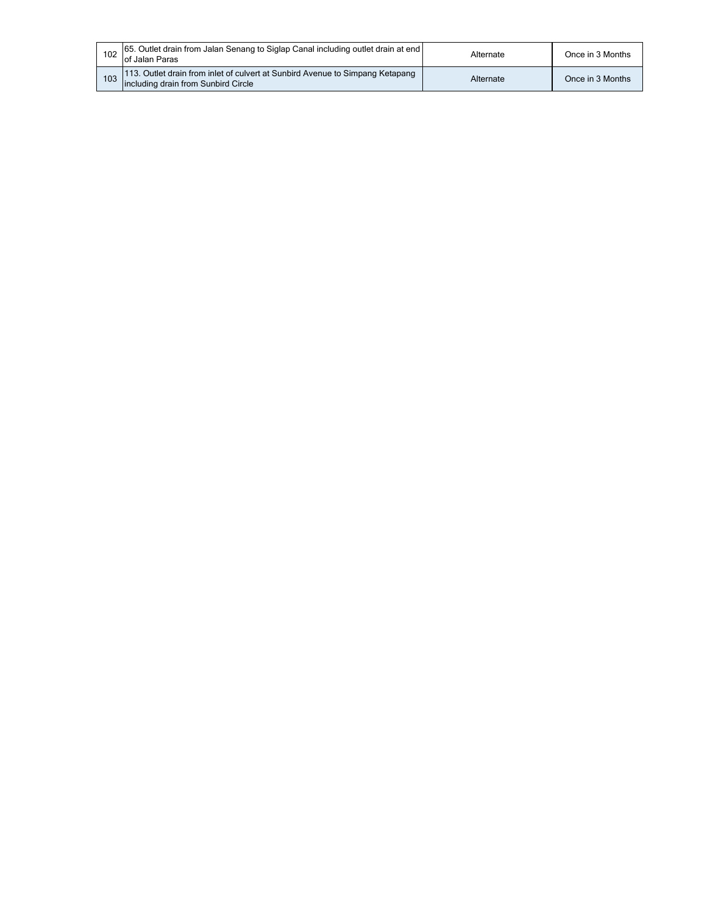| | | | |
|---|---|---|---|
| 102 | 65. Outlet drain from Jalan Senang to Siglap Canal including outlet drain at end of Jalan Paras | Alternate | Once in 3 Months |
| 103 | 113. Outlet drain from inlet of culvert at Sunbird Avenue to Simpang Ketapang including drain from Sunbird Circle | Alternate | Once in 3 Months |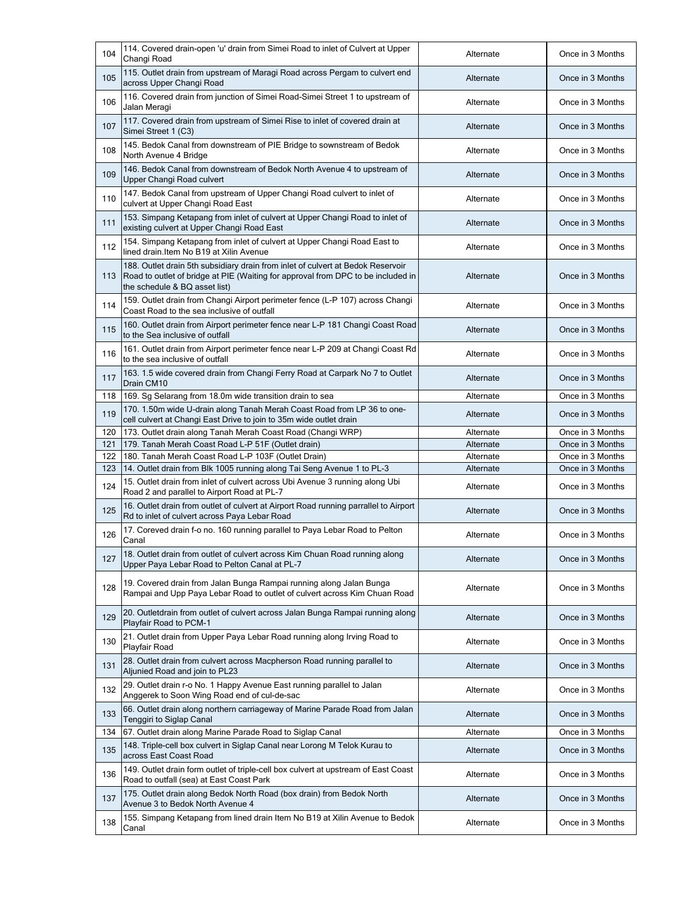| | | | |
|---|---|---|---|
| 104 | 114. Covered drain-open 'u' drain from Simei Road to inlet of Culvert at Upper Changi Road | Alternate | Once in 3 Months |
| 105 | 115. Outlet drain from upstream of Maragi Road across Pergam to culvert end across Upper Changi Road | Alternate | Once in 3 Months |
| 106 | 116. Covered drain from junction of Simei Road-Simei Street 1 to upstream of Jalan Meragi | Alternate | Once in 3 Months |
| 107 | 117. Covered drain from upstream of Simei Rise to inlet of covered drain at Simei Street 1 (C3) | Alternate | Once in 3 Months |
| 108 | 145. Bedok Canal from downstream of PIE Bridge to sownstream of Bedok North Avenue 4 Bridge | Alternate | Once in 3 Months |
| 109 | 146. Bedok Canal from downstream of Bedok North Avenue 4 to upstream of Upper Changi Road culvert | Alternate | Once in 3 Months |
| 110 | 147. Bedok Canal from upstream of Upper Changi Road culvert to inlet of culvert at Upper Changi Road East | Alternate | Once in 3 Months |
| 111 | 153. Simpang Ketapang from inlet of culvert at Upper Changi Road to inlet of existing culvert at Upper Changi Road East | Alternate | Once in 3 Months |
| 112 | 154. Simpang Ketapang from inlet of culvert at Upper Changi Road East to lined drain.Item No B19 at Xilin Avenue | Alternate | Once in 3 Months |
| 113 | 188. Outlet drain 5th subsidiary drain from inlet of culvert at Bedok Reservoir Road to outlet of bridge at PIE (Waiting for approval from DPC to be included in the schedule & BQ asset list) | Alternate | Once in 3 Months |
| 114 | 159. Outlet drain from Changi Airport perimeter fence (L-P 107) across Changi Coast Road to the sea inclusive of outfall | Alternate | Once in 3 Months |
| 115 | 160. Outlet drain from Airport perimeter fence near L-P 181 Changi Coast Road to the Sea inclusive of outfall | Alternate | Once in 3 Months |
| 116 | 161. Outlet drain from Airport perimeter fence near L-P 209 at Changi Coast Rd to the sea inclusive of outfall | Alternate | Once in 3 Months |
| 117 | 163. 1.5 wide covered drain from Changi Ferry Road at Carpark No 7 to Outlet Drain CM10 | Alternate | Once in 3 Months |
| 118 | 169. Sg Selarang from 18.0m wide transition drain to sea | Alternate | Once in 3 Months |
| 119 | 170. 1.50m wide U-drain along Tanah Merah Coast Road from LP 36 to one-cell culvert at Changi East Drive to join to 35m wide outlet drain | Alternate | Once in 3 Months |
| 120 | 173. Outlet drain along Tanah Merah Coast Road (Changi WRP) | Alternate | Once in 3 Months |
| 121 | 179. Tanah Merah Coast Road L-P 51F (Outlet drain) | Alternate | Once in 3 Months |
| 122 | 180. Tanah Merah Coast Road L-P 103F (Outlet Drain) | Alternate | Once in 3 Months |
| 123 | 14. Outlet drain from Blk 1005 running along Tai Seng Avenue 1 to PL-3 | Alternate | Once in 3 Months |
| 124 | 15. Outlet drain from inlet of culvert across Ubi Avenue 3 running along Ubi Road 2 and parallel to Airport Road at PL-7 | Alternate | Once in 3 Months |
| 125 | 16. Outlet drain from outlet of culvert at Airport Road running parrallel to Airport Rd to inlet of culvert across Paya Lebar Road | Alternate | Once in 3 Months |
| 126 | 17. Coreved drain f-o no. 160 running parallel to Paya Lebar Road to Pelton Canal | Alternate | Once in 3 Months |
| 127 | 18. Outlet drain from outlet of culvert across Kim Chuan Road running along Upper Paya Lebar Road to Pelton Canal at PL-7 | Alternate | Once in 3 Months |
| 128 | 19. Covered drain from Jalan Bunga Rampai running along Jalan Bunga Rampai and Upp Paya Lebar Road to outlet of culvert across Kim Chuan Road | Alternate | Once in 3 Months |
| 129 | 20. Outletdrain from outlet of culvert across Jalan Bunga Rampai running along Playfair Road to PCM-1 | Alternate | Once in 3 Months |
| 130 | 21. Outlet drain from Upper Paya Lebar Road running along Irving Road to Playfair Road | Alternate | Once in 3 Months |
| 131 | 28. Outlet drain from culvert across Macpherson Road running parallel to Aljunied Road and join to PL23 | Alternate | Once in 3 Months |
| 132 | 29. Outlet drain r-o No. 1 Happy Avenue East running parallel to Jalan Anggerek to Soon Wing Road end of cul-de-sac | Alternate | Once in 3 Months |
| 133 | 66. Outlet drain along northern carriageway of Marine Parade Road from Jalan Tenggiri to Siglap Canal | Alternate | Once in 3 Months |
| 134 | 67. Outlet drain along Marine Parade Road to Siglap Canal | Alternate | Once in 3 Months |
| 135 | 148. Triple-cell box culvert in Siglap Canal near Lorong M Telok Kurau to across East Coast Road | Alternate | Once in 3 Months |
| 136 | 149. Outlet drain form outlet of triple-cell box culvert at upstream of East Coast Road to outfall (sea) at East Coast Park | Alternate | Once in 3 Months |
| 137 | 175. Outlet drain along Bedok North Road (box drain) from Bedok North Avenue 3 to Bedok North Avenue 4 | Alternate | Once in 3 Months |
| 138 | 155. Simpang Ketapang from lined drain Item No B19 at Xilin Avenue to Bedok Canal | Alternate | Once in 3 Months |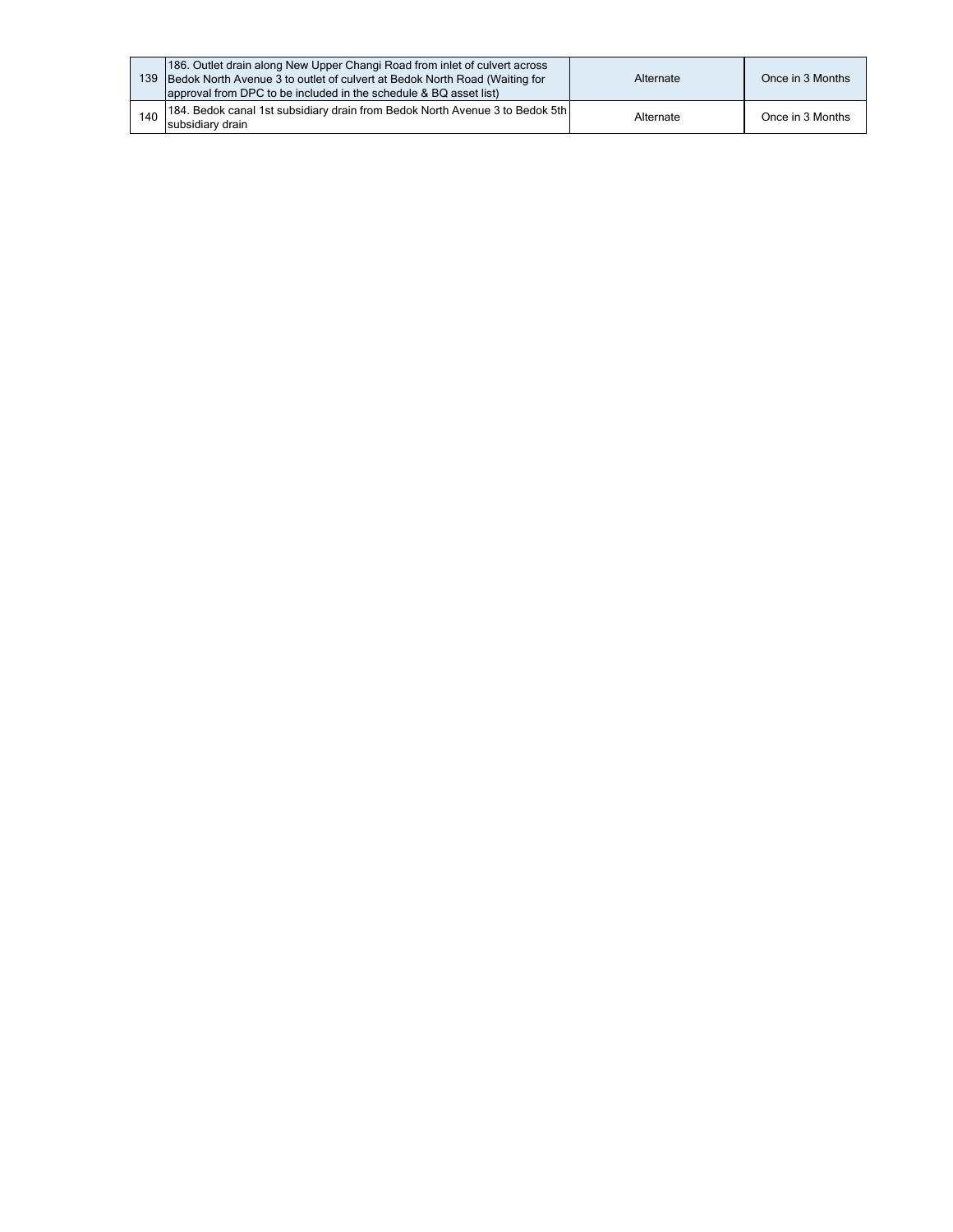| | | | |
|---|---|---|---|
| 139 | 186. Outlet drain along New Upper Changi Road from inlet of culvert across Bedok North Avenue 3 to outlet of culvert at Bedok North Road (Waiting for approval from DPC to be included in the schedule & BQ asset list) | Alternate | Once in 3 Months |
| 140 | 184. Bedok canal 1st subsidiary drain from Bedok North Avenue 3 to Bedok 5th subsidiary drain | Alternate | Once in 3 Months |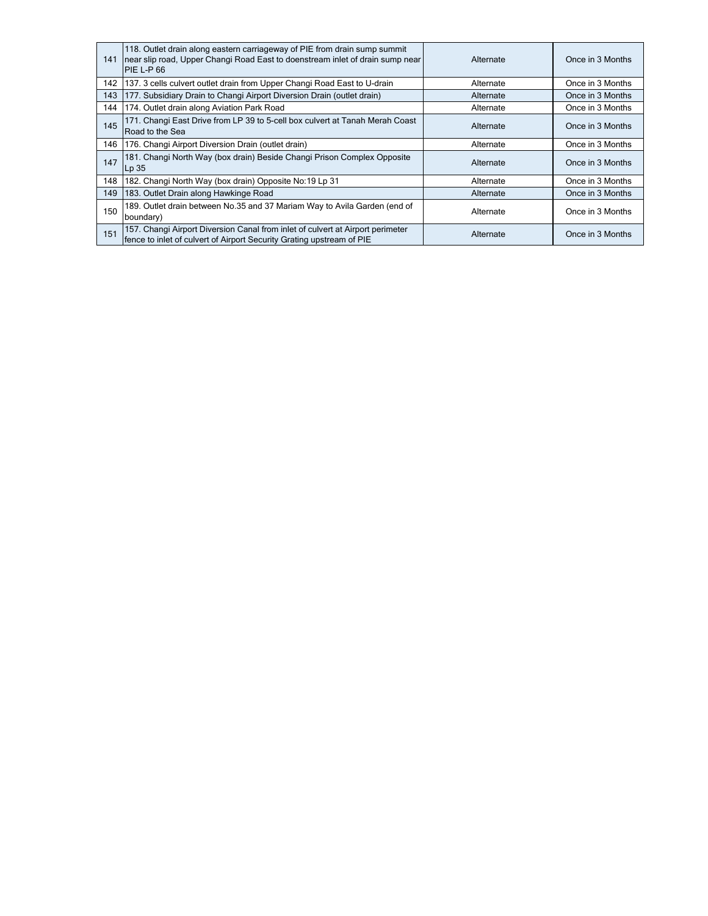| | | | |
|---|---|---|---|
| 141 | 118. Outlet drain along eastern carriageway of PIE from drain sump summit near slip road, Upper Changi Road East to doenstream inlet of drain sump near PIE L-P 66 | Alternate | Once in 3 Months |
| 142 | 137. 3 cells culvert outlet drain from Upper Changi Road East to U-drain | Alternate | Once in 3 Months |
| 143 | 177. Subsidiary Drain to Changi Airport Diversion Drain (outlet drain) | Alternate | Once in 3 Months |
| 144 | 174. Outlet drain along Aviation Park Road | Alternate | Once in 3 Months |
| 145 | 171. Changi East Drive from LP 39 to 5-cell box culvert at Tanah Merah Coast Road to the Sea | Alternate | Once in 3 Months |
| 146 | 176. Changi Airport Diversion Drain (outlet drain) | Alternate | Once in 3 Months |
| 147 | 181. Changi North Way (box drain) Beside Changi Prison Complex Opposite Lp 35 | Alternate | Once in 3 Months |
| 148 | 182. Changi North Way (box drain) Opposite No:19 Lp 31 | Alternate | Once in 3 Months |
| 149 | 183. Outlet Drain along Hawkinge Road | Alternate | Once in 3 Months |
| 150 | 189. Outlet drain between No.35 and 37 Mariam Way to Avila Garden (end of boundary) | Alternate | Once in 3 Months |
| 151 | 157. Changi Airport Diversion Canal from inlet of culvert at Airport perimeter fence to inlet of culvert of Airport Security Grating upstream of PIE | Alternate | Once in 3 Months |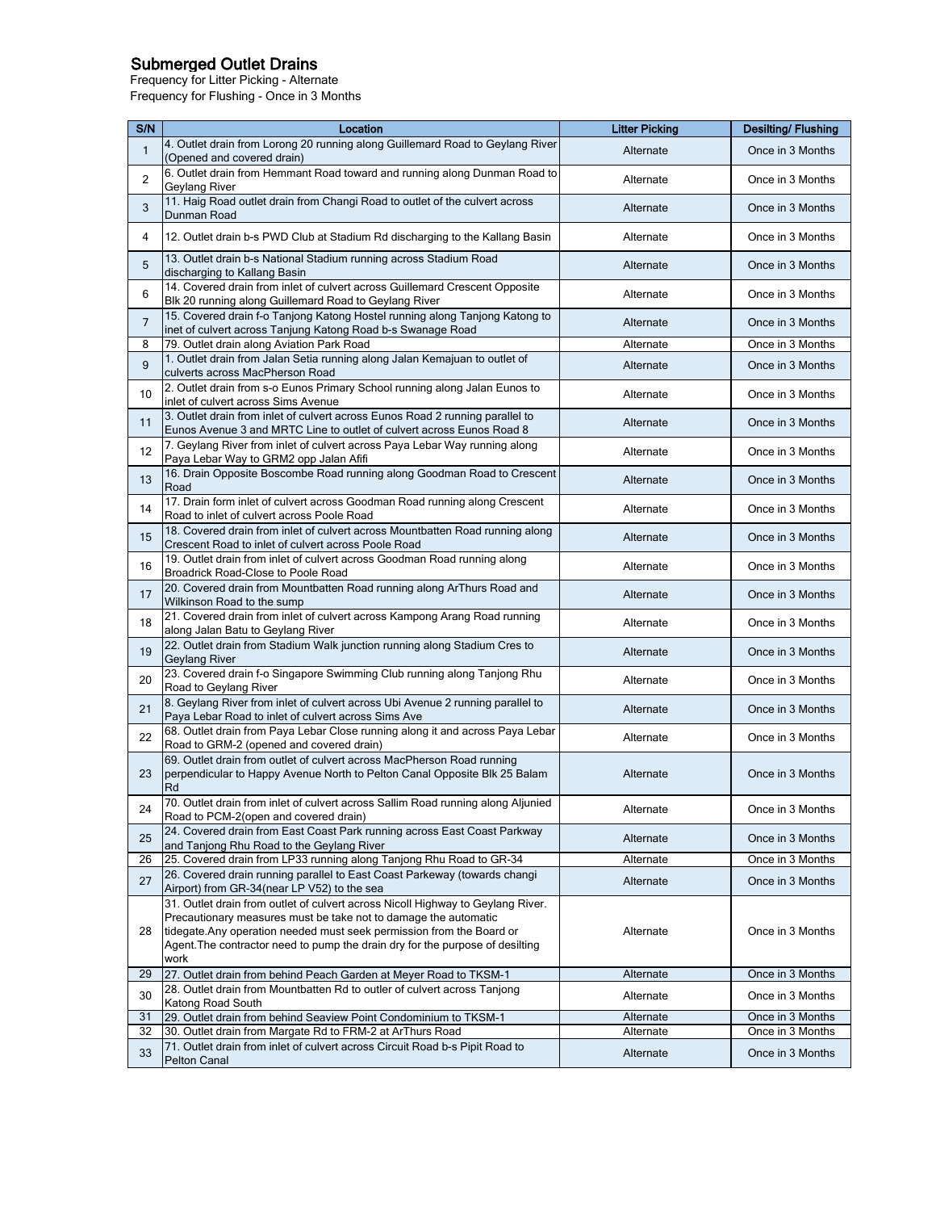## Submerged Outlet Drains

Frequency for Litter Picking - Alternate
Frequency for Flushing - Once in 3 Months

| S/N | Location | Litter Picking | Desilting/ Flushing |
|---|---|---|---|
| 1 | 4. Outlet drain from Lorong 20 running along Guillemard Road to Geylang River (Opened and covered drain) | Alternate | Once in 3 Months |
| 2 | 6. Outlet drain from Hemmant Road toward and running along Dunman Road to Geylang River | Alternate | Once in 3 Months |
| 3 | 11. Haig Road outlet drain from Changi Road to outlet of the culvert across Dunman Road | Alternate | Once in 3 Months |
| 4 | 12. Outlet drain b-s PWD Club at Stadium Rd discharging to the Kallang Basin | Alternate | Once in 3 Months |
| 5 | 13. Outlet drain b-s National Stadium running across Stadium Road discharging to Kallang Basin | Alternate | Once in 3 Months |
| 6 | 14. Covered drain from inlet of culvert across Guillemard Crescent Opposite Blk 20 running along Guillemard Road to Geylang River | Alternate | Once in 3 Months |
| 7 | 15. Covered drain f-o Tanjong Katong Hostel running along Tanjong Katong to inet of culvert across Tanjung Katong Road b-s Swanage Road | Alternate | Once in 3 Months |
| 8 | 79. Outlet drain along Aviation Park Road | Alternate | Once in 3 Months |
| 9 | 1. Outlet drain from Jalan Setia running along Jalan Kemajuan to outlet of culverts across MacPherson Road | Alternate | Once in 3 Months |
| 10 | 2. Outlet drain from s-o Eunos Primary School running along Jalan Eunos to inlet of culvert across Sims Avenue | Alternate | Once in 3 Months |
| 11 | 3. Outlet drain from inlet of culvert across Eunos Road 2 running parallel to Eunos Avenue 3 and MRTC Line to outlet of culvert across Eunos Road 8 | Alternate | Once in 3 Months |
| 12 | 7. Geylang River from inlet of culvert across Paya Lebar Way running along Paya Lebar Way to GRM2 opp Jalan Afifi | Alternate | Once in 3 Months |
| 13 | 16. Drain Opposite Boscombe Road running along Goodman Road to Crescent Road | Alternate | Once in 3 Months |
| 14 | 17. Drain form inlet of culvert across Goodman Road running along Crescent Road to inlet of culvert across Poole Road | Alternate | Once in 3 Months |
| 15 | 18. Covered drain from inlet of culvert across Mountbatten Road running along Crescent Road to inlet of culvert across Poole Road | Alternate | Once in 3 Months |
| 16 | 19. Outlet drain from inlet of culvert across Goodman Road running along Broadrick Road-Close to Poole Road | Alternate | Once in 3 Months |
| 17 | 20. Covered drain from Mountbatten Road running along ArThurs Road and Wilkinson Road to the sump | Alternate | Once in 3 Months |
| 18 | 21. Covered drain from inlet of culvert across Kampong Arang Road running along Jalan Batu to Geylang River | Alternate | Once in 3 Months |
| 19 | 22. Outlet drain from Stadium Walk junction running along Stadium Cres to Geylang River | Alternate | Once in 3 Months |
| 20 | 23. Covered drain f-o Singapore Swimming Club running along Tanjong Rhu Road to Geylang River | Alternate | Once in 3 Months |
| 21 | 8. Geylang River from inlet of culvert across Ubi Avenue 2 running parallel to Paya Lebar Road to inlet of culvert across Sims Ave | Alternate | Once in 3 Months |
| 22 | 68. Outlet drain from Paya Lebar Close running along it and across Paya Lebar Road to GRM-2 (opened and covered drain) | Alternate | Once in 3 Months |
| 23 | 69. Outlet drain from outlet of culvert across MacPherson Road running perpendicular to Happy Avenue North to Pelton Canal Opposite Blk 25 Balam Rd | Alternate | Once in 3 Months |
| 24 | 70. Outlet drain from inlet of culvert across Sallim Road running along Aljunied Road to PCM-2(open and covered drain) | Alternate | Once in 3 Months |
| 25 | 24. Covered drain from East Coast Park running across East Coast Parkway and Tanjong Rhu Road to the Geylang River | Alternate | Once in 3 Months |
| 26 | 25. Covered drain from LP33 running along Tanjong Rhu Road to GR-34 | Alternate | Once in 3 Months |
| 27 | 26. Covered drain running parallel to East Coast Parkeway (towards changi Airport) from GR-34(near LP V52) to the sea | Alternate | Once in 3 Months |
| 28 | 31. Outlet drain from outlet of culvert across Nicoll Highway to Geylang River. Precautionary measures must be take not to damage the automatic tidegate.Any operation needed must seek permission from the Board or Agent.The contractor need to pump the drain dry for the purpose of desilting work | Alternate | Once in 3 Months |
| 29 | 27. Outlet drain from behind Peach Garden at Meyer Road to TKSM-1 | Alternate | Once in 3 Months |
| 30 | 28. Outlet drain from Mountbatten Rd to outler of culvert across Tanjong Katong Road South | Alternate | Once in 3 Months |
| 31 | 29. Outlet drain from behind Seaview Point Condominium to TKSM-1 | Alternate | Once in 3 Months |
| 32 | 30. Outlet drain from Margate Rd to FRM-2 at ArThurs Road | Alternate | Once in 3 Months |
| 33 | 71. Outlet drain from inlet of culvert across Circuit Road b-s Pipit Road to Pelton Canal | Alternate | Once in 3 Months |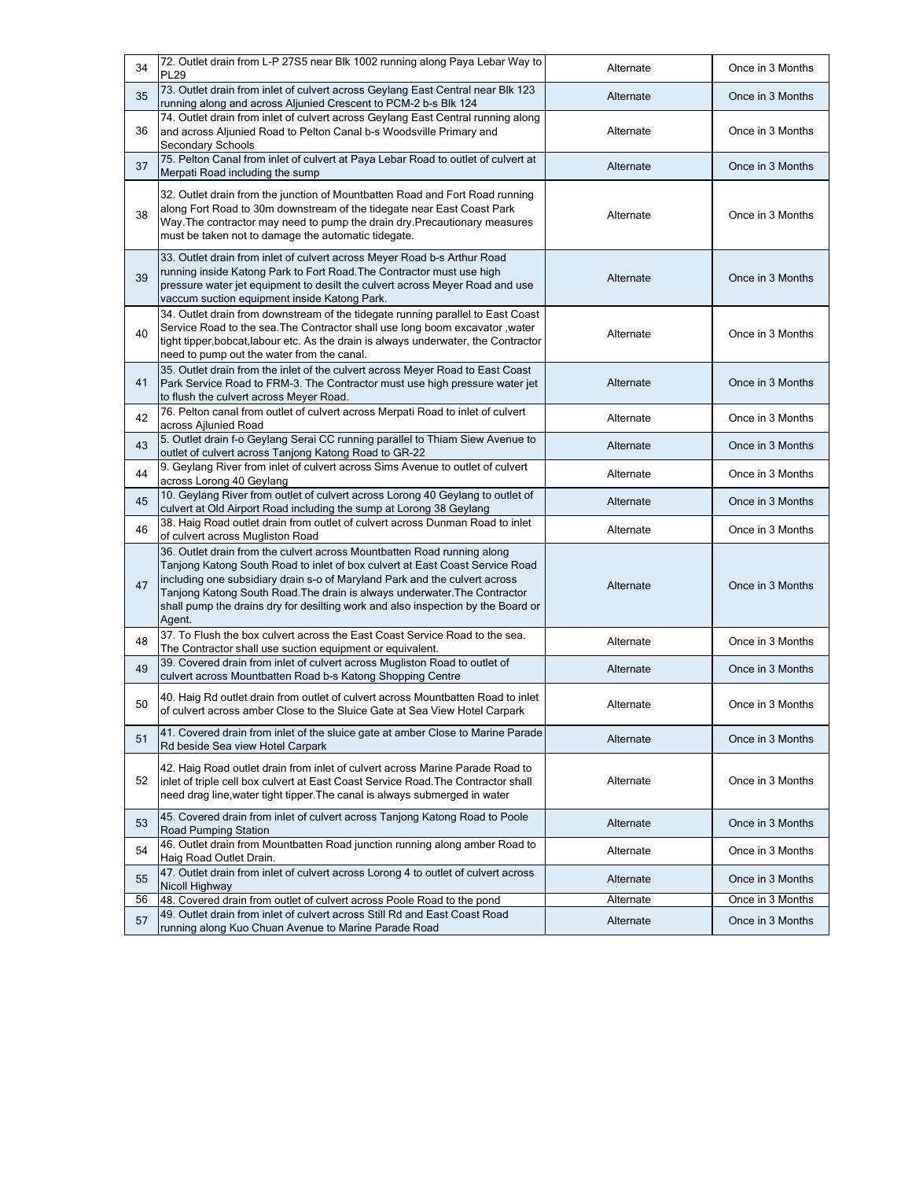| | | | |
|---|---|---|---|
| 34 | 72. Outlet drain from L-P 27S5 near Blk 1002 running along Paya Lebar Way to PL29 | Alternate | Once in 3 Months |
| 35 | 73. Outlet drain from inlet of culvert across Geylang East Central near Blk 123 running along and across Aljunied Crescent to PCM-2 b-s Blk 124 | Alternate | Once in 3 Months |
| 36 | 74. Outlet drain from inlet of culvert across Geylang East Central running along and across Aljunied Road to Pelton Canal b-s Woodsville Primary and Secondary Schools | Alternate | Once in 3 Months |
| 37 | 75. Pelton Canal from inlet of culvert at Paya Lebar Road to outlet of culvert at Merpati Road including the sump | Alternate | Once in 3 Months |
| 38 | 32. Outlet drain from the junction of Mountbatten Road and Fort Road running along Fort Road to 30m downstream of the tidegate near East Coast Park Way.The contractor may need to pump the drain dry.Precautionary measures must be taken not to damage the automatic tidegate. | Alternate | Once in 3 Months |
| 39 | 33. Outlet drain from inlet of culvert across Meyer Road b-s Arthur Road running inside Katong Park to Fort Road.The Contractor must use high pressure water jet equipment to desilt the culvert across Meyer Road and use vaccum suction equipment inside Katong Park. | Alternate | Once in 3 Months |
| 40 | 34. Outlet drain from downstream of the tidegate running parallel to East Coast Service Road to the sea.The Contractor shall use long boom excavator ,water tight tipper,bobcat,labour etc. As the drain is always underwater, the Contractor need to pump out the water from the canal. | Alternate | Once in 3 Months |
| 41 | 35. Outlet drain from the inlet of the culvert across Meyer Road to East Coast Park Service Road to FRM-3. The Contractor must use high pressure water jet to flush the culvert across Meyer Road. | Alternate | Once in 3 Months |
| 42 | 76. Pelton canal from outlet of culvert across Merpati Road to inlet of culvert across Ajlunied Road | Alternate | Once in 3 Months |
| 43 | 5. Outlet drain f-o Geylang Serai CC running parallel to Thiam Siew Avenue to outlet of culvert across Tanjong Katong Road to GR-22 | Alternate | Once in 3 Months |
| 44 | 9. Geylang River from inlet of culvert across Sims Avenue to outlet of culvert across Lorong 40 Geylang | Alternate | Once in 3 Months |
| 45 | 10. Geylang River from outlet of culvert across Lorong 40 Geylang to outlet of culvert at Old Airport Road including the sump at Lorong 38 Geylang | Alternate | Once in 3 Months |
| 46 | 38. Haig Road outlet drain from outlet of culvert across Dunman Road to inlet of culvert across Mugliston Road | Alternate | Once in 3 Months |
| 47 | 36. Outlet drain from the culvert across Mountbatten Road running along Tanjong Katong South Road to inlet of box culvert at East Coast Service Road including one subsidiary drain s-o of Maryland Park and the culvert across Tanjong Katong South Road.The drain is always underwater.The Contractor shall pump the drains dry for desilting work and also inspection by the Board or Agent. | Alternate | Once in 3 Months |
| 48 | 37. To Flush the box culvert across the East Coast Service Road to the sea. The Contractor shall use suction equipment or equivalent. | Alternate | Once in 3 Months |
| 49 | 39. Covered drain from inlet of culvert across Mugliston Road to outlet of culvert across Mountbatten Road b-s Katong Shopping Centre | Alternate | Once in 3 Months |
| 50 | 40. Haig Rd outlet drain from outlet of culvert across Mountbatten Road to inlet of culvert across amber Close to the Sluice Gate at Sea View Hotel Carpark | Alternate | Once in 3 Months |
| 51 | 41. Covered drain from inlet of the sluice gate at amber Close to Marine Parade Rd beside Sea view Hotel Carpark | Alternate | Once in 3 Months |
| 52 | 42. Haig Road outlet drain from inlet of culvert across Marine Parade Road to inlet of triple cell box culvert at East Coast Service Road.The Contractor shall need drag line,water tight tipper.The canal is always submerged in water | Alternate | Once in 3 Months |
| 53 | 45. Covered drain from inlet of culvert across Tanjong Katong Road to Poole Road Pumping Station | Alternate | Once in 3 Months |
| 54 | 46. Outlet drain from Mountbatten Road junction running along amber Road to Haig Road Outlet Drain. | Alternate | Once in 3 Months |
| 55 | 47. Outlet drain from inlet of culvert across Lorong 4 to outlet of culvert across Nicoll Highway | Alternate | Once in 3 Months |
| 56 | 48. Covered drain from outlet of culvert across Poole Road to the pond | Alternate | Once in 3 Months |
| 57 | 49. Outlet drain from inlet of culvert across Still Rd and East Coast Road running along Kuo Chuan Avenue to Marine Parade Road | Alternate | Once in 3 Months |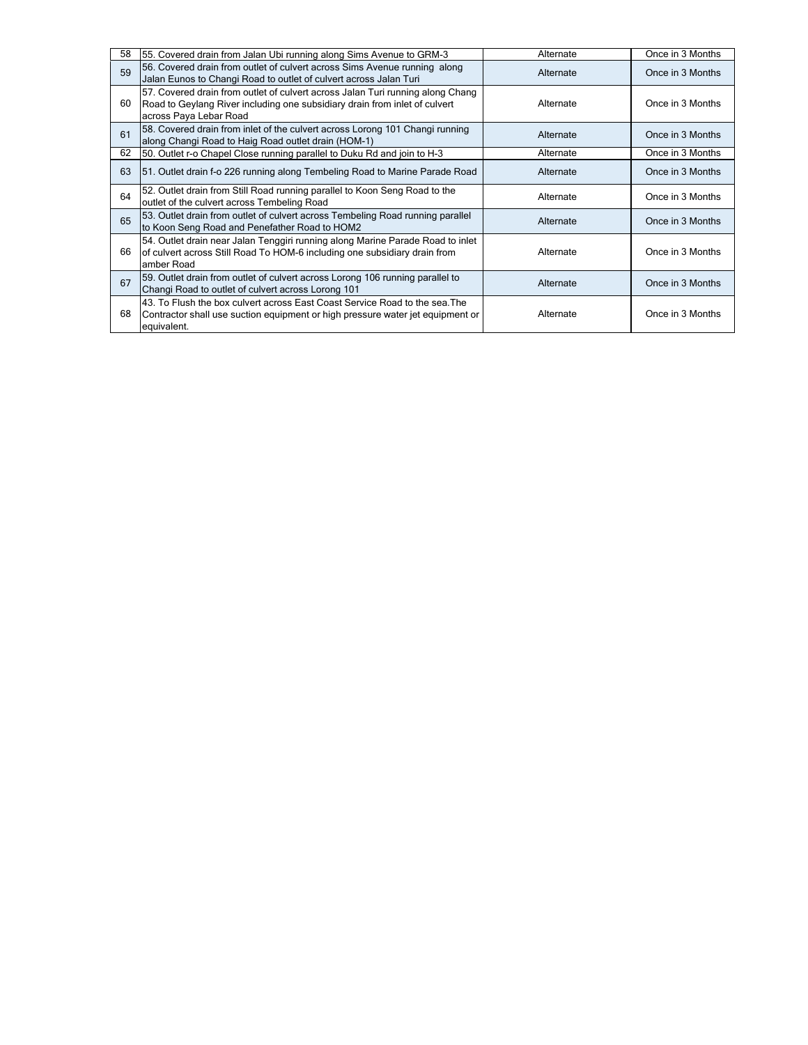| 58 | 55. Covered drain from Jalan Ubi running along Sims Avenue to GRM-3 | Alternate | Once in 3 Months |
|---|---|---|---|
| 59 | 56. Covered drain from outlet of culvert across Sims Avenue running along Jalan Eunos to Changi Road to outlet of culvert across Jalan Turi | Alternate | Once in 3 Months |
| 60 | 57. Covered drain from outlet of culvert across Jalan Turi running along Chang Road to Geylang River including one subsidiary drain from inlet of culvert across Paya Lebar Road | Alternate | Once in 3 Months |
| 61 | 58. Covered drain from inlet of the culvert across Lorong 101 Changi running along Changi Road to Haig Road outlet drain (HOM-1) | Alternate | Once in 3 Months |
| 62 | 50. Outlet r-o Chapel Close running parallel to Duku Rd and join to H-3 | Alternate | Once in 3 Months |
| 63 | 51. Outlet drain f-o 226 running along Tembeling Road to Marine Parade Road | Alternate | Once in 3 Months |
| 64 | 52. Outlet drain from Still Road running parallel to Koon Seng Road to the outlet of the culvert across Tembeling Road | Alternate | Once in 3 Months |
| 65 | 53. Outlet drain from outlet of culvert across Tembeling Road running parallel to Koon Seng Road and Penefather Road to HOM2 | Alternate | Once in 3 Months |
| 66 | 54. Outlet drain near Jalan Tenggiri running along Marine Parade Road to inlet of culvert across Still Road To HOM-6 including one subsidiary drain from amber Road | Alternate | Once in 3 Months |
| 67 | 59. Outlet drain from outlet of culvert across Lorong 106 running parallel to Changi Road to outlet of culvert across Lorong 101 | Alternate | Once in 3 Months |
| 68 | 43. To Flush the box culvert across East Coast Service Road to the sea.The Contractor shall use suction equipment or high pressure water jet equipment or equivalent. | Alternate | Once in 3 Months |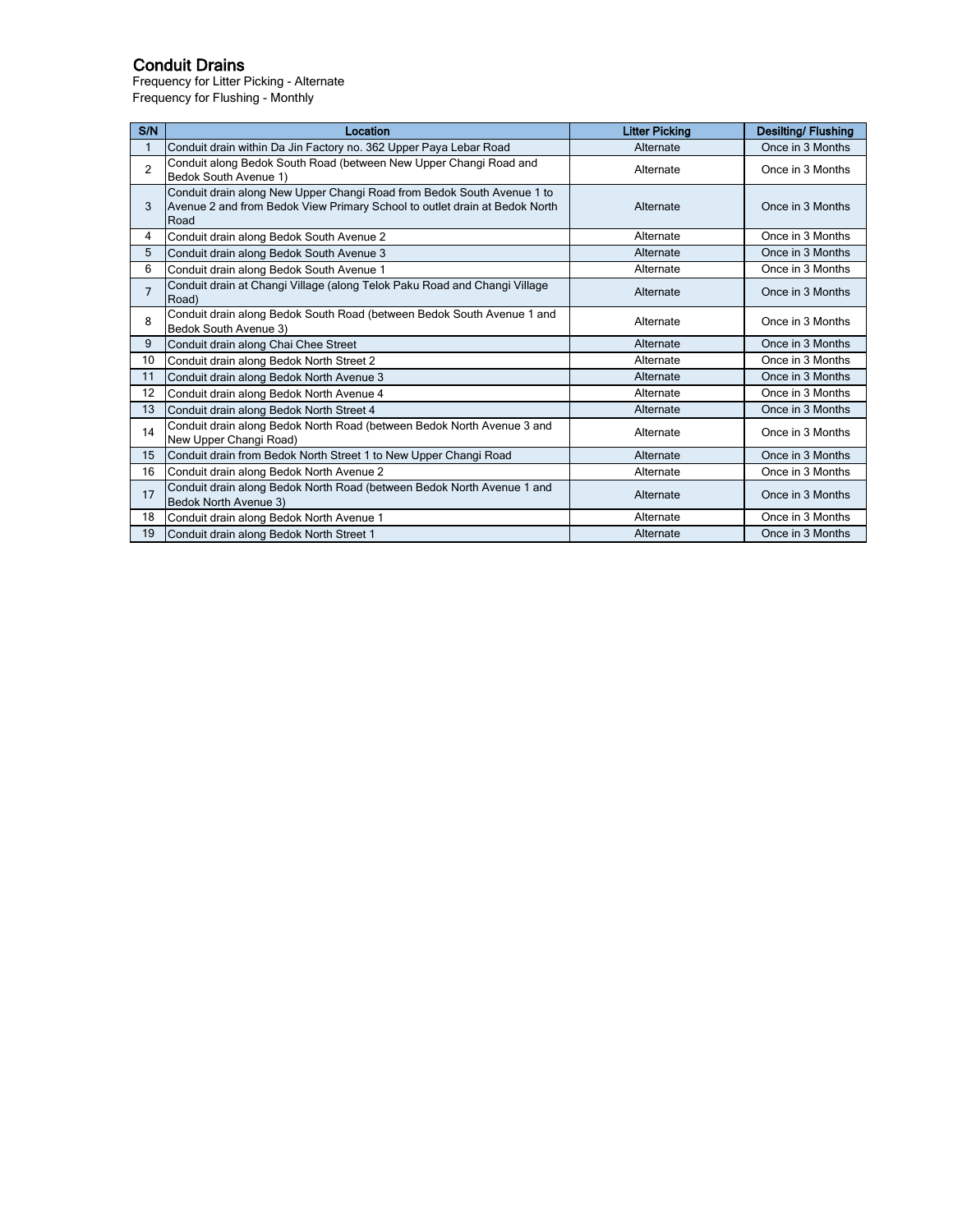## Conduit Drains

Frequency for Litter Picking - Alternate
Frequency for Flushing - Monthly

| S/N | Location | Litter Picking | Desilting/ Flushing |
|---|---|---|---|
| 1 | Conduit drain within Da Jin Factory no. 362 Upper Paya Lebar Road | Alternate | Once in 3 Months |
| 2 | Conduit along Bedok South Road (between New Upper Changi Road and Bedok South Avenue 1) | Alternate | Once in 3 Months |
| 3 | Conduit drain along New Upper Changi Road from Bedok South Avenue 1 to Avenue 2 and from Bedok View Primary School to outlet drain at Bedok North Road | Alternate | Once in 3 Months |
| 4 | Conduit drain along Bedok South Avenue 2 | Alternate | Once in 3 Months |
| 5 | Conduit drain along Bedok South Avenue 3 | Alternate | Once in 3 Months |
| 6 | Conduit drain along Bedok South Avenue 1 | Alternate | Once in 3 Months |
| 7 | Conduit drain at Changi Village (along Telok Paku Road and Changi Village Road) | Alternate | Once in 3 Months |
| 8 | Conduit drain along Bedok South Road (between Bedok South Avenue 1 and Bedok South Avenue 3) | Alternate | Once in 3 Months |
| 9 | Conduit drain along Chai Chee Street | Alternate | Once in 3 Months |
| 10 | Conduit drain along Bedok North Street 2 | Alternate | Once in 3 Months |
| 11 | Conduit drain along Bedok North Avenue 3 | Alternate | Once in 3 Months |
| 12 | Conduit drain along Bedok North Avenue 4 | Alternate | Once in 3 Months |
| 13 | Conduit drain along Bedok North Street 4 | Alternate | Once in 3 Months |
| 14 | Conduit drain along Bedok North Road (between Bedok North Avenue 3 and New Upper Changi Road) | Alternate | Once in 3 Months |
| 15 | Conduit drain from Bedok North Street 1 to New Upper Changi Road | Alternate | Once in 3 Months |
| 16 | Conduit drain along Bedok North Avenue 2 | Alternate | Once in 3 Months |
| 17 | Conduit drain along Bedok North Road (between Bedok North Avenue 1 and Bedok North Avenue 3) | Alternate | Once in 3 Months |
| 18 | Conduit drain along Bedok North Avenue 1 | Alternate | Once in 3 Months |
| 19 | Conduit drain along Bedok North Street 1 | Alternate | Once in 3 Months |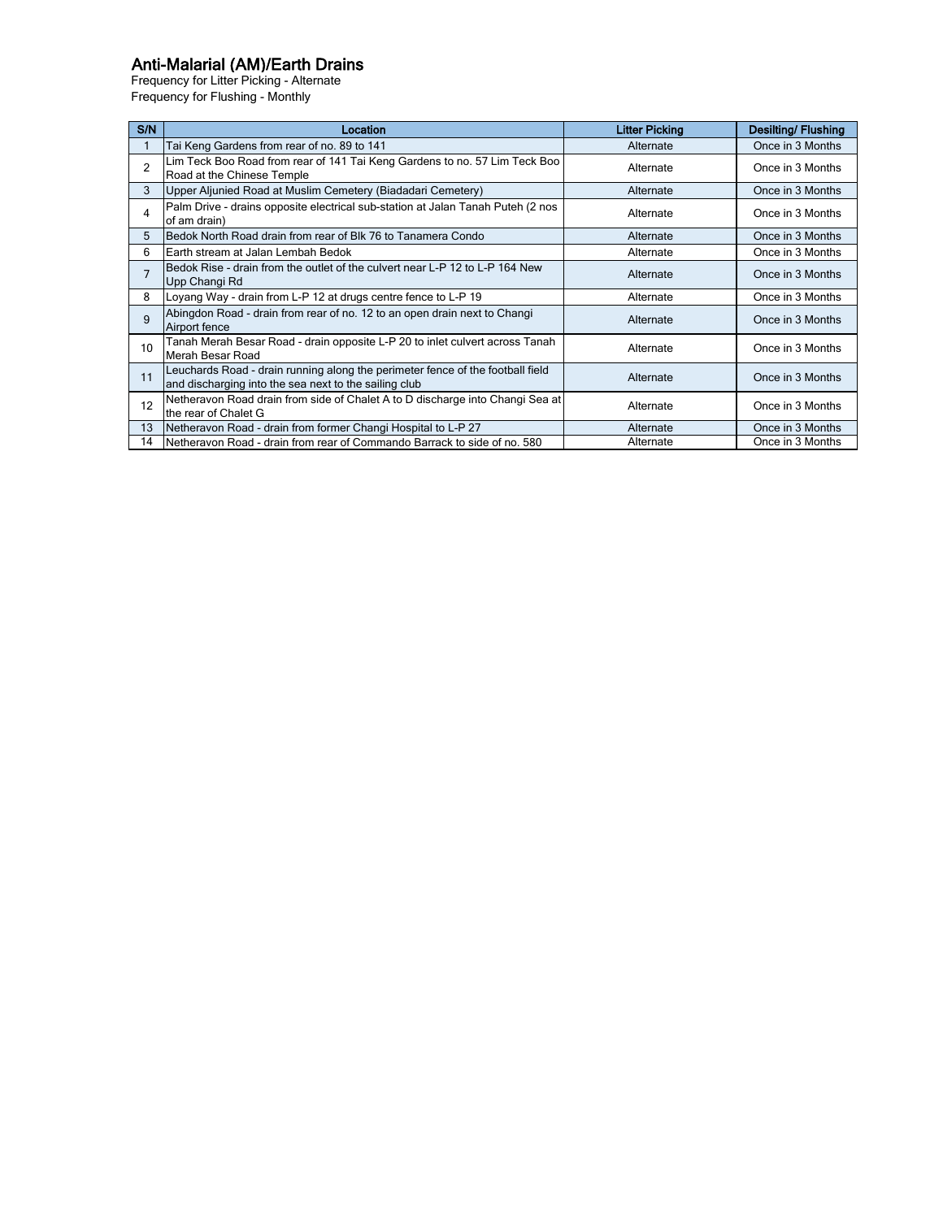## Anti-Malarial (AM)/Earth Drains

Frequency for Litter Picking - Alternate
Frequency for Flushing - Monthly

| S/N | Location | Litter Picking | Desilting/ Flushing |
|---|---|---|---|
| 1 | Tai Keng Gardens from rear of no. 89 to 141 | Alternate | Once in 3 Months |
| 2 | Lim Teck Boo Road from rear of 141 Tai Keng Gardens to no. 57 Lim Teck Boo Road at the Chinese Temple | Alternate | Once in 3 Months |
| 3 | Upper Aljunied Road at Muslim Cemetery (Biadadari Cemetery) | Alternate | Once in 3 Months |
| 4 | Palm Drive - drains opposite electrical sub-station at Jalan Tanah Puteh (2 nos of am drain) | Alternate | Once in 3 Months |
| 5 | Bedok North Road drain from rear of Blk 76 to Tanamera Condo | Alternate | Once in 3 Months |
| 6 | Earth stream at Jalan Lembah Bedok | Alternate | Once in 3 Months |
| 7 | Bedok Rise - drain from the outlet of the culvert near L-P 12 to L-P 164 New Upp Changi Rd | Alternate | Once in 3 Months |
| 8 | Loyang Way - drain from L-P 12 at drugs centre fence to L-P 19 | Alternate | Once in 3 Months |
| 9 | Abingdon Road - drain from rear of no. 12 to an open drain next to Changi Airport fence | Alternate | Once in 3 Months |
| 10 | Tanah Merah Besar Road - drain opposite L-P 20 to inlet culvert across Tanah Merah Besar Road | Alternate | Once in 3 Months |
| 11 | Leuchards Road - drain running along the perimeter fence of the football field and discharging into the sea next to the sailing club | Alternate | Once in 3 Months |
| 12 | Netheravon Road drain from side of Chalet A to D discharge into Changi Sea at the rear of Chalet G | Alternate | Once in 3 Months |
| 13 | Netheravon Road - drain from former Changi Hospital to L-P 27 | Alternate | Once in 3 Months |
| 14 | Netheravon Road - drain from rear of Commando Barrack to side of no. 580 | Alternate | Once in 3 Months |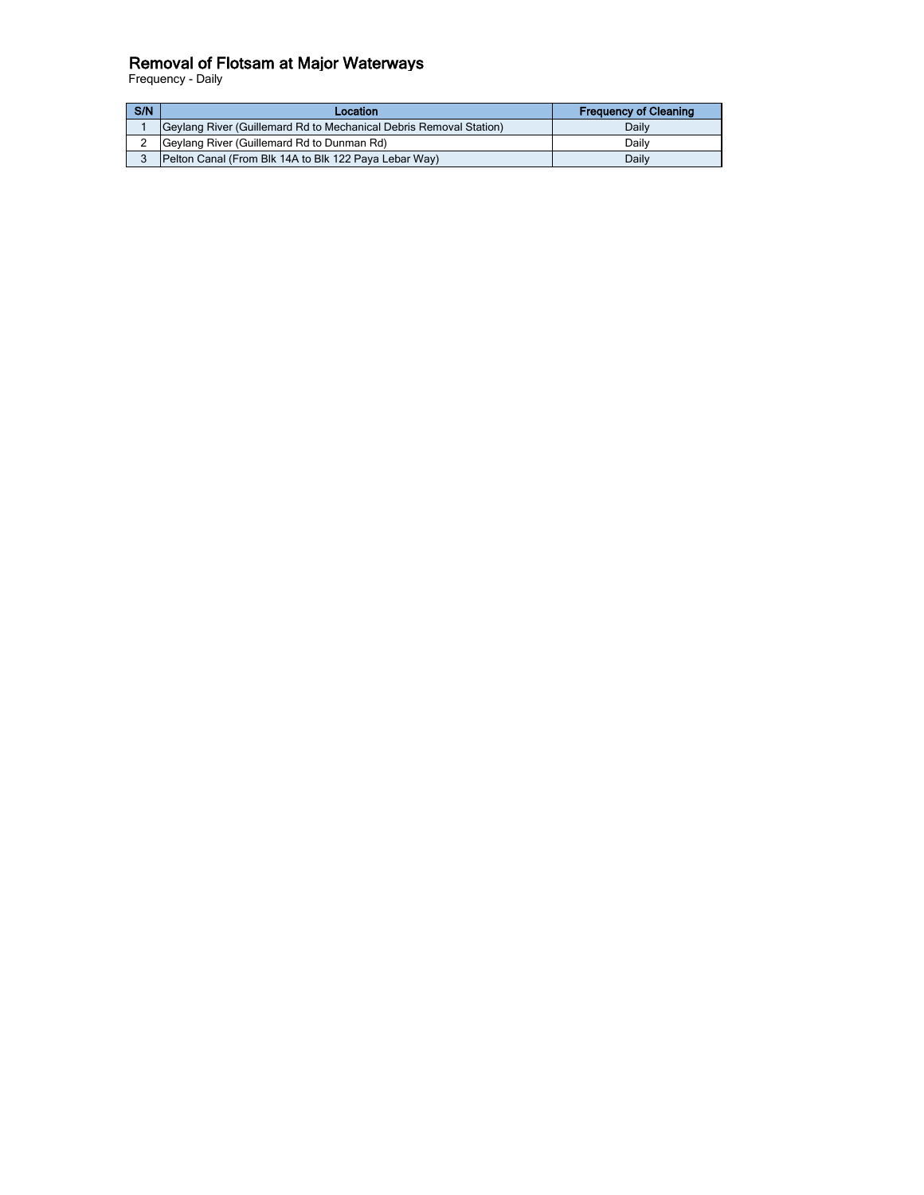# Removal of Flotsam at Major Waterways

Frequency - Daily

| S/N | Location | Frequency of Cleaning |
|---|---|---|
| 1 | Geylang River (Guillemard Rd to Mechanical Debris Removal Station) | Daily |
| 2 | Geylang River (Guillemard Rd to Dunman Rd) | Daily |
| 3 | Pelton Canal (From Blk 14A to Blk 122 Paya Lebar Way) | Daily |